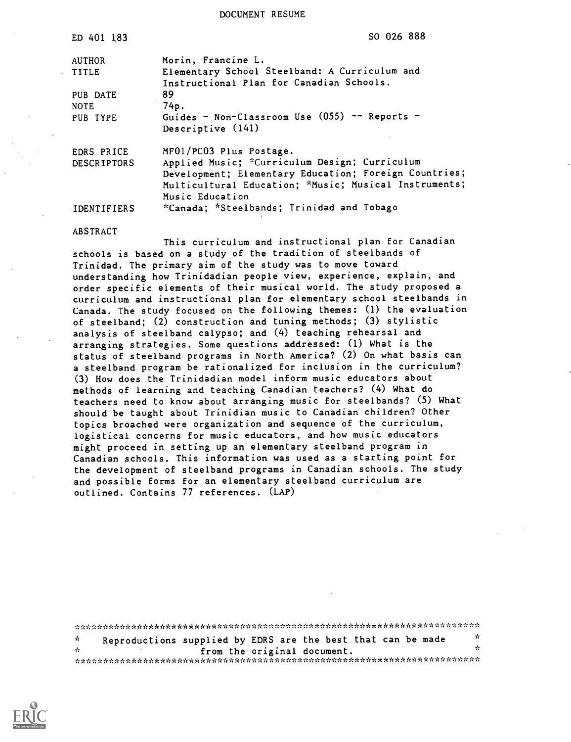DOCUMENT RESUME

ED 401 183 SO 026 888

| | |
|---|---|
| AUTHOR | Morin, Francine L. |
| TITLE | Elementary School Steelband: A Curriculum and Instructional Plan for Canadian Schools. |
| PUB DATE | 89 |
| NOTE | 74p. |
| PUB TYPE | Guides - Non-Classroom Use (055) -- Reports - Descriptive (141) |
| EDRS PRICE | MF01/PC03 Plus Postage. |
| DESCRIPTORS | Applied Music; *Curriculum Design; Curriculum Development; Elementary Education; Foreign Countries; Multicultural Education; *Music; Musical Instruments; Music Education |
| IDENTIFIERS | *Canada; *Steelbands; Trinidad and Tobago |

ABSTRACT

This curriculum and instructional plan for Canadian schools is based on a study of the tradition of steelbands of Trinidad. The primary aim of the study was to move toward understanding how Trinidadian people view, experience, explain, and order specific elements of their musical world. The study proposed a curriculum and instructional plan for elementary school steelbands in Canada. The study focused on the following themes: (1) the evaluation of steelband; (2) construction and tuning methods; (3) stylistic analysis of steelband calypso; and (4) teaching rehearsal and arranging strategies. Some questions addressed: (1) What is the status of steelband programs in North America? (2) On what basis can a steelband program be rationalized for inclusion in the curriculum? (3) How does the Trinidadian model inform music educators about methods of learning and teaching Canadian teachers? (4) What do teachers need to know about arranging music for steelbands? (5) What should be taught about Trinidian music to Canadian children? Other topics broached were organization and sequence of the curriculum, logistical concerns for music educators, and how music educators might proceed in setting up an elementary steelband program in Canadian schools. This information was used as a starting point for the development of steelband programs in Canadian schools. The study and possible forms for an elementary steelband curriculum are outlined. Contains 77 references. (LAP)

***********************************************************************
* Reproductions supplied by EDRS are the best that can be made *
* from the original document. *
***********************************************************************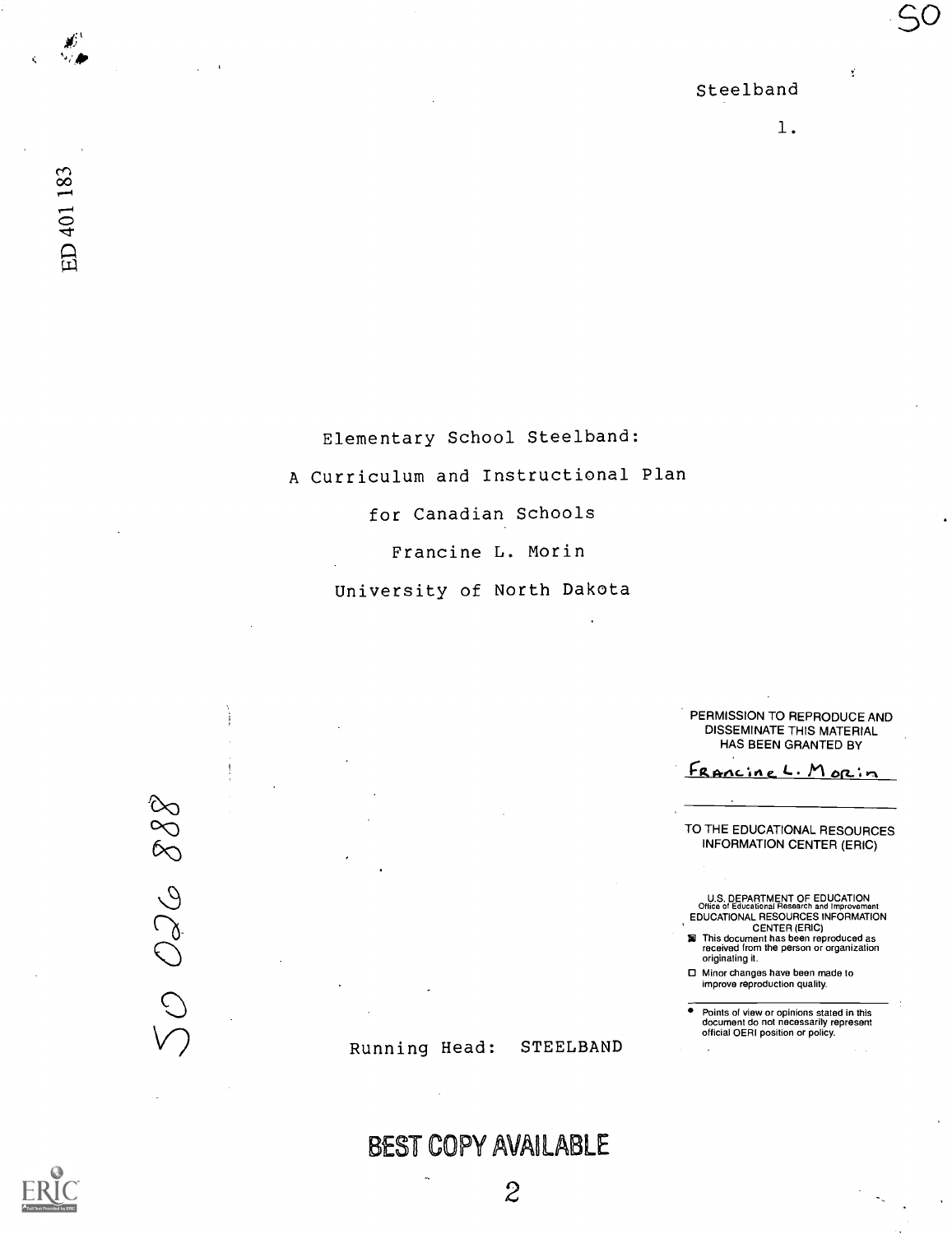# Elementary School Steelband: A Curriculum and Instructional Plan for Canadian Schools

Francine L. Morin

University of North Dakota

PERMISSION TO REPRODUCE AND DISSEMINATE THIS MATERIAL HAS BEEN GRANTED BY

Francine L. Morin

TO THE EDUCATIONAL RESOURCES INFORMATION CENTER (ERIC)

U.S. DEPARTMENT OF EDUCATION
Office of Educational Research and Improvement
EDUCATIONAL RESOURCES INFORMATION CENTER (ERIC)

- ☒ This document has been reproduced as received from the person or organization originating it.
- ☐ Minor changes have been made to improve reproduction quality.

- Points of view or opinions stated in this document do not necessarily represent official OERI position or policy.

Running Head: STEELBAND

BEST COPY AVAILABLE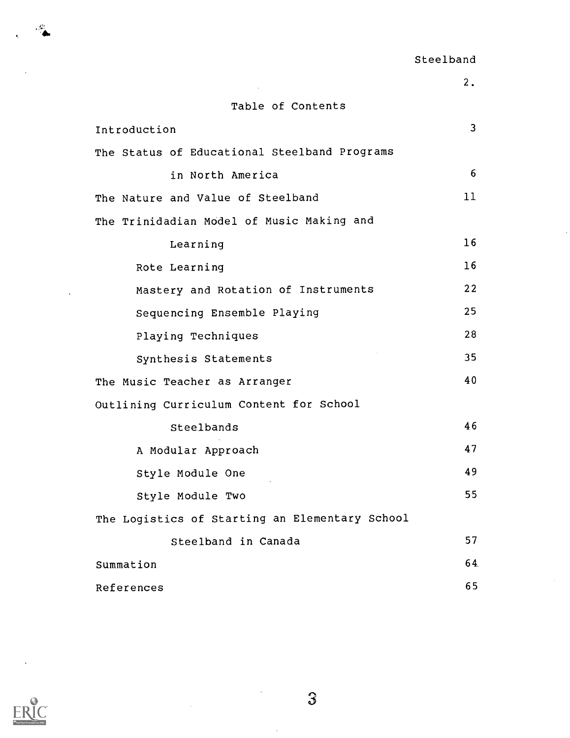# Table of Contents

| | |
|---|---|
| Introduction | 3 |
| The Status of Educational Steelband Programs in North America | 6 |
| The Nature and Value of Steelband | 11 |
| The Trinidadian Model of Music Making and Learning | 16 |
| Rote Learning | 16 |
| Mastery and Rotation of Instruments | 22 |
| Sequencing Ensemble Playing | 25 |
| Playing Techniques | 28 |
| Synthesis Statements | 35 |
| The Music Teacher as Arranger | 40 |
| Outlining Curriculum Content for School Steelbands | 46 |
| A Modular Approach | 47 |
| Style Module One | 49 |
| Style Module Two | 55 |
| The Logistics of Starting an Elementary School Steelband in Canada | 57 |
| Summation | 64 |
| References | 65 |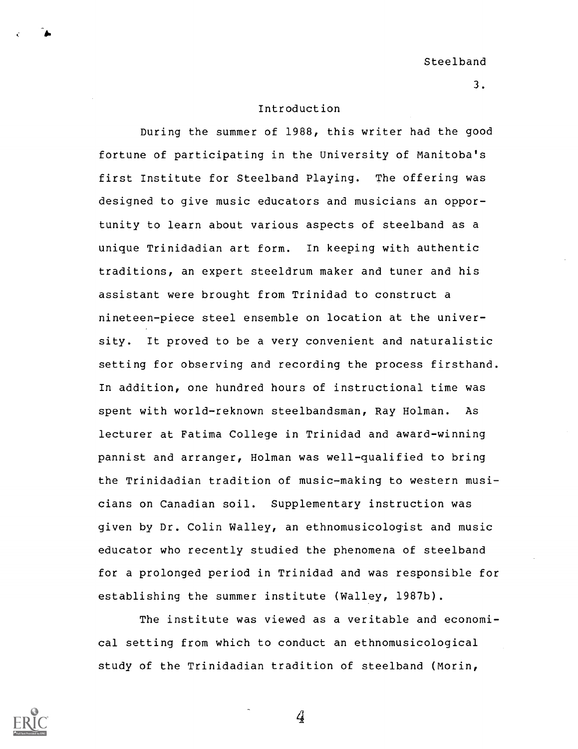## Introduction

During the summer of 1988, this writer had the good fortune of participating in the University of Manitoba's first Institute for Steelband Playing. The offering was designed to give music educators and musicians an opportunity to learn about various aspects of steelband as a unique Trinidadian art form. In keeping with authentic traditions, an expert steeldrum maker and tuner and his assistant were brought from Trinidad to construct a nineteen-piece steel ensemble on location at the university. It proved to be a very convenient and naturalistic setting for observing and recording the process firsthand. In addition, one hundred hours of instructional time was spent with world-reknown steelbandsman, Ray Holman. As lecturer at Fatima College in Trinidad and award-winning pannist and arranger, Holman was well-qualified to bring the Trinidadian tradition of music-making to western musicians on Canadian soil. Supplementary instruction was given by Dr. Colin Walley, an ethnomusicologist and music educator who recently studied the phenomena of steelband for a prolonged period in Trinidad and was responsible for establishing the summer institute (Walley, 1987b).

The institute was viewed as a veritable and economical setting from which to conduct an ethnomusicological study of the Trinidadian tradition of steelband (Morin,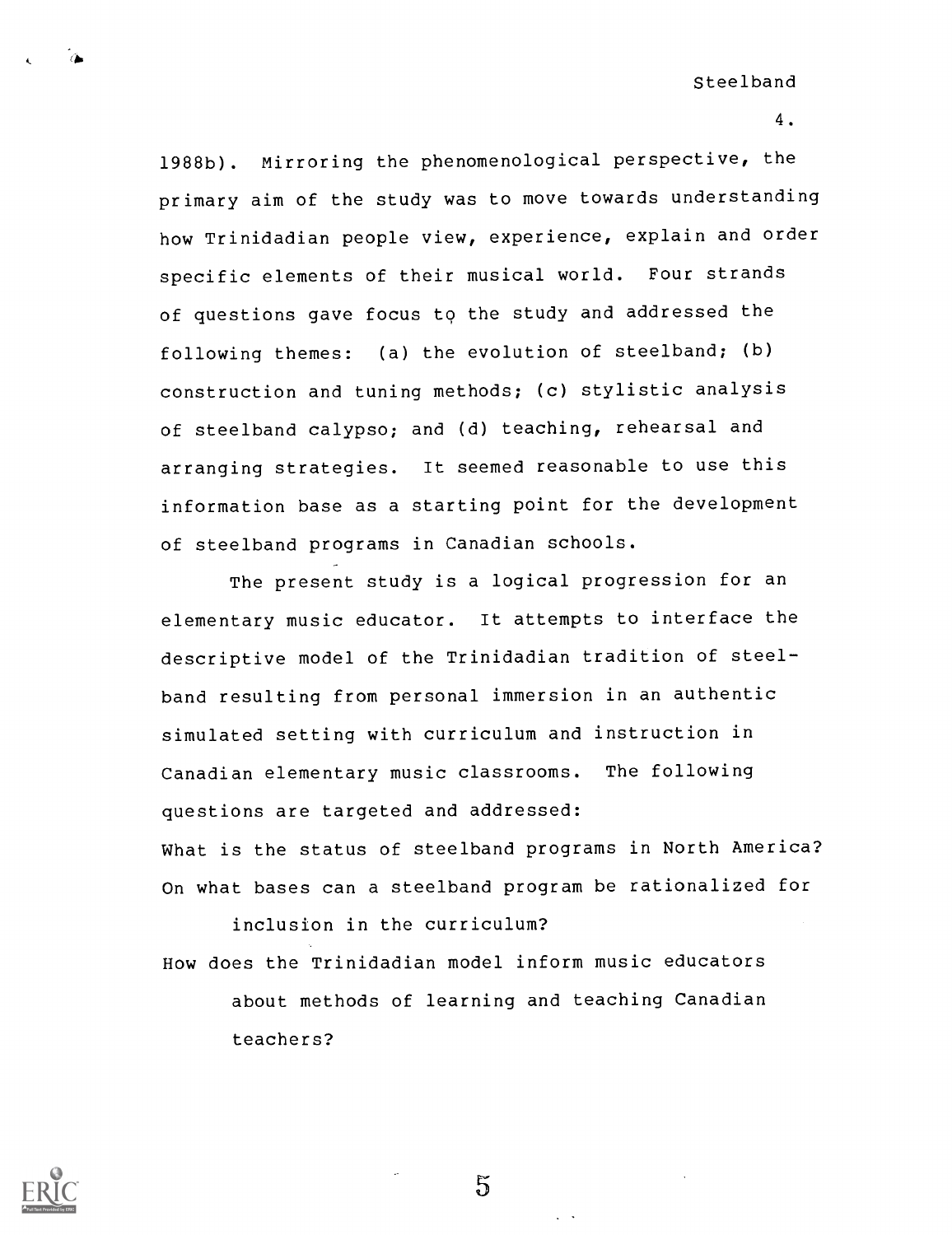1988b). Mirroring the phenomenological perspective, the primary aim of the study was to move towards understanding how Trinidadian people view, experience, explain and order specific elements of their musical world. Four strands of questions gave focus to the study and addressed the following themes: (a) the evolution of steelband; (b) construction and tuning methods; (c) stylistic analysis of steelband calypso; and (d) teaching, rehearsal and arranging strategies. It seemed reasonable to use this information base as a starting point for the development of steelband programs in Canadian schools.

The present study is a logical progression for an elementary music educator. It attempts to interface the descriptive model of the Trinidadian tradition of steelband resulting from personal immersion in an authentic simulated setting with curriculum and instruction in Canadian elementary music classrooms. The following questions are targeted and addressed:

What is the status of steelband programs in North America?

On what bases can a steelband program be rationalized for inclusion in the curriculum?

How does the Trinidadian model inform music educators about methods of learning and teaching Canadian teachers?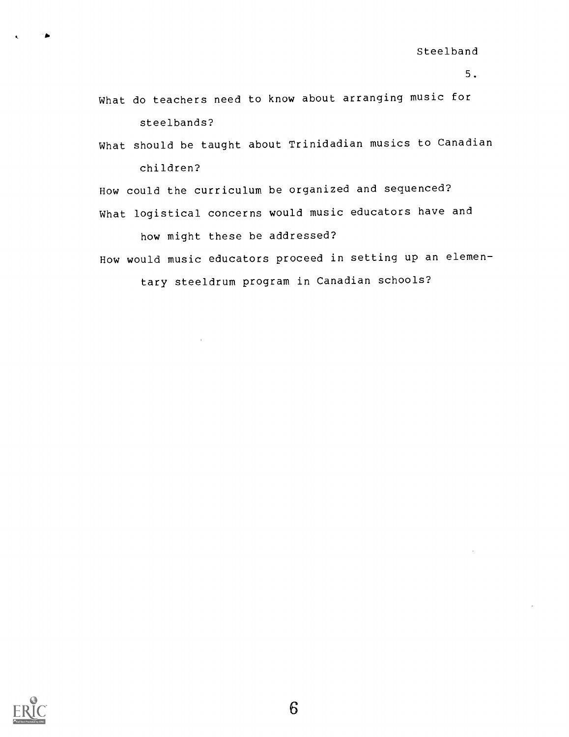What do teachers need to know about arranging music for steelbands?

What should be taught about Trinidadian musics to Canadian children?

How could the curriculum be organized and sequenced?

What logistical concerns would music educators have and how might these be addressed?

How would music educators proceed in setting up an elementary steeldrum program in Canadian schools?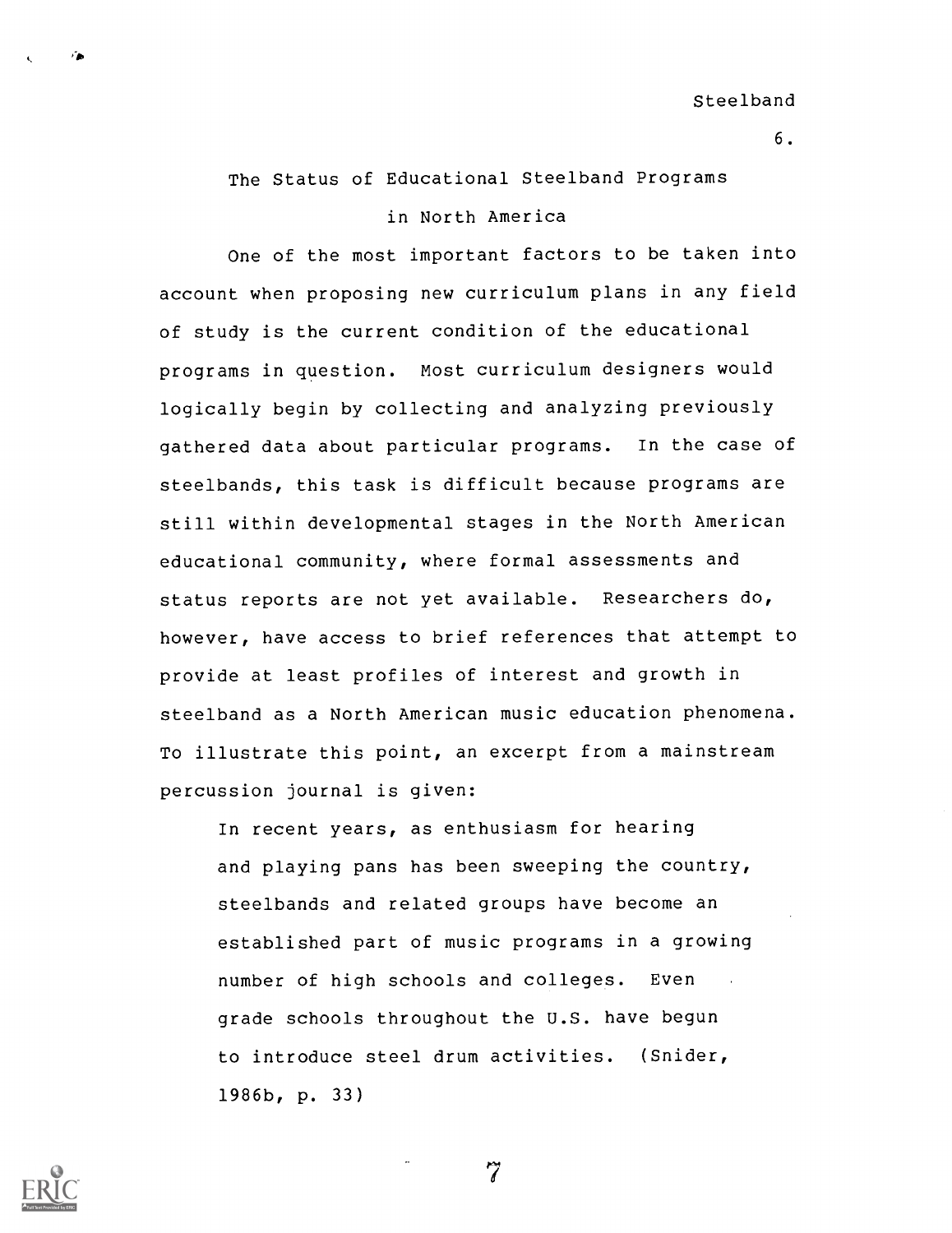## The Status of Educational Steelband Programs in North America

One of the most important factors to be taken into account when proposing new curriculum plans in any field of study is the current condition of the educational programs in question. Most curriculum designers would logically begin by collecting and analyzing previously gathered data about particular programs. In the case of steelbands, this task is difficult because programs are still within developmental stages in the North American educational community, where formal assessments and status reports are not yet available. Researchers do, however, have access to brief references that attempt to provide at least profiles of interest and growth in steelband as a North American music education phenomena. To illustrate this point, an excerpt from a mainstream percussion journal is given:

> In recent years, as enthusiasm for hearing and playing pans has been sweeping the country, steelbands and related groups have become an established part of music programs in a growing number of high schools and colleges. Even grade schools throughout the U.S. have begun to introduce steel drum activities. (Snider, 1986b, p. 33)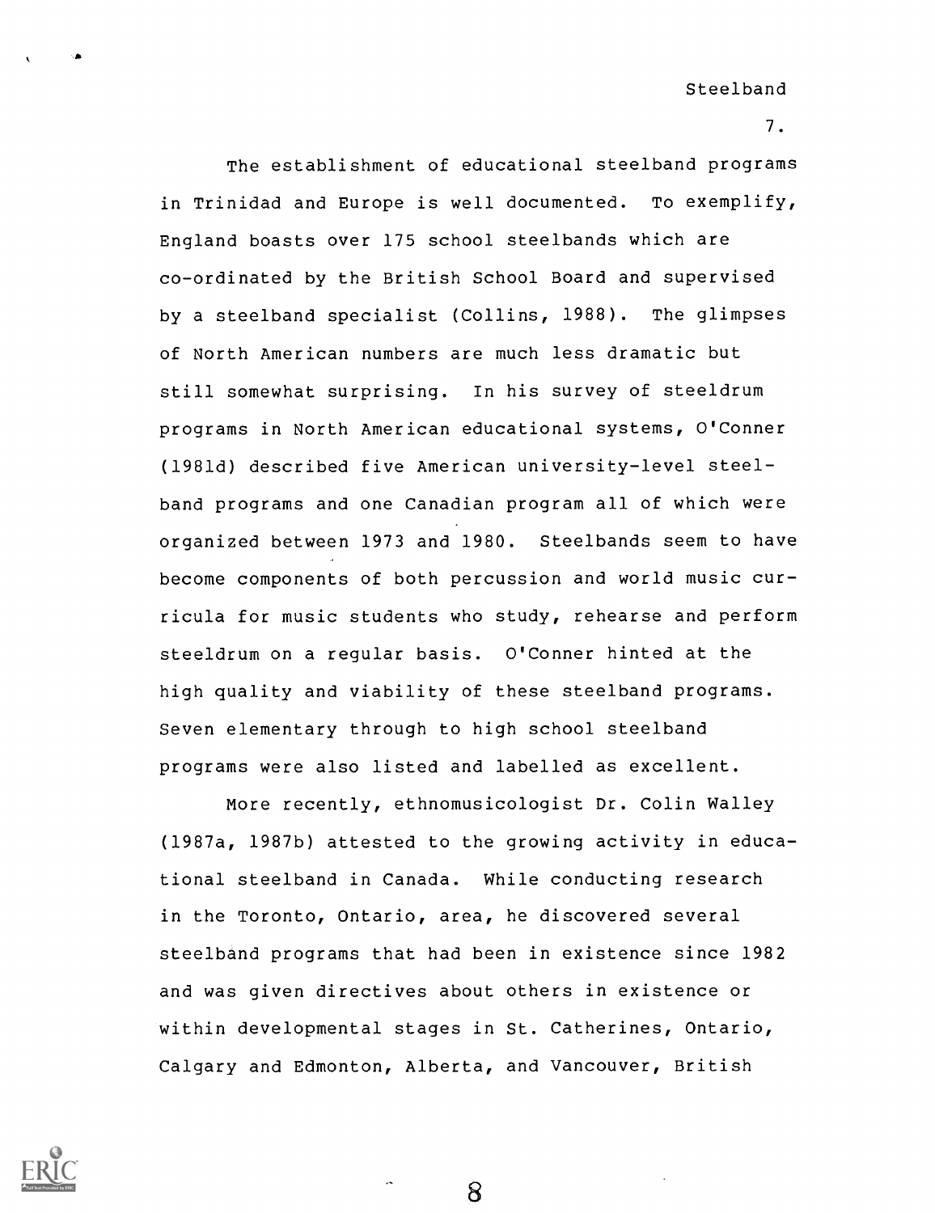The establishment of educational steelband programs in Trinidad and Europe is well documented. To exemplify, England boasts over 175 school steelbands which are co-ordinated by the British School Board and supervised by a steelband specialist (Collins, 1988). The glimpses of North American numbers are much less dramatic but still somewhat surprising. In his survey of steeldrum programs in North American educational systems, O'Conner (1981d) described five American university-level steelband programs and one Canadian program all of which were organized between 1973 and 1980. Steelbands seem to have become components of both percussion and world music curricula for music students who study, rehearse and perform steeldrum on a regular basis. O'Conner hinted at the high quality and viability of these steelband programs. Seven elementary through to high school steelband programs were also listed and labelled as excellent.

More recently, ethnomusicologist Dr. Colin Walley (1987a, 1987b) attested to the growing activity in educational steelband in Canada. While conducting research in the Toronto, Ontario, area, he discovered several steelband programs that had been in existence since 1982 and was given directives about others in existence or within developmental stages in St. Catherines, Ontario, Calgary and Edmonton, Alberta, and Vancouver, British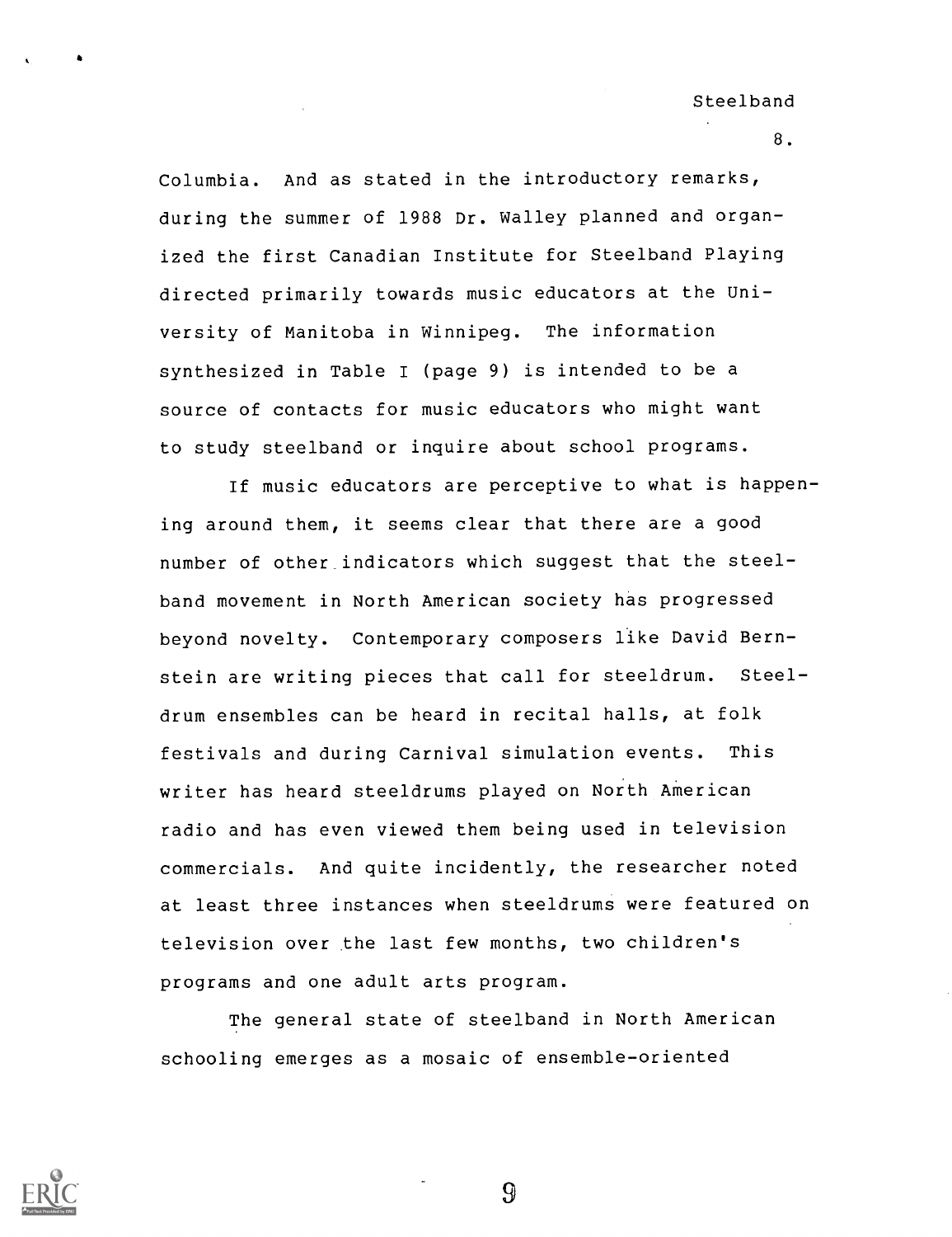Columbia. And as stated in the introductory remarks, during the summer of 1988 Dr. Walley planned and organized the first Canadian Institute for Steelband Playing directed primarily towards music educators at the University of Manitoba in Winnipeg. The information synthesized in Table I (page 9) is intended to be a source of contacts for music educators who might want to study steelband or inquire about school programs.

If music educators are perceptive to what is happening around them, it seems clear that there are a good number of other indicators which suggest that the steelband movement in North American society has progressed beyond novelty. Contemporary composers like David Bernstein are writing pieces that call for steeldrum. Steeldrum ensembles can be heard in recital halls, at folk festivals and during Carnival simulation events. This writer has heard steeldrums played on North American radio and has even viewed them being used in television commercials. And quite incidently, the researcher noted at least three instances when steeldrums were featured on television over the last few months, two children's programs and one adult arts program.

The general state of steelband in North American schooling emerges as a mosaic of ensemble-oriented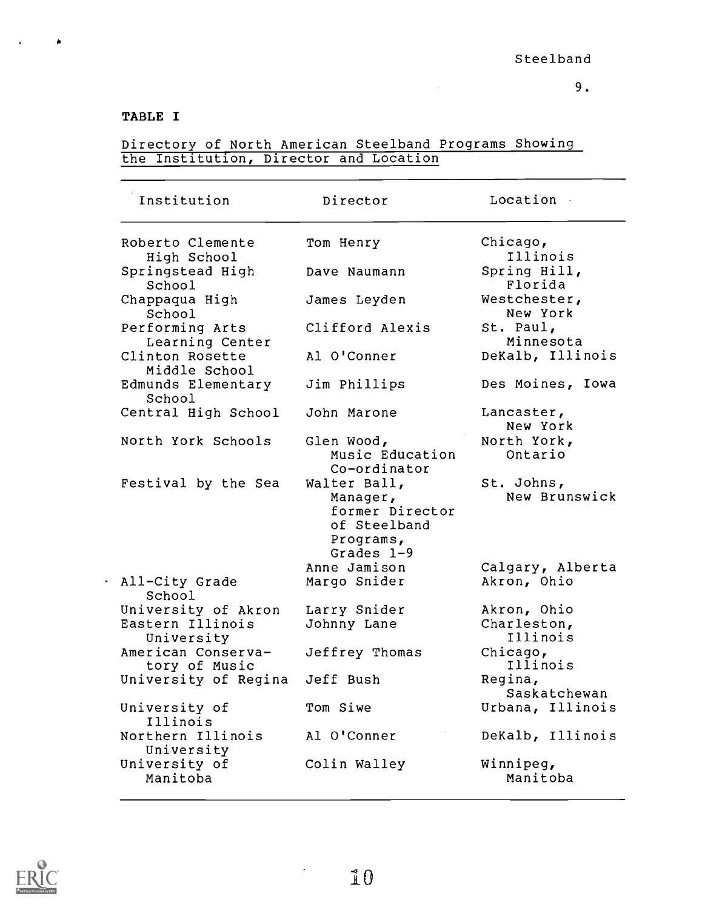TABLE I

Directory of North American Steelband Programs Showing the Institution, Director and Location

| Institution | Director | Location |
| --- | --- | --- |
| Roberto Clemente High School | Tom Henry | Chicago, Illinois |
| Springstead High School | Dave Naumann | Spring Hill, Florida |
| Chappaqua High School | James Leyden | Westchester, New York |
| Performing Arts Learning Center | Clifford Alexis | St. Paul, Minnesota |
| Clinton Rosette Middle School | Al O'Conner | DeKalb, Illinois |
| Edmunds Elementary School | Jim Phillips | Des Moines, Iowa |
| Central High School | John Marone | Lancaster, New York |
| North York Schools | Glen Wood, Music Education Co-ordinator | North York, Ontario |
| Festival by the Sea | Walter Ball, Manager, former Director of Steelband Programs, Grades 1-9 | St. Johns, New Brunswick |
| | Anne Jamison | Calgary, Alberta |
| All-City Grade School | Margo Snider | Akron, Ohio |
| University of Akron | Larry Snider | Akron, Ohio |
| Eastern Illinois University | Johnny Lane | Charleston, Illinois |
| American Conservatory of Music | Jeffrey Thomas | Chicago, Illinois |
| University of Regina | Jeff Bush | Regina, Saskatchewan |
| University of Illinois | Tom Siwe | Urbana, Illinois |
| Northern Illinois University | Al O'Conner | DeKalb, Illinois |
| University of Manitoba | Colin Walley | Winnipeg, Manitoba |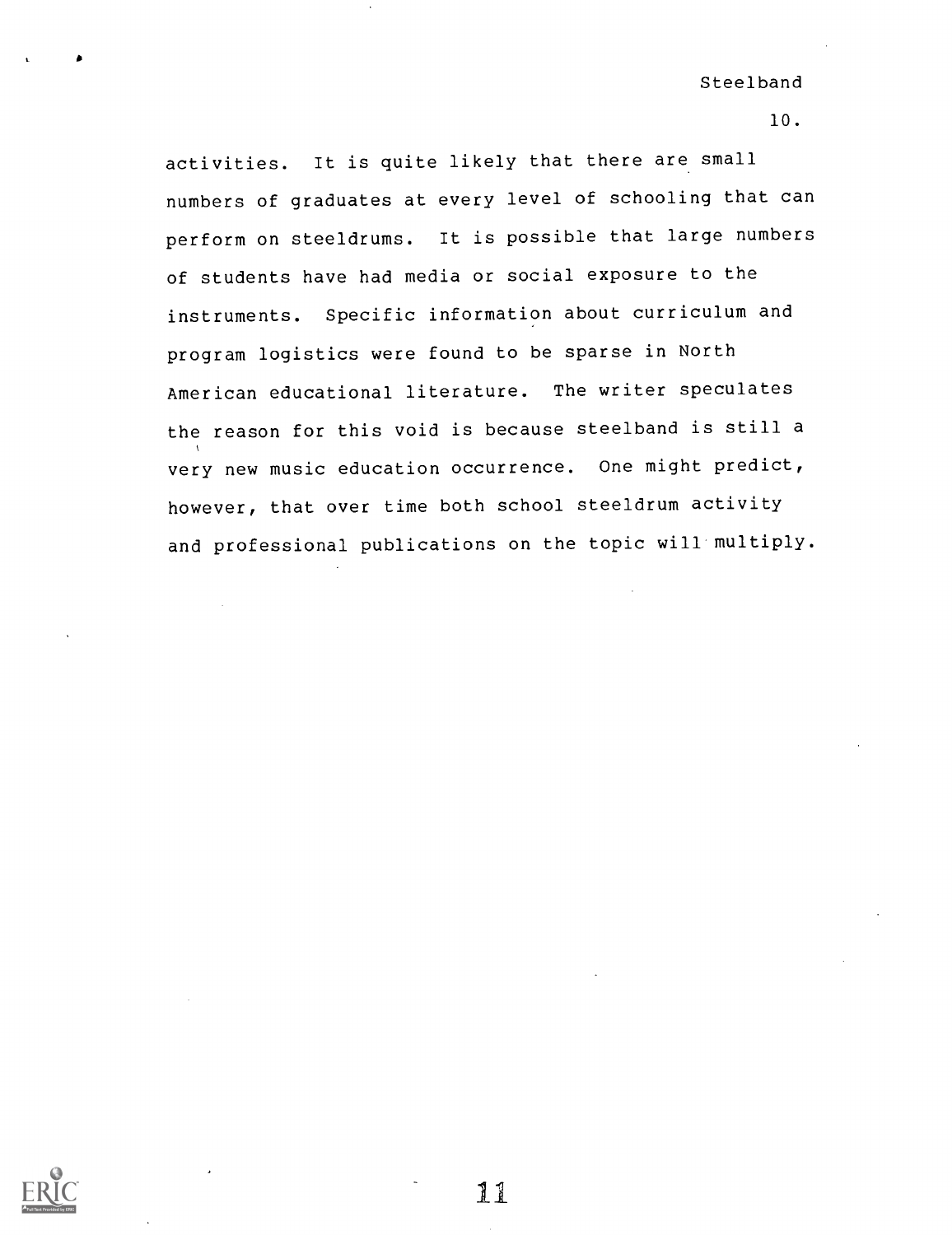activities. It is quite likely that there are small numbers of graduates at every level of schooling that can perform on steeldrums. It is possible that large numbers of students have had media or social exposure to the instruments. Specific information about curriculum and program logistics were found to be sparse in North American educational literature. The writer speculates the reason for this void is because steelband is still a very new music education occurrence. One might predict, however, that over time both school steeldrum activity and professional publications on the topic will multiply.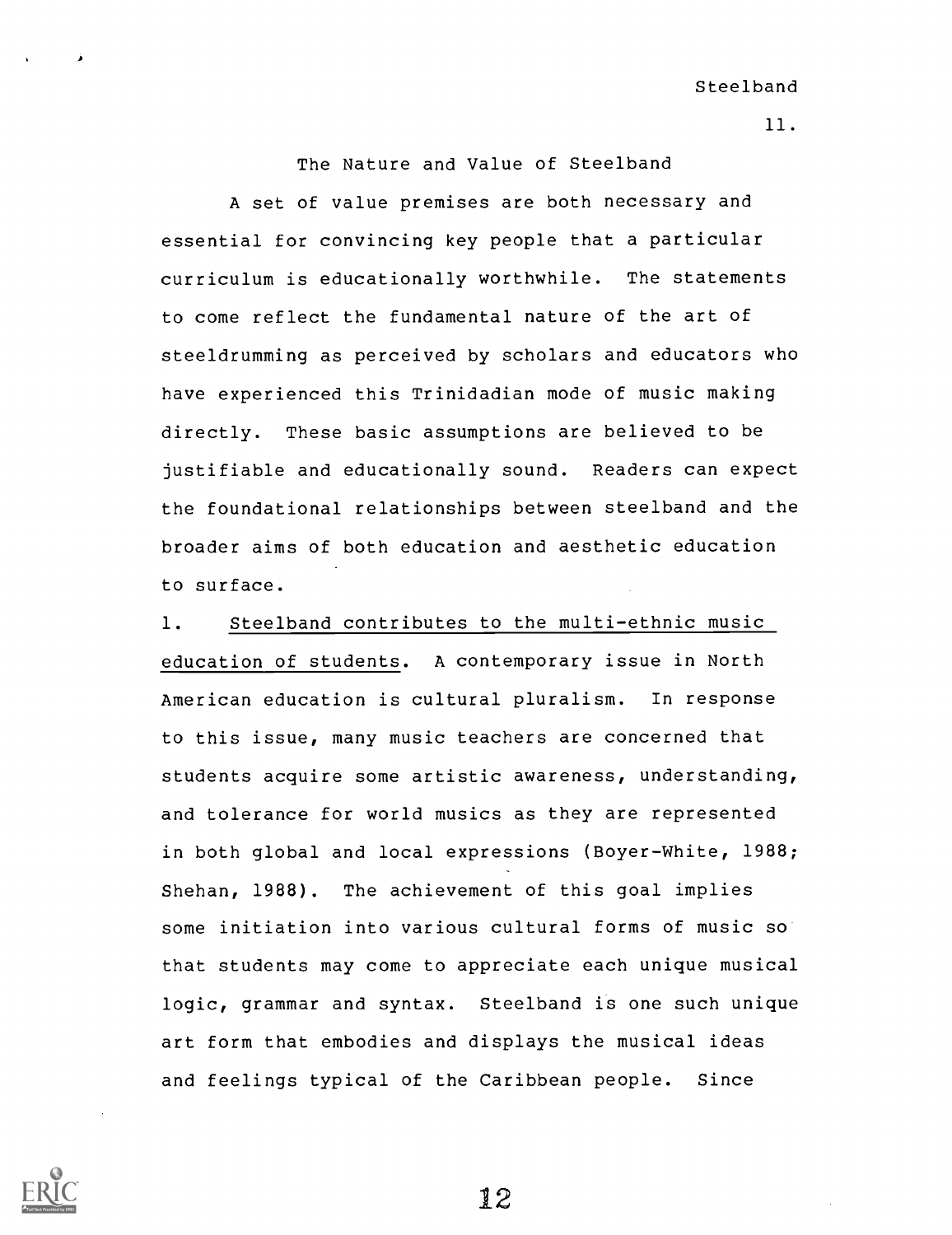## The Nature and Value of Steelband

A set of value premises are both necessary and essential for convincing key people that a particular curriculum is educationally worthwhile. The statements to come reflect the fundamental nature of the art of steeldrumming as perceived by scholars and educators who have experienced this Trinidadian mode of music making directly. These basic assumptions are believed to be justifiable and educationally sound. Readers can expect the foundational relationships between steelband and the broader aims of both education and aesthetic education to surface.

1. Steelband contributes to the multi-ethnic music education of students. A contemporary issue in North American education is cultural pluralism. In response to this issue, many music teachers are concerned that students acquire some artistic awareness, understanding, and tolerance for world musics as they are represented in both global and local expressions (Boyer-White, 1988; Shehan, 1988). The achievement of this goal implies some initiation into various cultural forms of music so that students may come to appreciate each unique musical logic, grammar and syntax. Steelband is one such unique art form that embodies and displays the musical ideas and feelings typical of the Caribbean people. Since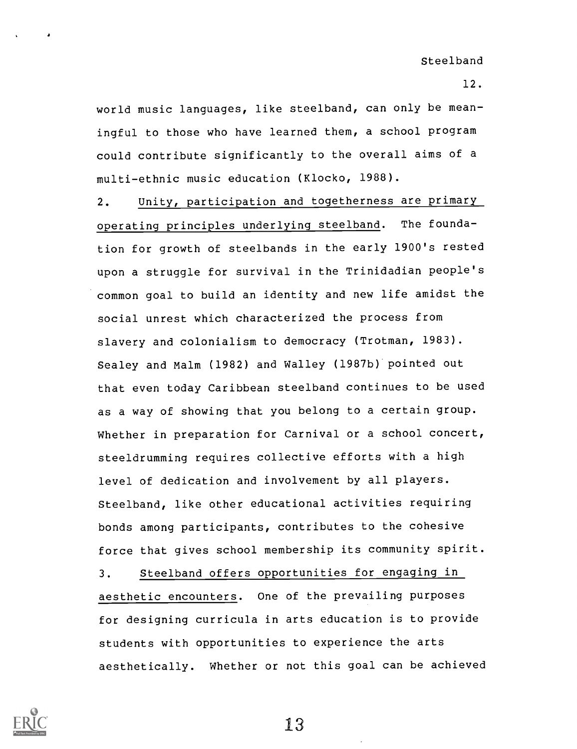world music languages, like steelband, can only be meaningful to those who have learned them, a school program could contribute significantly to the overall aims of a multi-ethnic music education (Klocko, 1988).

2. <u>Unity, participation and togetherness are primary operating principles underlying steelband</u>. The foundation for growth of steelbands in the early 1900's rested upon a struggle for survival in the Trinidadian people's common goal to build an identity and new life amidst the social unrest which characterized the process from slavery and colonialism to democracy (Trotman, 1983). Sealey and Malm (1982) and Walley (1987b) pointed out that even today Caribbean steelband continues to be used as a way of showing that you belong to a certain group. Whether in preparation for Carnival or a school concert, steeldrumming requires collective efforts with a high level of dedication and involvement by all players. Steelband, like other educational activities requiring bonds among participants, contributes to the cohesive force that gives school membership its community spirit.

3. <u>Steelband offers opportunities for engaging in aesthetic encounters</u>. One of the prevailing purposes for designing curricula in arts education is to provide students with opportunities to experience the arts aesthetically. Whether or not this goal can be achieved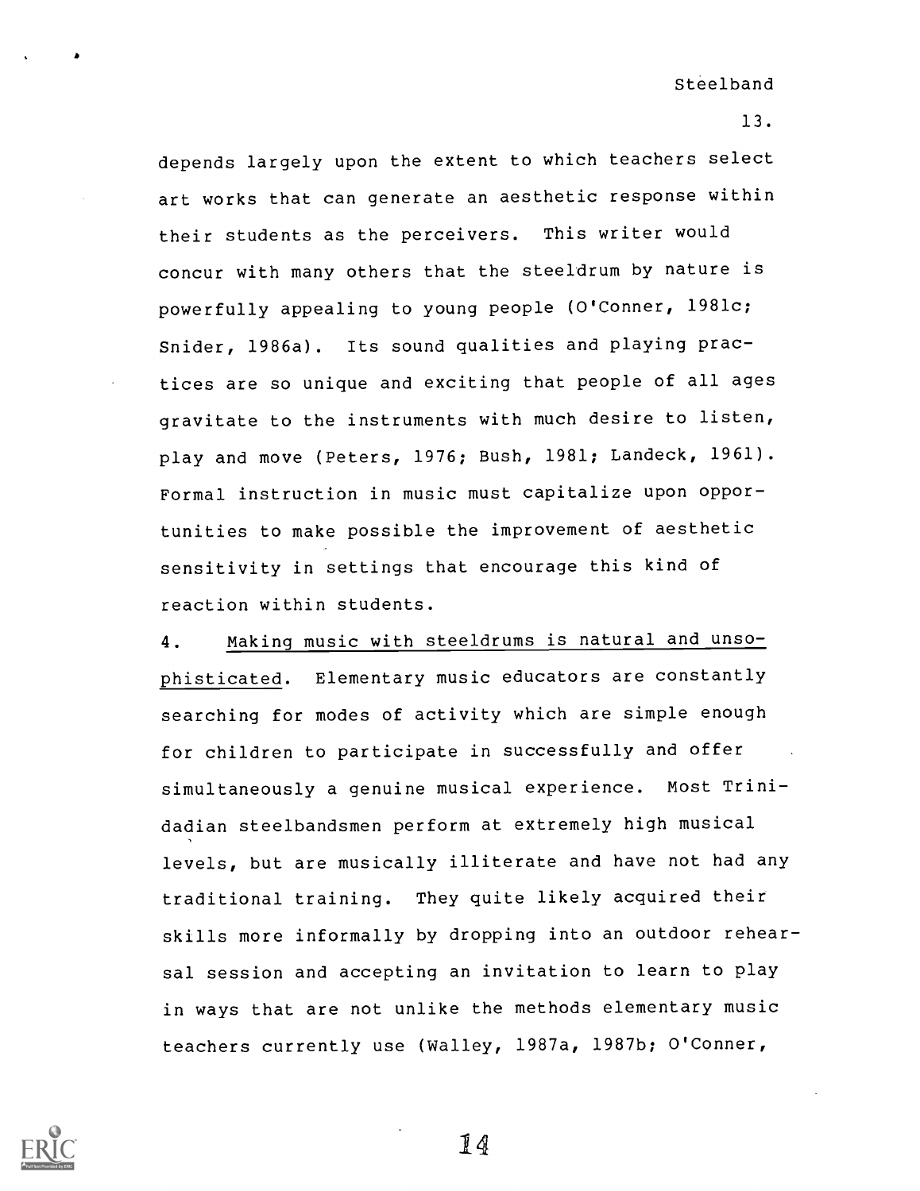depends largely upon the extent to which teachers select art works that can generate an aesthetic response within their students as the perceivers. This writer would concur with many others that the steeldrum by nature is powerfully appealing to young people (O'Conner, 1981c; Snider, 1986a). Its sound qualities and playing practices are so unique and exciting that people of all ages gravitate to the instruments with much desire to listen, play and move (Peters, 1976; Bush, 1981; Landeck, 1961). Formal instruction in music must capitalize upon opportunities to make possible the improvement of aesthetic sensitivity in settings that encourage this kind of reaction within students.

4. Making music with steeldrums is natural and unsophisticated. Elementary music educators are constantly searching for modes of activity which are simple enough for children to participate in successfully and offer simultaneously a genuine musical experience. Most Trinidadian steelbandsmen perform at extremely high musical levels, but are musically illiterate and have not had any traditional training. They quite likely acquired their skills more informally by dropping into an outdoor rehearsal session and accepting an invitation to learn to play in ways that are not unlike the methods elementary music teachers currently use (Walley, 1987a, 1987b; O'Conner,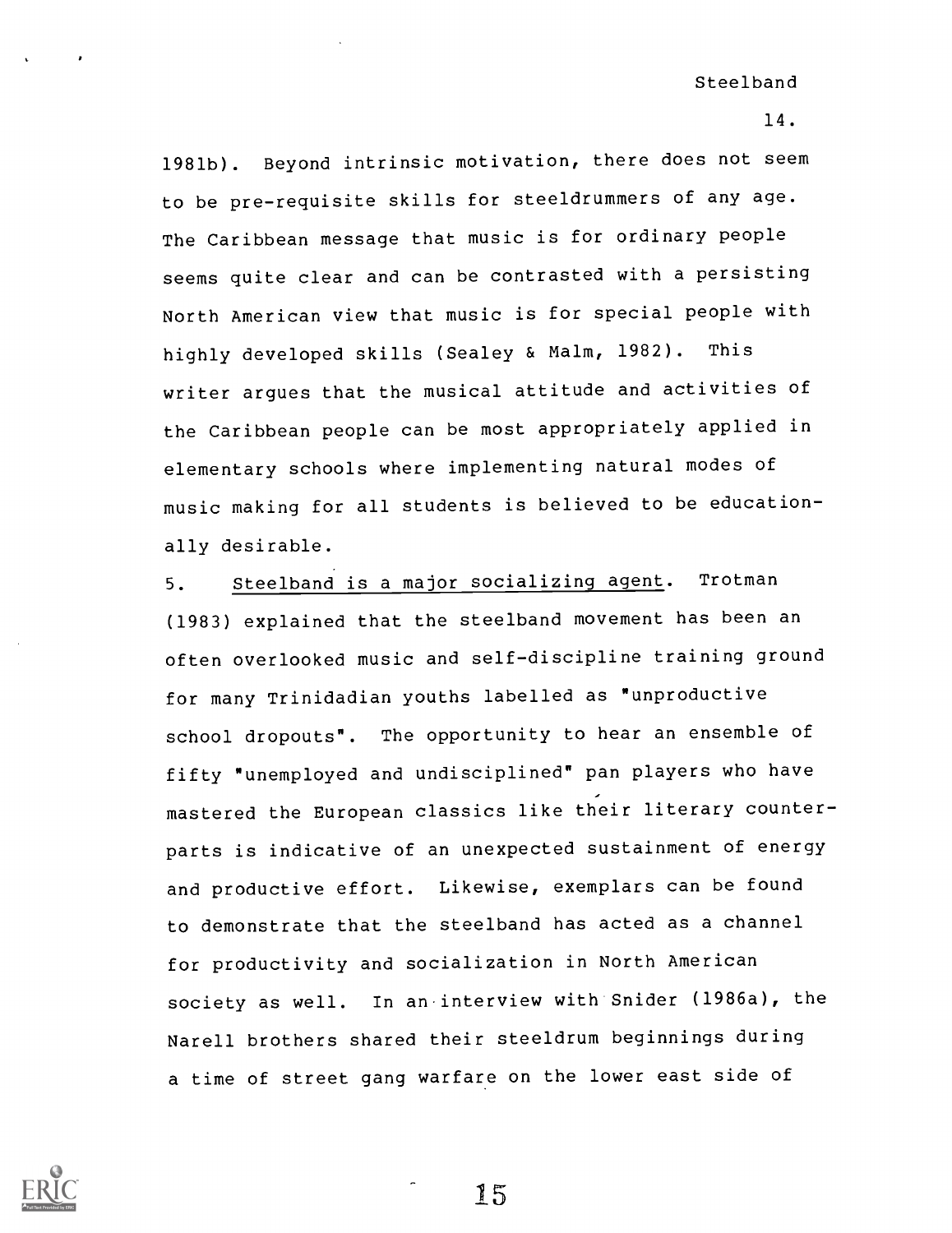1981b). Beyond intrinsic motivation, there does not seem to be pre-requisite skills for steeldrummers of any age. The Caribbean message that music is for ordinary people seems quite clear and can be contrasted with a persisting North American view that music is for special people with highly developed skills (Sealey & Malm, 1982). This writer argues that the musical attitude and activities of the Caribbean people can be most appropriately applied in elementary schools where implementing natural modes of music making for all students is believed to be educationally desirable.

5. <u>Steelband is a major socializing agent</u>. Trotman (1983) explained that the steelband movement has been an often overlooked music and self-discipline training ground for many Trinidadian youths labelled as "unproductive school dropouts". The opportunity to hear an ensemble of fifty "unemployed and undisciplined" pan players who have mastered the European classics like their literary counterparts is indicative of an unexpected sustainment of energy and productive effort. Likewise, exemplars can be found to demonstrate that the steelband has acted as a channel for productivity and socialization in North American society as well. In an interview with Snider (1986a), the Narell brothers shared their steeldrum beginnings during a time of street gang warfare on the lower east side of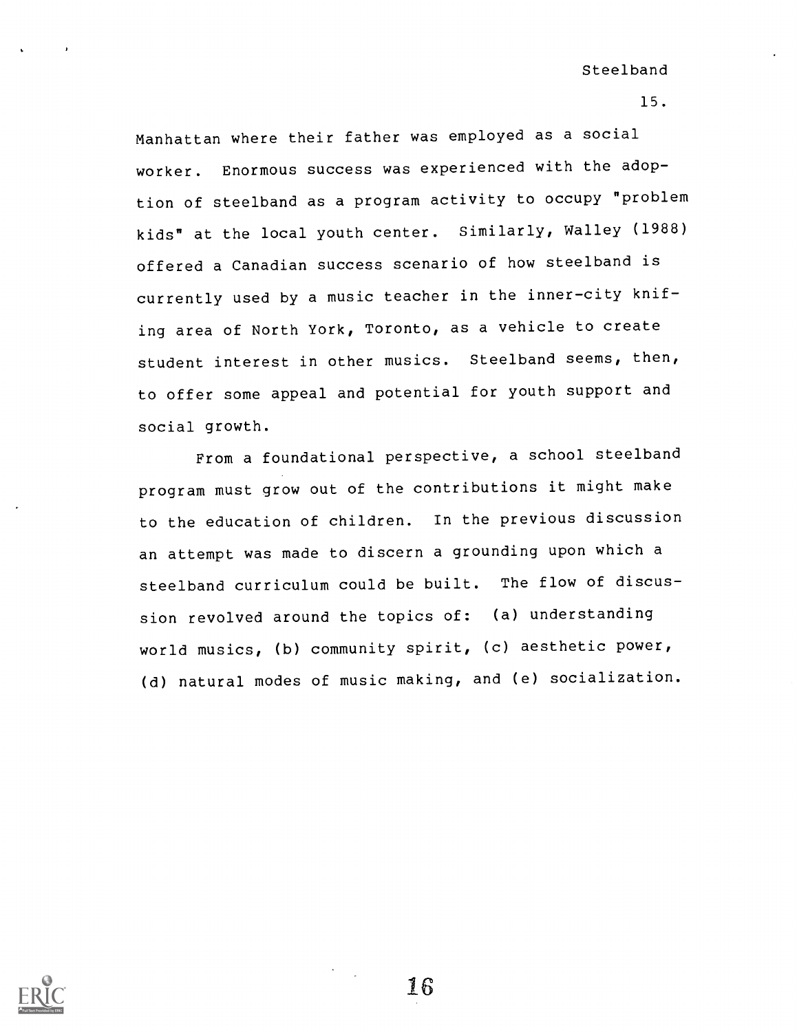Manhattan where their father was employed as a social worker. Enormous success was experienced with the adoption of steelband as a program activity to occupy "problem kids" at the local youth center. Similarly, Walley (1988) offered a Canadian success scenario of how steelband is currently used by a music teacher in the inner-city knifing area of North York, Toronto, as a vehicle to create student interest in other musics. Steelband seems, then, to offer some appeal and potential for youth support and social growth.

From a foundational perspective, a school steelband program must grow out of the contributions it might make to the education of children. In the previous discussion an attempt was made to discern a grounding upon which a steelband curriculum could be built. The flow of discussion revolved around the topics of: (a) understanding world musics, (b) community spirit, (c) aesthetic power, (d) natural modes of music making, and (e) socialization.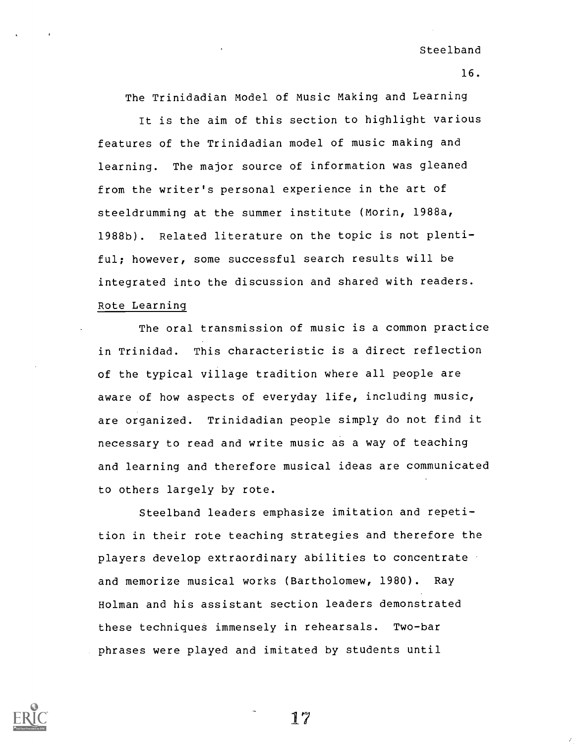## The Trinidadian Model of Music Making and Learning

It is the aim of this section to highlight various features of the Trinidadian model of music making and learning. The major source of information was gleaned from the writer's personal experience in the art of steeldrumming at the summer institute (Morin, 1988a, 1988b). Related literature on the topic is not plentiful; however, some successful search results will be integrated into the discussion and shared with readers.

### Rote Learning

The oral transmission of music is a common practice in Trinidad. This characteristic is a direct reflection of the typical village tradition where all people are aware of how aspects of everyday life, including music, are organized. Trinidadian people simply do not find it necessary to read and write music as a way of teaching and learning and therefore musical ideas are communicated to others largely by rote.

Steelband leaders emphasize imitation and repetition in their rote teaching strategies and therefore the players develop extraordinary abilities to concentrate and memorize musical works (Bartholomew, 1980). Ray Holman and his assistant section leaders demonstrated these techniques immensely in rehearsals. Two-bar phrases were played and imitated by students until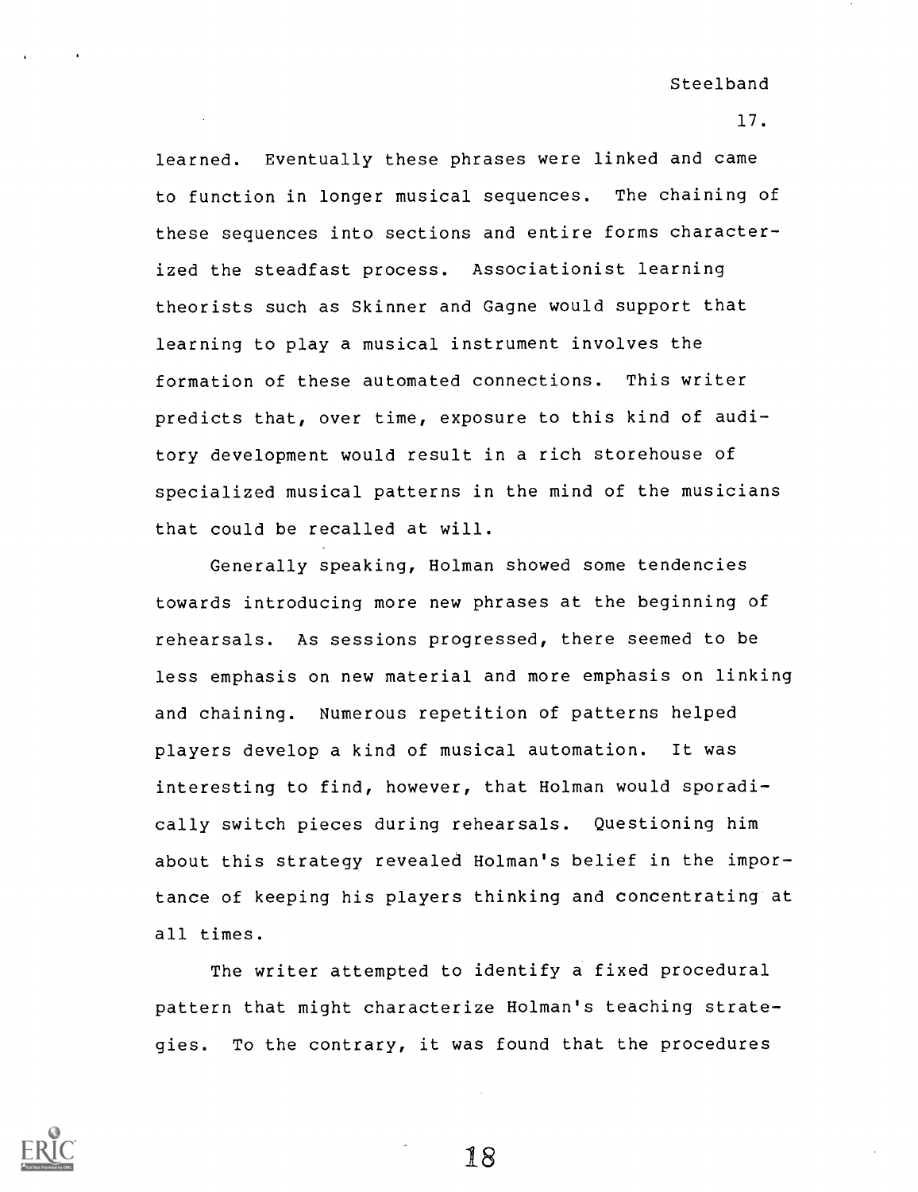learned. Eventually these phrases were linked and came to function in longer musical sequences. The chaining of these sequences into sections and entire forms characterized the steadfast process. Associationist learning theorists such as Skinner and Gagne would support that learning to play a musical instrument involves the formation of these automated connections. This writer predicts that, over time, exposure to this kind of auditory development would result in a rich storehouse of specialized musical patterns in the mind of the musicians that could be recalled at will.

Generally speaking, Holman showed some tendencies towards introducing more new phrases at the beginning of rehearsals. As sessions progressed, there seemed to be less emphasis on new material and more emphasis on linking and chaining. Numerous repetition of patterns helped players develop a kind of musical automation. It was interesting to find, however, that Holman would sporadically switch pieces during rehearsals. Questioning him about this strategy revealed Holman's belief in the importance of keeping his players thinking and concentrating at all times.

The writer attempted to identify a fixed procedural pattern that might characterize Holman's teaching strategies. To the contrary, it was found that the procedures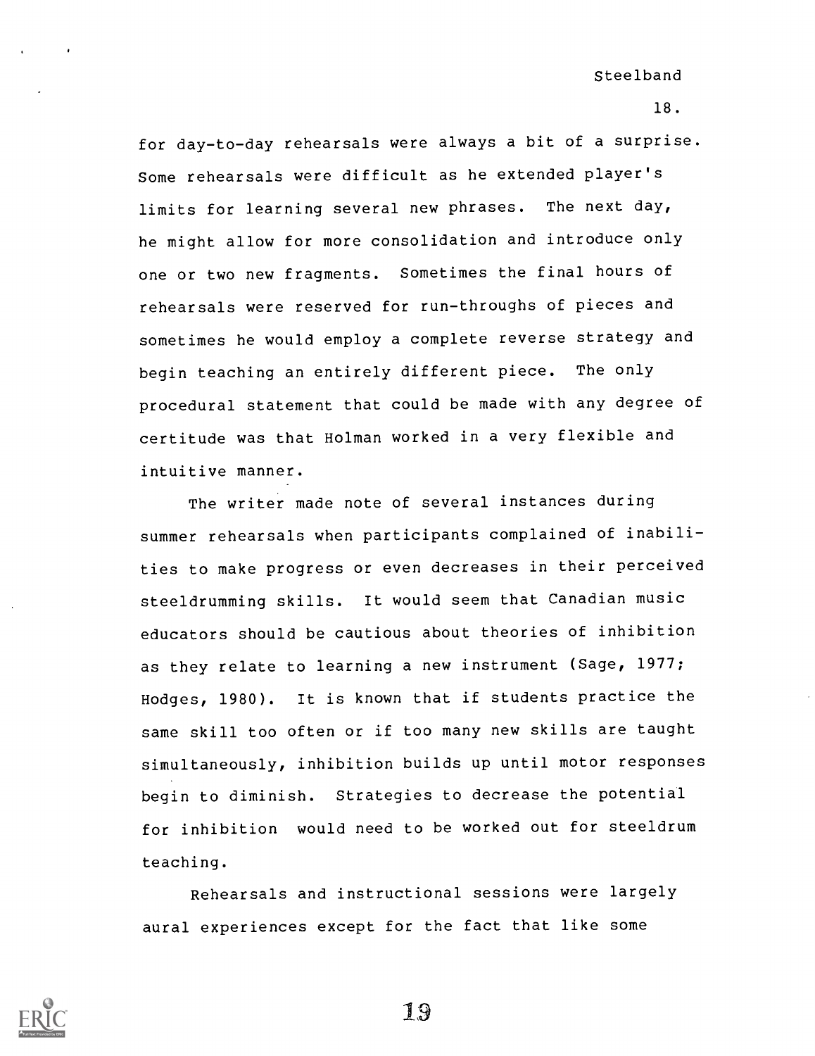for day-to-day rehearsals were always a bit of a surprise. Some rehearsals were difficult as he extended player's limits for learning several new phrases. The next day, he might allow for more consolidation and introduce only one or two new fragments. Sometimes the final hours of rehearsals were reserved for run-throughs of pieces and sometimes he would employ a complete reverse strategy and begin teaching an entirely different piece. The only procedural statement that could be made with any degree of certitude was that Holman worked in a very flexible and intuitive manner.

The writer made note of several instances during summer rehearsals when participants complained of inabilities to make progress or even decreases in their perceived steeldrumming skills. It would seem that Canadian music educators should be cautious about theories of inhibition as they relate to learning a new instrument (Sage, 1977; Hodges, 1980). It is known that if students practice the same skill too often or if too many new skills are taught simultaneously, inhibition builds up until motor responses begin to diminish. Strategies to decrease the potential for inhibition would need to be worked out for steeldrum teaching.

Rehearsals and instructional sessions were largely aural experiences except for the fact that like some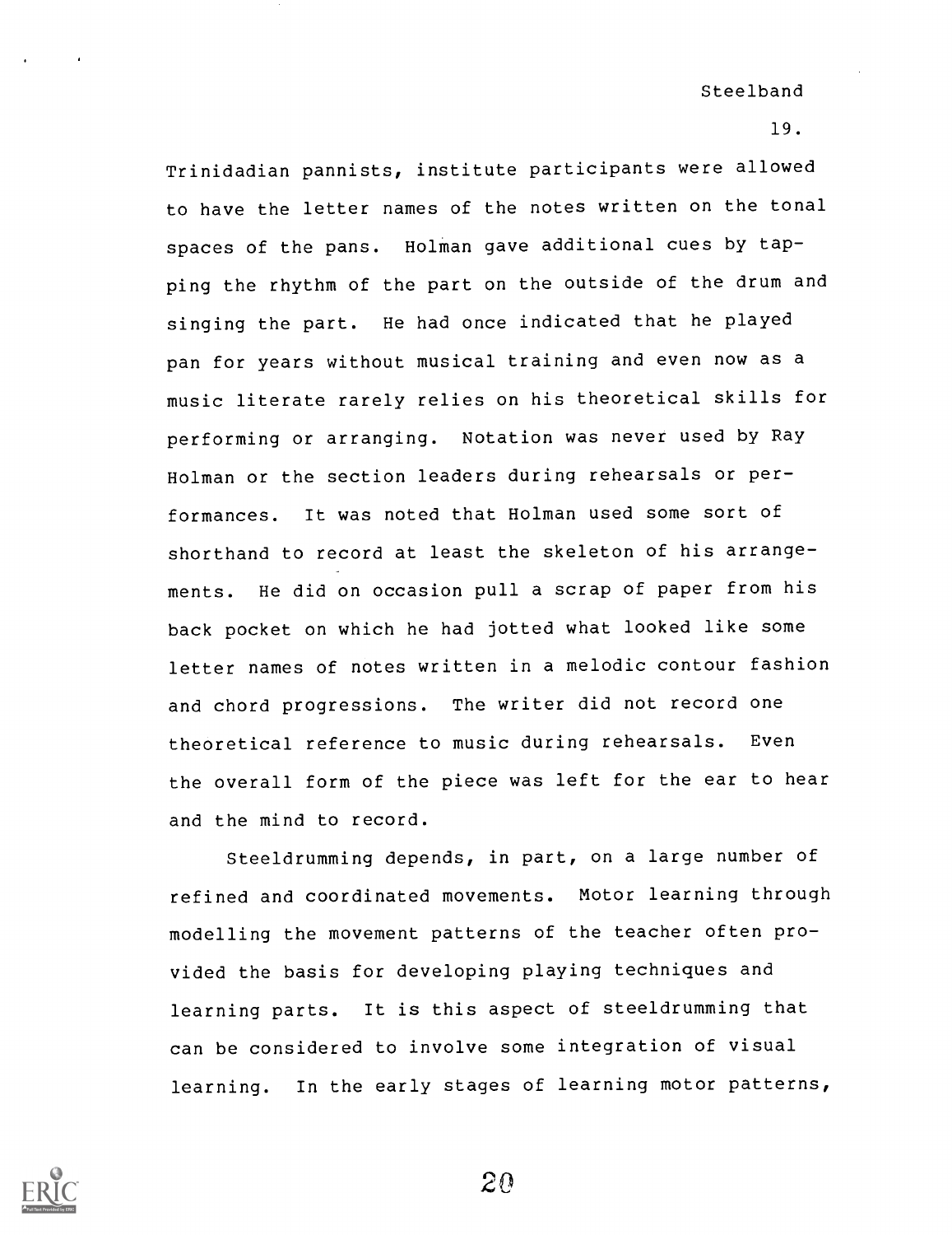Trinidadian pannists, institute participants were allowed to have the letter names of the notes written on the tonal spaces of the pans. Holman gave additional cues by tapping the rhythm of the part on the outside of the drum and singing the part. He had once indicated that he played pan for years without musical training and even now as a music literate rarely relies on his theoretical skills for performing or arranging. Notation was never used by Ray Holman or the section leaders during rehearsals or performances. It was noted that Holman used some sort of shorthand to record at least the skeleton of his arrangements. He did on occasion pull a scrap of paper from his back pocket on which he had jotted what looked like some letter names of notes written in a melodic contour fashion and chord progressions. The writer did not record one theoretical reference to music during rehearsals. Even the overall form of the piece was left for the ear to hear and the mind to record.

Steeldrumming depends, in part, on a large number of refined and coordinated movements. Motor learning through modelling the movement patterns of the teacher often provided the basis for developing playing techniques and learning parts. It is this aspect of steeldrumming that can be considered to involve some integration of visual learning. In the early stages of learning motor patterns,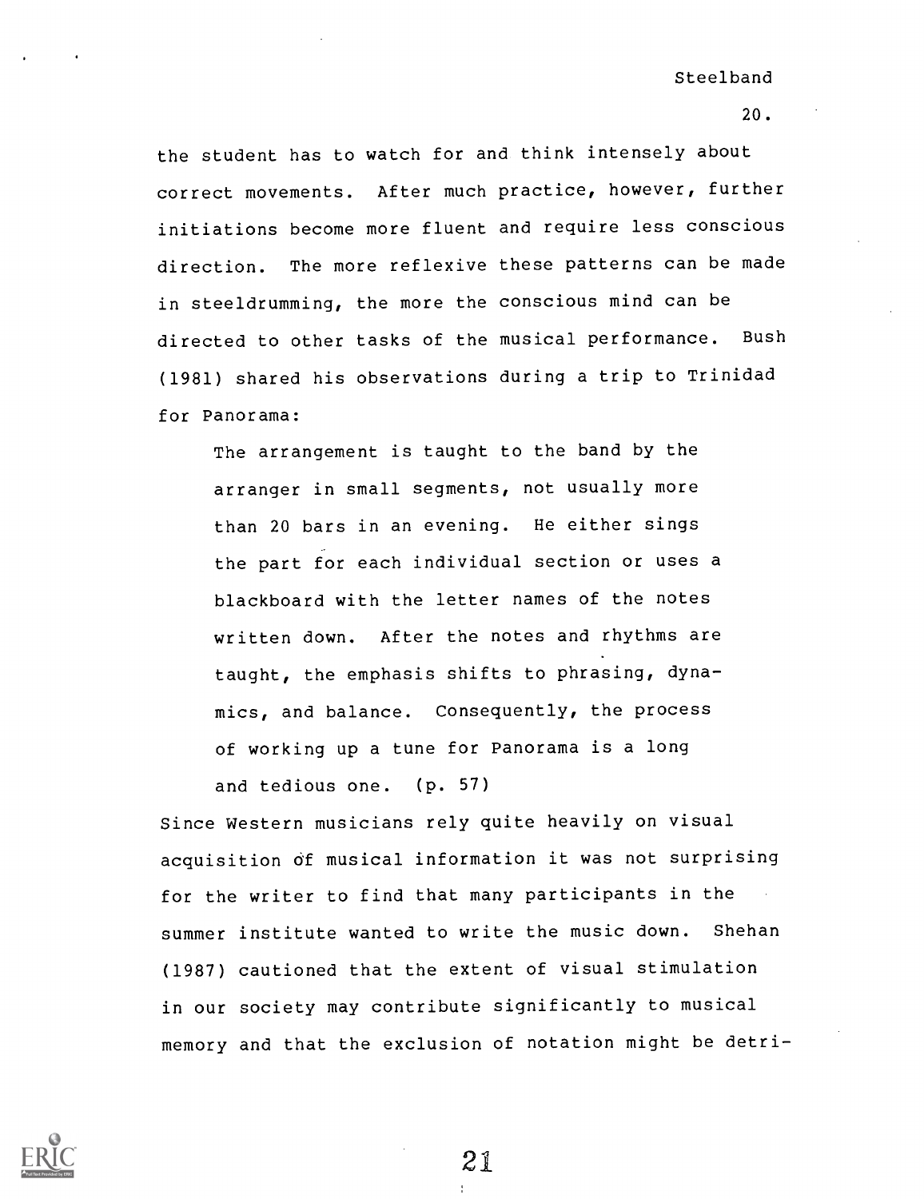the student has to watch for and think intensely about correct movements. After much practice, however, further initiations become more fluent and require less conscious direction. The more reflexive these patterns can be made in steeldrumming, the more the conscious mind can be directed to other tasks of the musical performance. Bush (1981) shared his observations during a trip to Trinidad for Panorama:

> The arrangement is taught to the band by the arranger in small segments, not usually more than 20 bars in an evening. He either sings the part for each individual section or uses a blackboard with the letter names of the notes written down. After the notes and rhythms are taught, the emphasis shifts to phrasing, dynamics, and balance. Consequently, the process of working up a tune for Panorama is a long and tedious one. (p. 57)

Since Western musicians rely quite heavily on visual acquisition of musical information it was not surprising for the writer to find that many participants in the summer institute wanted to write the music down. Shehan (1987) cautioned that the extent of visual stimulation in our society may contribute significantly to musical memory and that the exclusion of notation might be detri-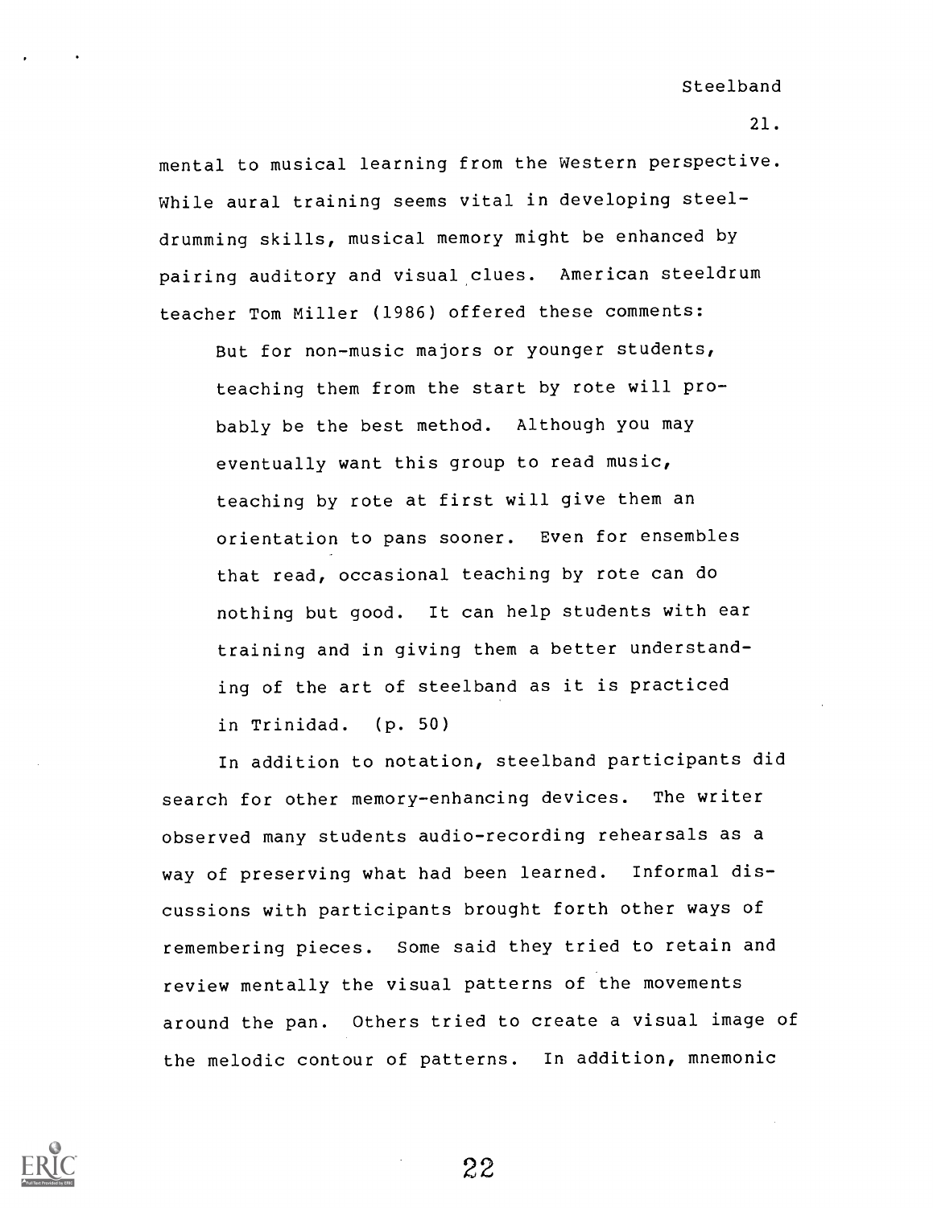mental to musical learning from the Western perspective. While aural training seems vital in developing steel-drumming skills, musical memory might be enhanced by pairing auditory and visual clues. American steeldrum teacher Tom Miller (1986) offered these comments:

> But for non-music majors or younger students, teaching them from the start by rote will probably be the best method. Although you may eventually want this group to read music, teaching by rote at first will give them an orientation to pans sooner. Even for ensembles that read, occasional teaching by rote can do nothing but good. It can help students with ear training and in giving them a better understanding of the art of steelband as it is practiced in Trinidad. (p. 50)

In addition to notation, steelband participants did search for other memory-enhancing devices. The writer observed many students audio-recording rehearsals as a way of preserving what had been learned. Informal discussions with participants brought forth other ways of remembering pieces. Some said they tried to retain and review mentally the visual patterns of the movements around the pan. Others tried to create a visual image of the melodic contour of patterns. In addition, mnemonic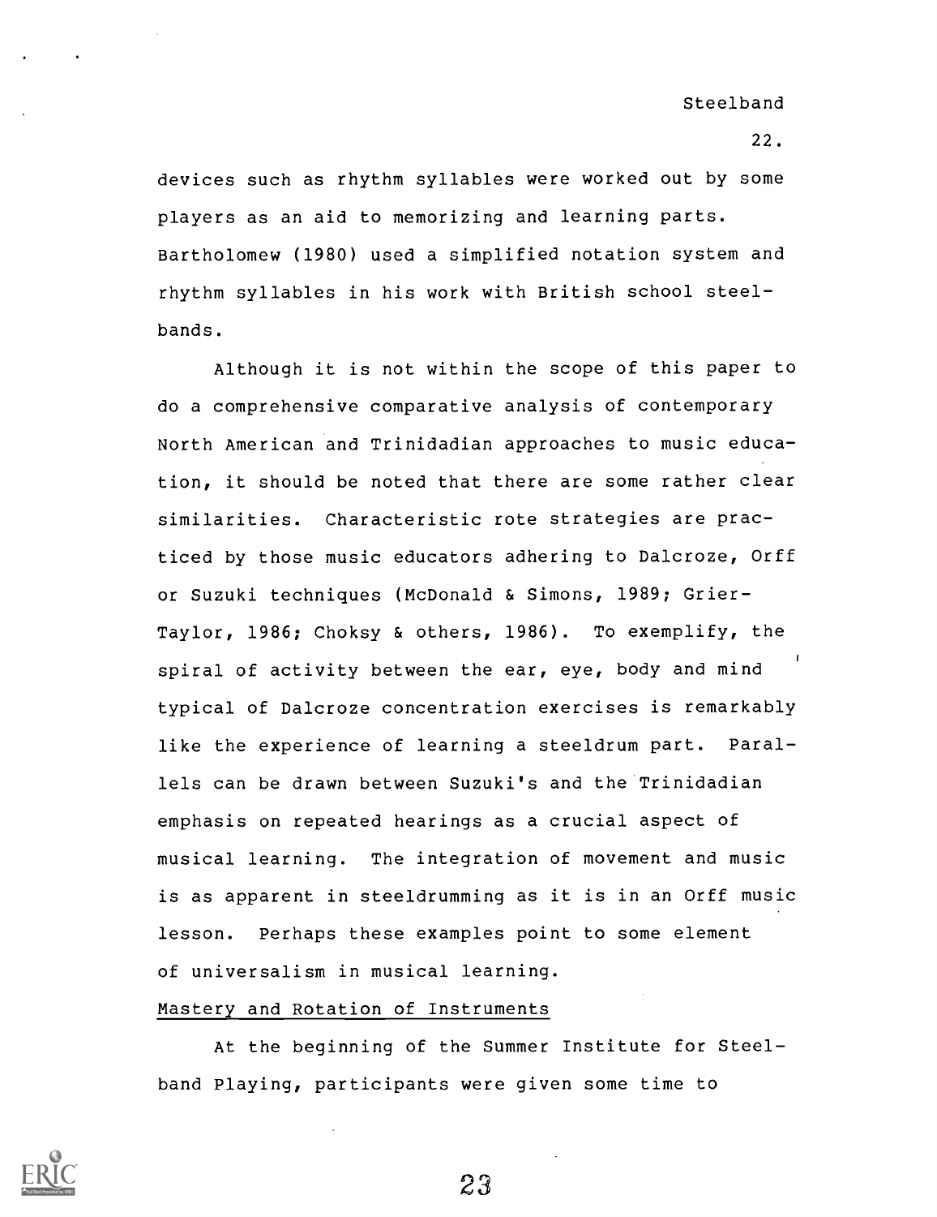devices such as rhythm syllables were worked out by some players as an aid to memorizing and learning parts. Bartholomew (1980) used a simplified notation system and rhythm syllables in his work with British school steelbands.

Although it is not within the scope of this paper to do a comprehensive comparative analysis of contemporary North American and Trinidadian approaches to music education, it should be noted that there are some rather clear similarities. Characteristic rote strategies are practiced by those music educators adhering to Dalcroze, Orff or Suzuki techniques (McDonald & Simons, 1989; Grier-Taylor, 1986; Choksy & others, 1986). To exemplify, the spiral of activity between the ear, eye, body and mind typical of Dalcroze concentration exercises is remarkably like the experience of learning a steeldrum part. Parallels can be drawn between Suzuki's and the Trinidadian emphasis on repeated hearings as a crucial aspect of musical learning. The integration of movement and music is as apparent in steeldrumming as it is in an Orff music lesson. Perhaps these examples point to some element of universalism in musical learning.

## Mastery and Rotation of Instruments

At the beginning of the Summer Institute for Steelband Playing, participants were given some time to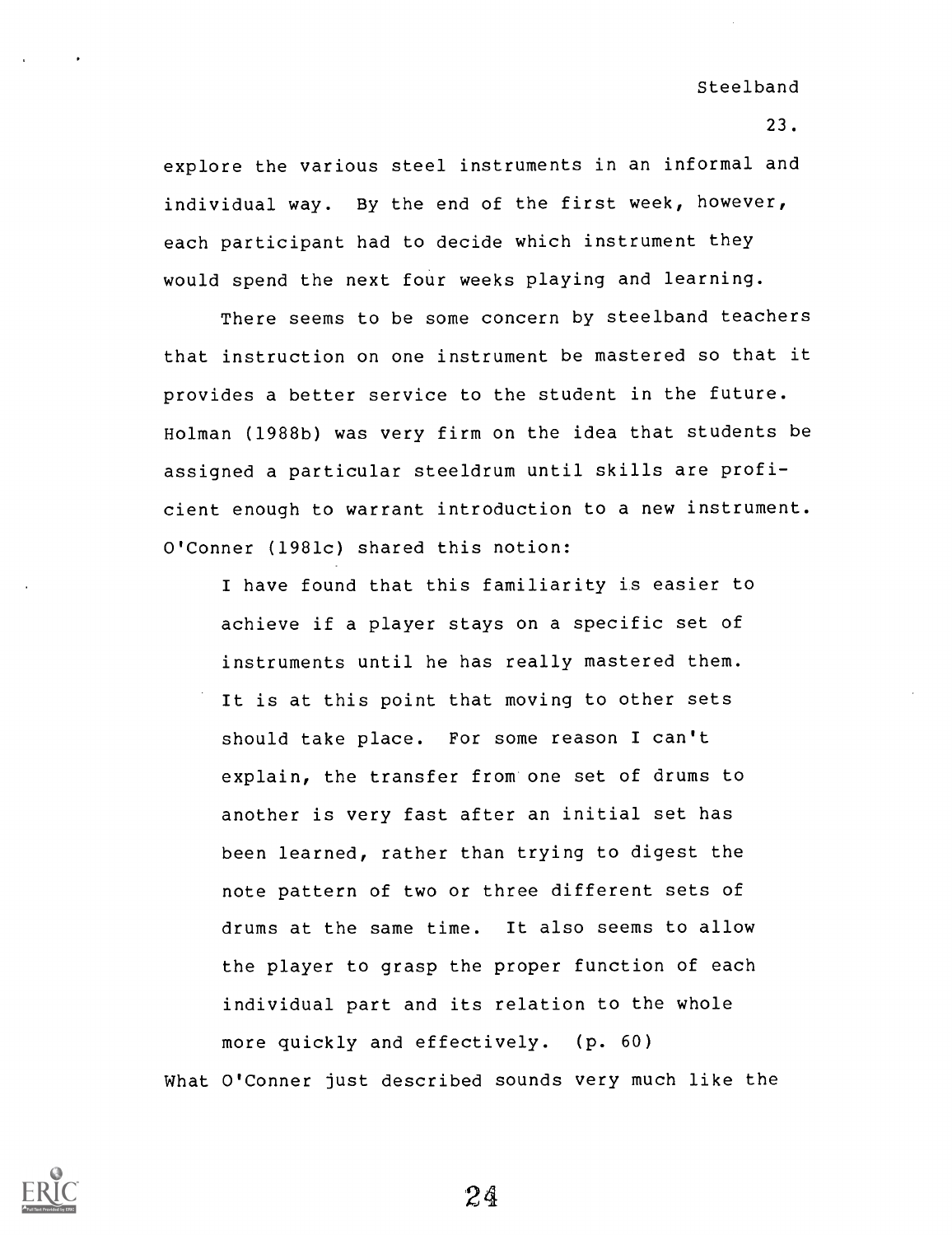explore the various steel instruments in an informal and individual way. By the end of the first week, however, each participant had to decide which instrument they would spend the next four weeks playing and learning.

There seems to be some concern by steelband teachers that instruction on one instrument be mastered so that it provides a better service to the student in the future. Holman (1988b) was very firm on the idea that students be assigned a particular steeldrum until skills are proficient enough to warrant introduction to a new instrument. O'Conner (1981c) shared this notion:

> I have found that this familiarity is easier to achieve if a player stays on a specific set of instruments until he has really mastered them. It is at this point that moving to other sets should take place. For some reason I can't explain, the transfer from one set of drums to another is very fast after an initial set has been learned, rather than trying to digest the note pattern of two or three different sets of drums at the same time. It also seems to allow the player to grasp the proper function of each individual part and its relation to the whole more quickly and effectively. (p. 60)

What O'Conner just described sounds very much like the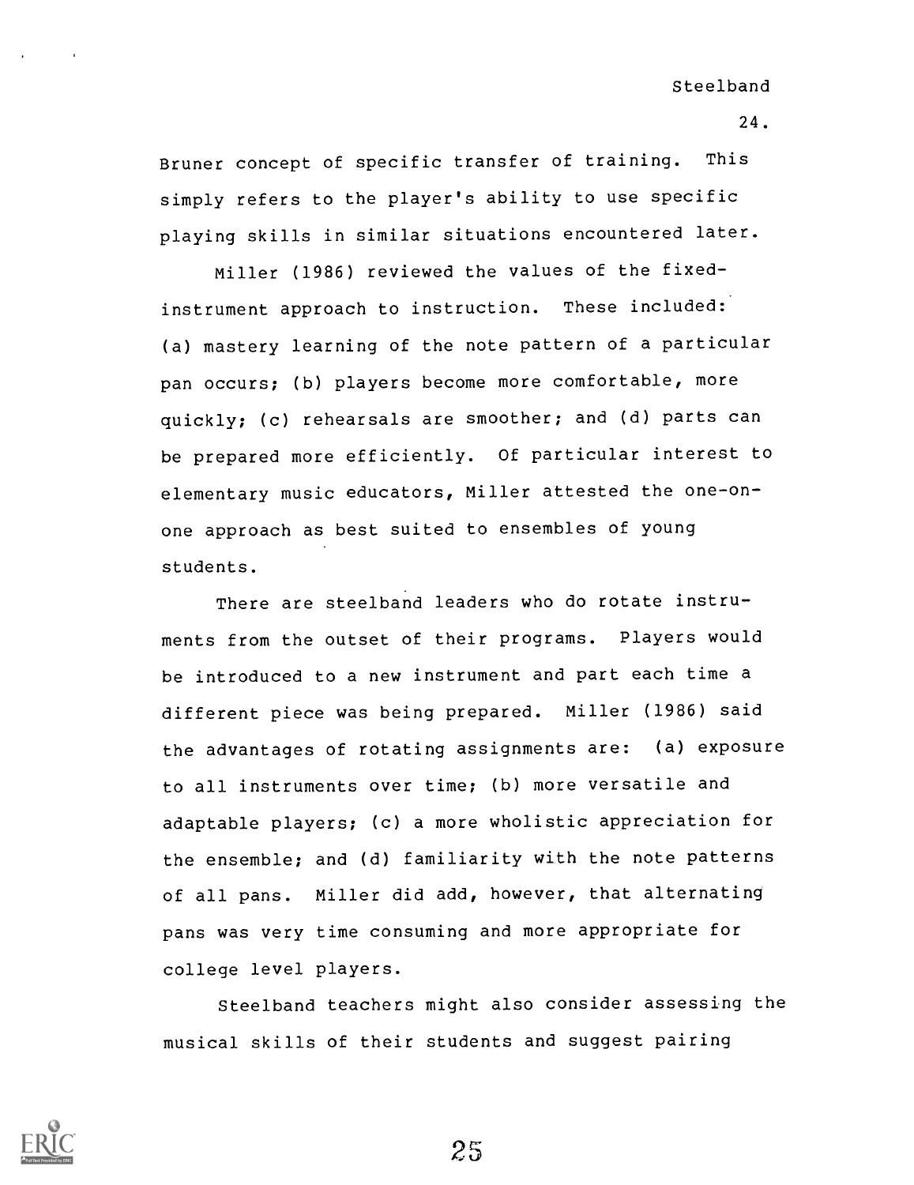Bruner concept of specific transfer of training. This simply refers to the player's ability to use specific playing skills in similar situations encountered later.

Miller (1986) reviewed the values of the fixed-instrument approach to instruction. These included: (a) mastery learning of the note pattern of a particular pan occurs; (b) players become more comfortable, more quickly; (c) rehearsals are smoother; and (d) parts can be prepared more efficiently. Of particular interest to elementary music educators, Miller attested the one-on-one approach as best suited to ensembles of young students.

There are steelband leaders who do rotate instruments from the outset of their programs. Players would be introduced to a new instrument and part each time a different piece was being prepared. Miller (1986) said the advantages of rotating assignments are: (a) exposure to all instruments over time; (b) more versatile and adaptable players; (c) a more wholistic appreciation for the ensemble; and (d) familiarity with the note patterns of all pans. Miller did add, however, that alternating pans was very time consuming and more appropriate for college level players.

Steelband teachers might also consider assessing the musical skills of their students and suggest pairing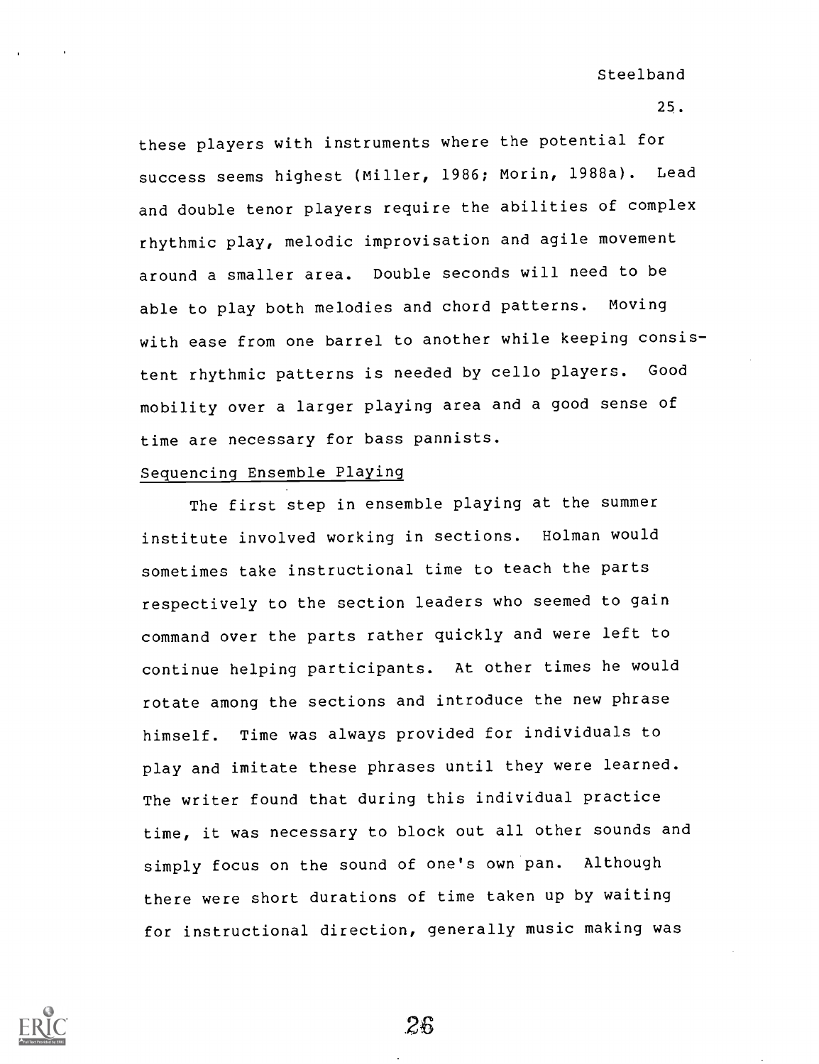these players with instruments where the potential for success seems highest (Miller, 1986; Morin, 1988a). Lead and double tenor players require the abilities of complex rhythmic play, melodic improvisation and agile movement around a smaller area. Double seconds will need to be able to play both melodies and chord patterns. Moving with ease from one barrel to another while keeping consistent rhythmic patterns is needed by cello players. Good mobility over a larger playing area and a good sense of time are necessary for bass pannists.

### Sequencing Ensemble Playing

The first step in ensemble playing at the summer institute involved working in sections. Holman would sometimes take instructional time to teach the parts respectively to the section leaders who seemed to gain command over the parts rather quickly and were left to continue helping participants. At other times he would rotate among the sections and introduce the new phrase himself. Time was always provided for individuals to play and imitate these phrases until they were learned. The writer found that during this individual practice time, it was necessary to block out all other sounds and simply focus on the sound of one's own pan. Although there were short durations of time taken up by waiting for instructional direction, generally music making was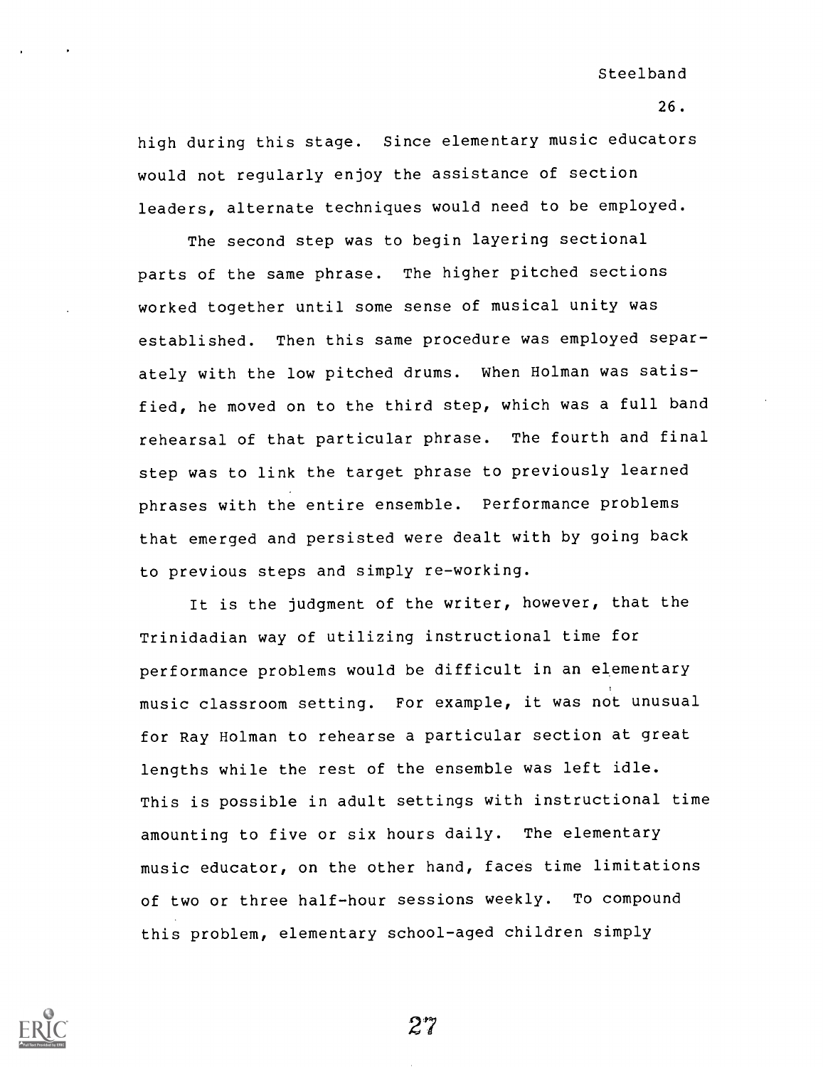high during this stage. Since elementary music educators would not regularly enjoy the assistance of section leaders, alternate techniques would need to be employed.

The second step was to begin layering sectional parts of the same phrase. The higher pitched sections worked together until some sense of musical unity was established. Then this same procedure was employed separately with the low pitched drums. When Holman was satisfied, he moved on to the third step, which was a full band rehearsal of that particular phrase. The fourth and final step was to link the target phrase to previously learned phrases with the entire ensemble. Performance problems that emerged and persisted were dealt with by going back to previous steps and simply re-working.

It is the judgment of the writer, however, that the Trinidadian way of utilizing instructional time for performance problems would be difficult in an elementary music classroom setting. For example, it was not unusual for Ray Holman to rehearse a particular section at great lengths while the rest of the ensemble was left idle. This is possible in adult settings with instructional time amounting to five or six hours daily. The elementary music educator, on the other hand, faces time limitations of two or three half-hour sessions weekly. To compound this problem, elementary school-aged children simply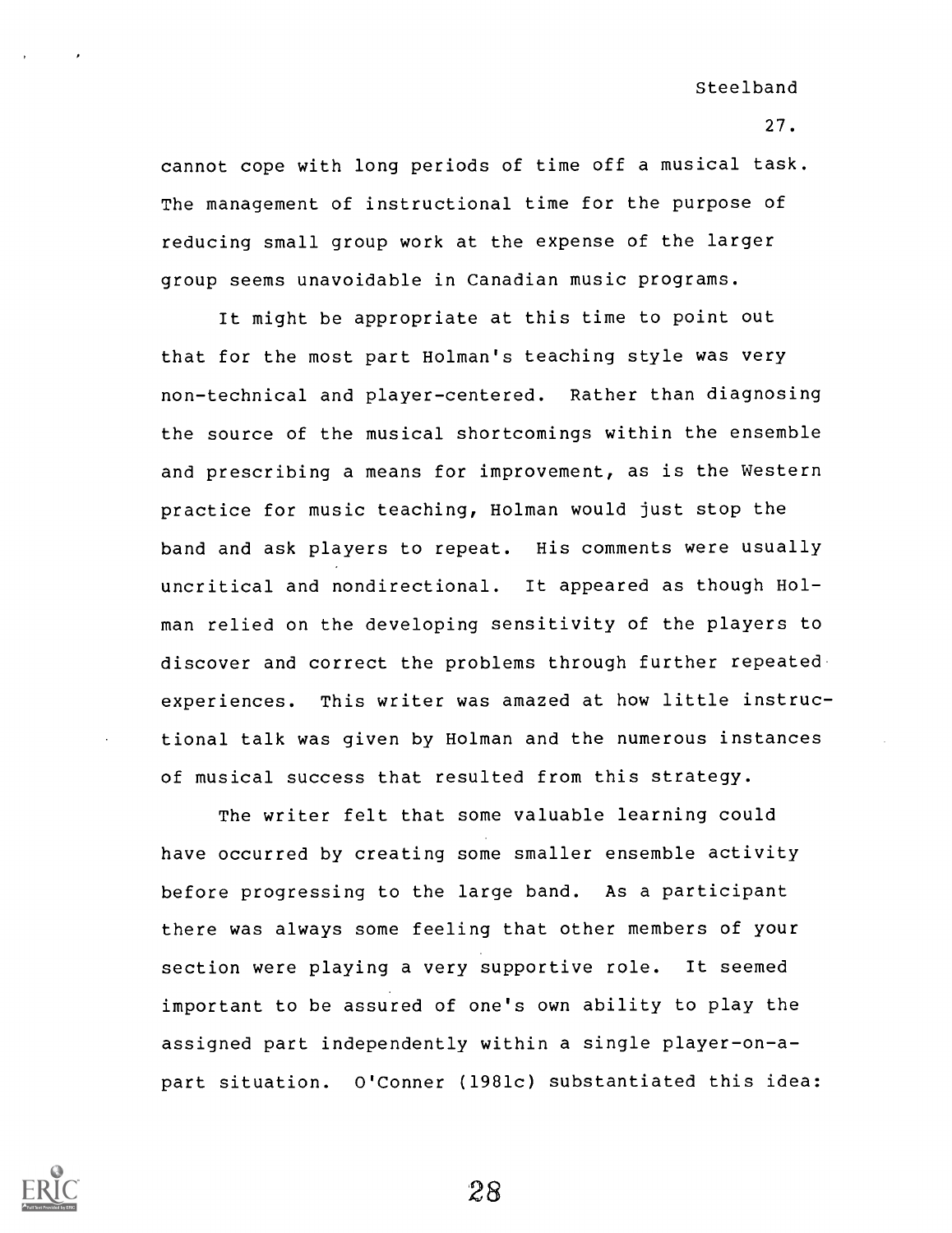cannot cope with long periods of time off a musical task. The management of instructional time for the purpose of reducing small group work at the expense of the larger group seems unavoidable in Canadian music programs.

It might be appropriate at this time to point out that for the most part Holman's teaching style was very non-technical and player-centered. Rather than diagnosing the source of the musical shortcomings within the ensemble and prescribing a means for improvement, as is the Western practice for music teaching, Holman would just stop the band and ask players to repeat. His comments were usually uncritical and nondirectional. It appeared as though Holman relied on the developing sensitivity of the players to discover and correct the problems through further repeated experiences. This writer was amazed at how little instructional talk was given by Holman and the numerous instances of musical success that resulted from this strategy.

The writer felt that some valuable learning could have occurred by creating some smaller ensemble activity before progressing to the large band. As a participant there was always some feeling that other members of your section were playing a very supportive role. It seemed important to be assured of one's own ability to play the assigned part independently within a single player-on-a-part situation. O'Conner (1981c) substantiated this idea: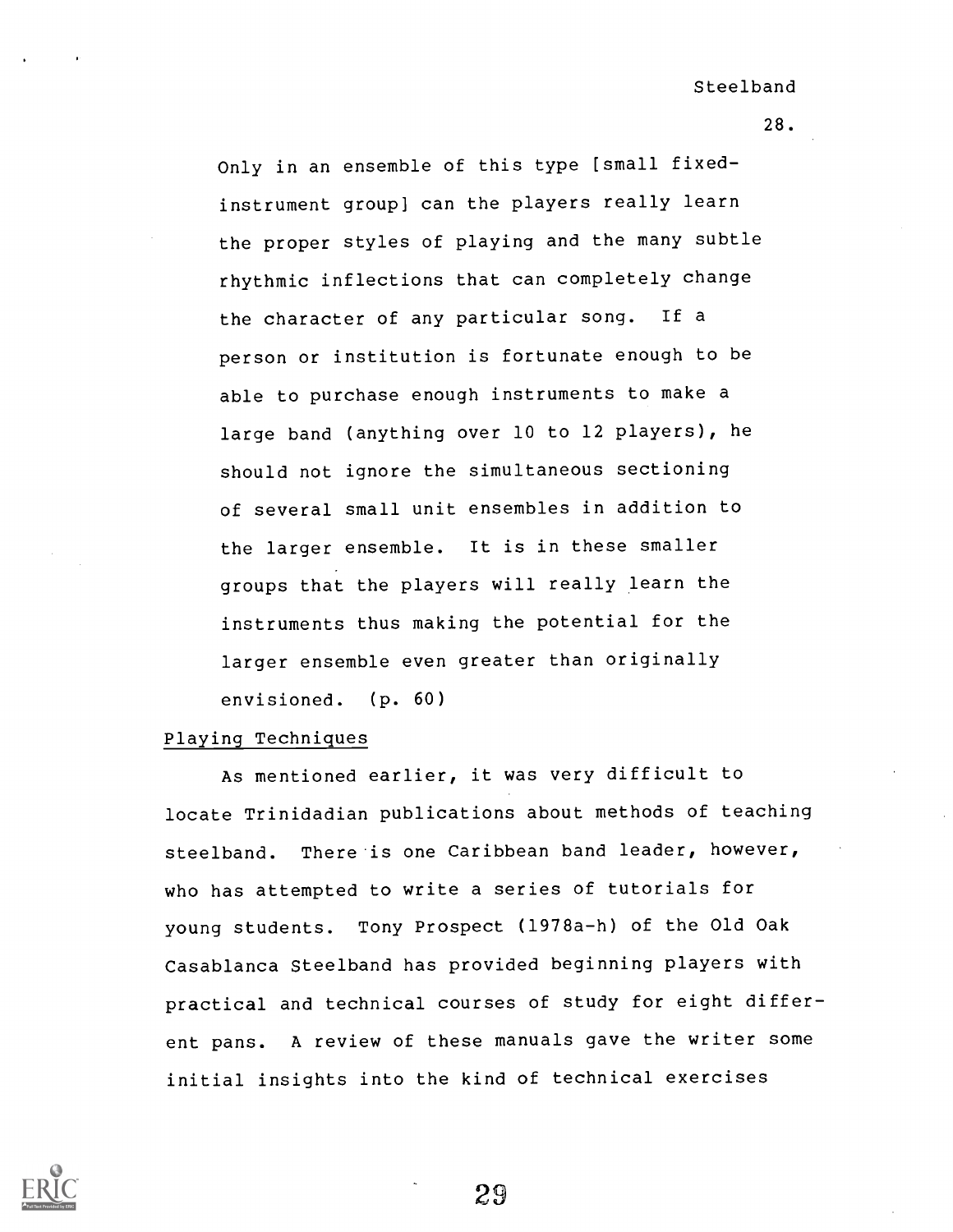> Only in an ensemble of this type [small fixed-instrument group] can the players really learn the proper styles of playing and the many subtle rhythmic inflections that can completely change the character of any particular song. If a person or institution is fortunate enough to be able to purchase enough instruments to make a large band (anything over 10 to 12 players), he should not ignore the simultaneous sectioning of several small unit ensembles in addition to the larger ensemble. It is in these smaller groups that the players will really learn the instruments thus making the potential for the larger ensemble even greater than originally envisioned. (p. 60)

## Playing Techniques

As mentioned earlier, it was very difficult to locate Trinidadian publications about methods of teaching steelband. There is one Caribbean band leader, however, who has attempted to write a series of tutorials for young students. Tony Prospect (1978a-h) of the Old Oak Casablanca Steelband has provided beginning players with practical and technical courses of study for eight different pans. A review of these manuals gave the writer some initial insights into the kind of technical exercises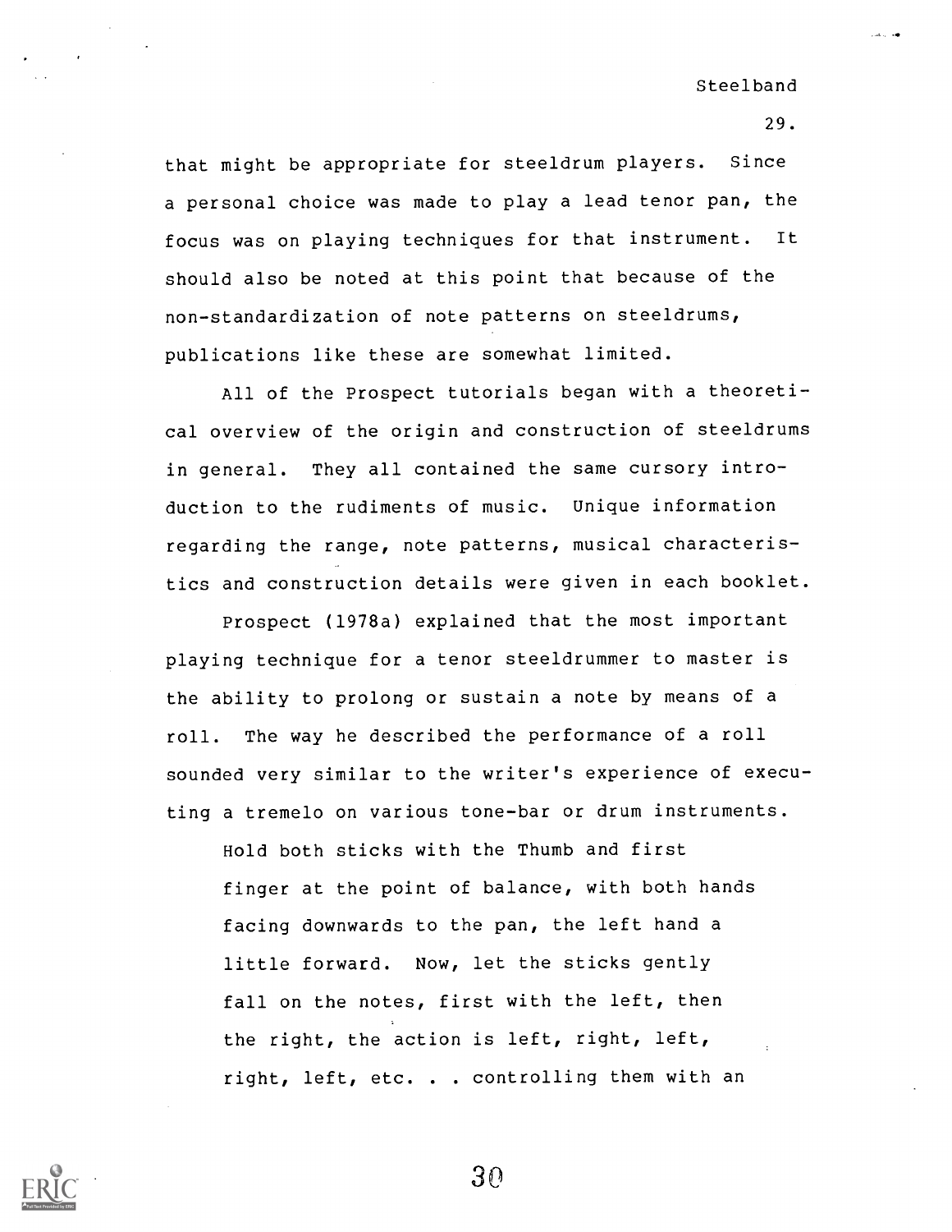that might be appropriate for steeldrum players. Since a personal choice was made to play a lead tenor pan, the focus was on playing techniques for that instrument. It should also be noted at this point that because of the non-standardization of note patterns on steeldrums, publications like these are somewhat limited.

All of the Prospect tutorials began with a theoretical overview of the origin and construction of steeldrums in general. They all contained the same cursory introduction to the rudiments of music. Unique information regarding the range, note patterns, musical characteristics and construction details were given in each booklet.

Prospect (1978a) explained that the most important playing technique for a tenor steeldrummer to master is the ability to prolong or sustain a note by means of a roll. The way he described the performance of a roll sounded very similar to the writer's experience of executing a tremelo on various tone-bar or drum instruments.

> Hold both sticks with the Thumb and first finger at the point of balance, with both hands facing downwards to the pan, the left hand a little forward. Now, let the sticks gently fall on the notes, first with the left, then the right, the action is left, right, left, right, left, etc. . . controlling them with an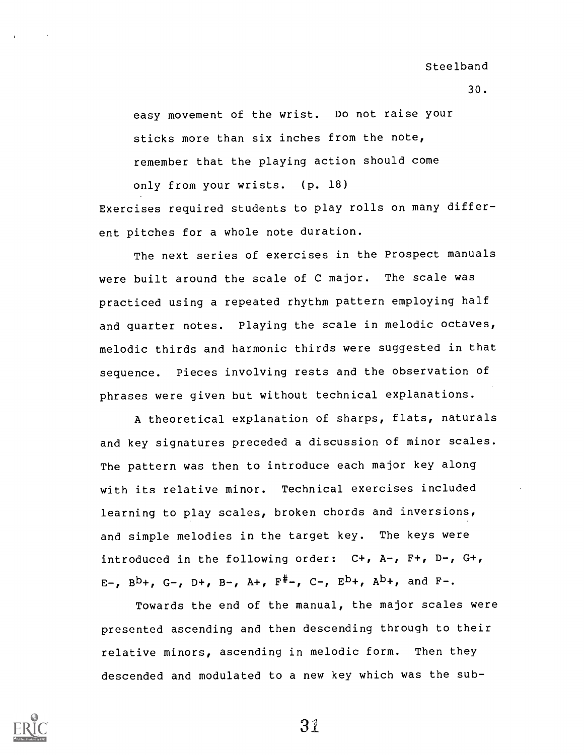> easy movement of the wrist. Do not raise your sticks more than six inches from the note, remember that the playing action should come only from your wrists. (p. 18)

Exercises required students to play rolls on many different pitches for a whole note duration.

The next series of exercises in the Prospect manuals were built around the scale of C major. The scale was practiced using a repeated rhythm pattern employing half and quarter notes. Playing the scale in melodic octaves, melodic thirds and harmonic thirds were suggested in that sequence. Pieces involving rests and the observation of phrases were given but without technical explanations.

A theoretical explanation of sharps, flats, naturals and key signatures preceded a discussion of minor scales. The pattern was then to introduce each major key along with its relative minor. Technical exercises included learning to play scales, broken chords and inversions, and simple melodies in the target key. The keys were introduced in the following order: C+, A-, F+, D-, G+, E-, $B^{b}$+, G-, D+, B-, A+, $F^{\#}$-, C-, $E^{b}$+, $A^{b}$+, and F-.

Towards the end of the manual, the major scales were presented ascending and then descending through to their relative minors, ascending in melodic form. Then they descended and modulated to a new key which was the sub-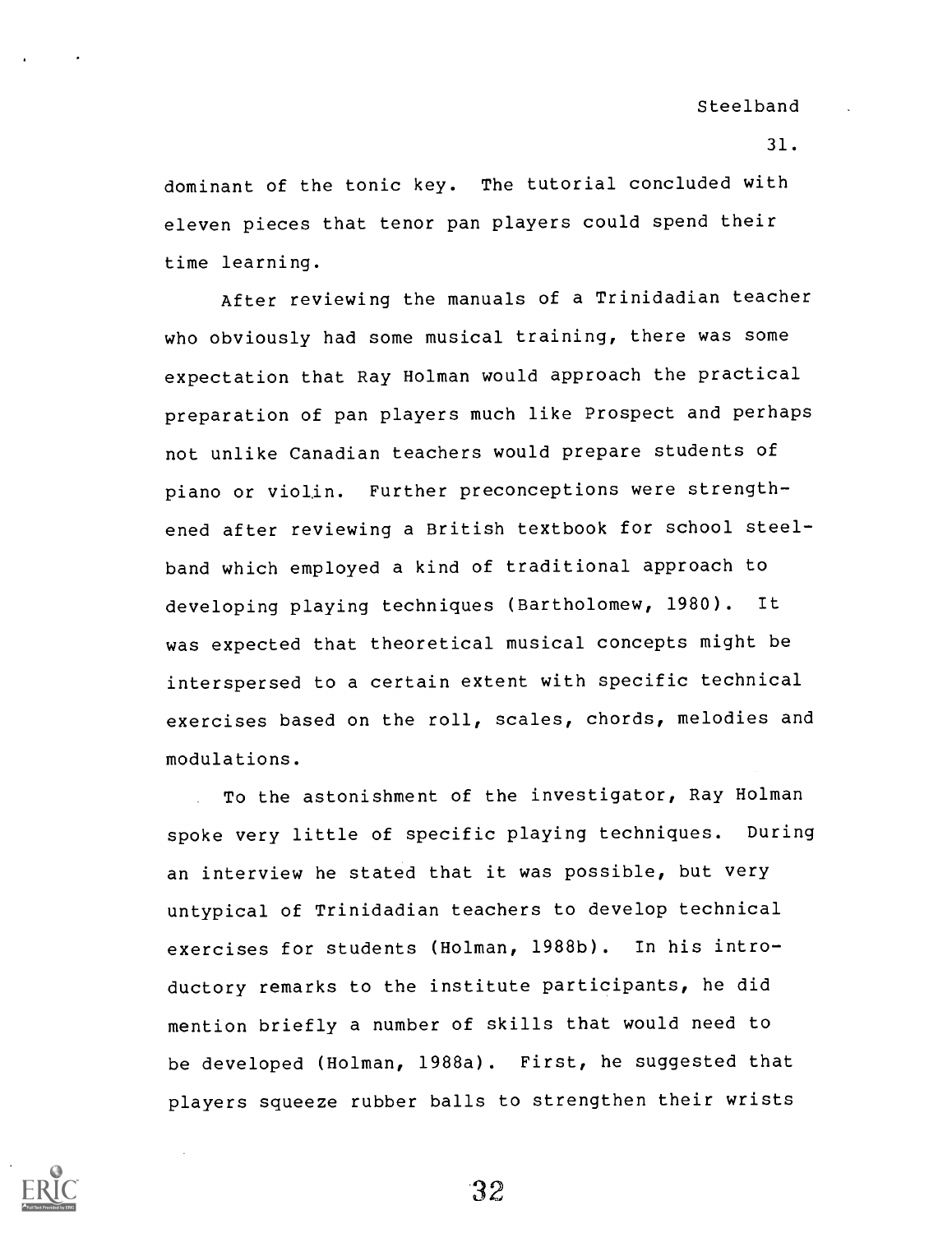dominant of the tonic key. The tutorial concluded with eleven pieces that tenor pan players could spend their time learning.

After reviewing the manuals of a Trinidadian teacher who obviously had some musical training, there was some expectation that Ray Holman would approach the practical preparation of pan players much like Prospect and perhaps not unlike Canadian teachers would prepare students of piano or violin. Further preconceptions were strengthened after reviewing a British textbook for school steelband which employed a kind of traditional approach to developing playing techniques (Bartholomew, 1980). It was expected that theoretical musical concepts might be interspersed to a certain extent with specific technical exercises based on the roll, scales, chords, melodies and modulations.

To the astonishment of the investigator, Ray Holman spoke very little of specific playing techniques. During an interview he stated that it was possible, but very untypical of Trinidadian teachers to develop technical exercises for students (Holman, 1988b). In his introductory remarks to the institute participants, he did mention briefly a number of skills that would need to be developed (Holman, 1988a). First, he suggested that players squeeze rubber balls to strengthen their wrists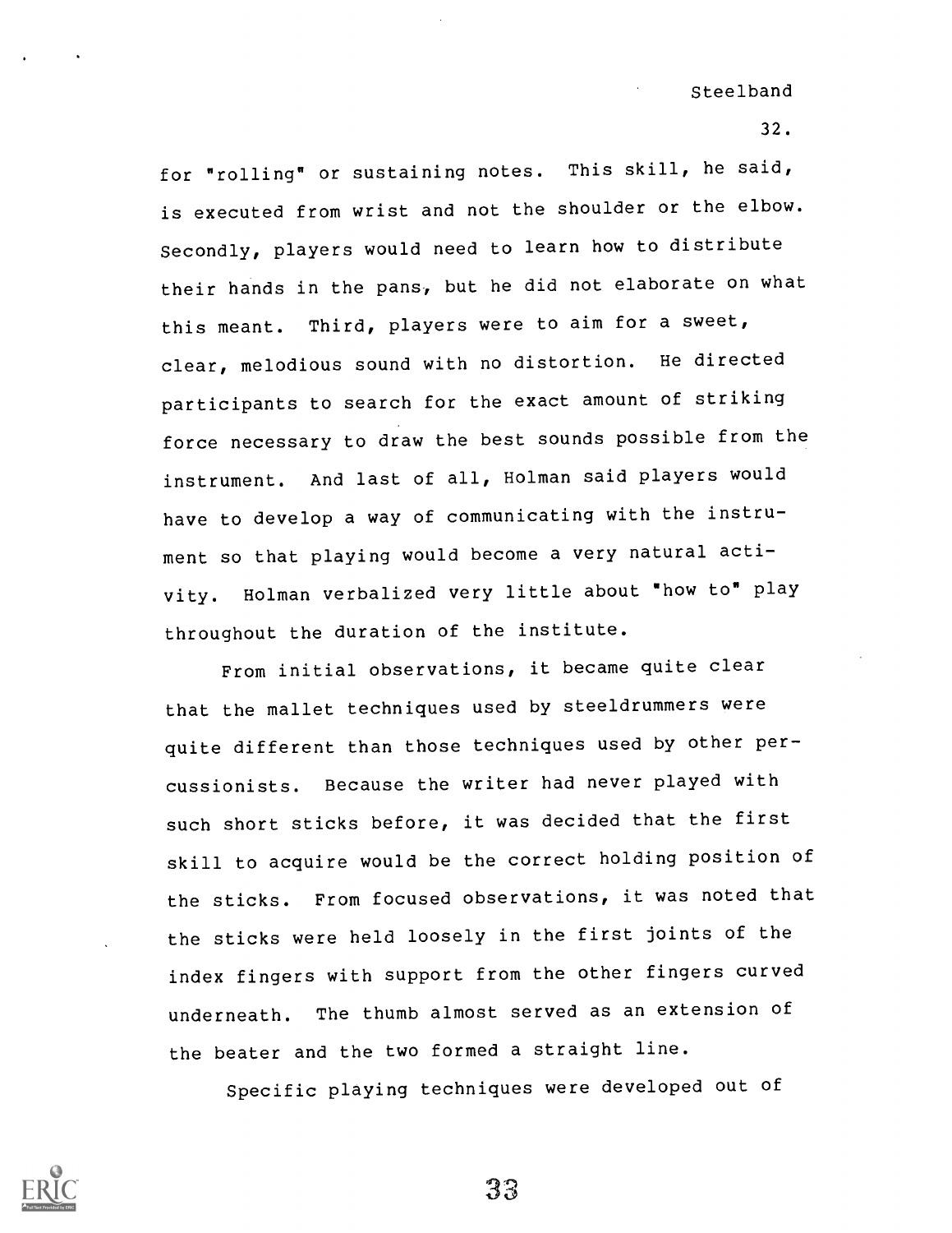for "rolling" or sustaining notes. This skill, he said, is executed from wrist and not the shoulder or the elbow. Secondly, players would need to learn how to distribute their hands in the pans, but he did not elaborate on what this meant. Third, players were to aim for a sweet, clear, melodious sound with no distortion. He directed participants to search for the exact amount of striking force necessary to draw the best sounds possible from the instrument. And last of all, Holman said players would have to develop a way of communicating with the instrument so that playing would become a very natural activity. Holman verbalized very little about "how to" play throughout the duration of the institute.

From initial observations, it became quite clear that the mallet techniques used by steeldrummers were quite different than those techniques used by other percussionists. Because the writer had never played with such short sticks before, it was decided that the first skill to acquire would be the correct holding position of the sticks. From focused observations, it was noted that the sticks were held loosely in the first joints of the index fingers with support from the other fingers curved underneath. The thumb almost served as an extension of the beater and the two formed a straight line.

Specific playing techniques were developed out of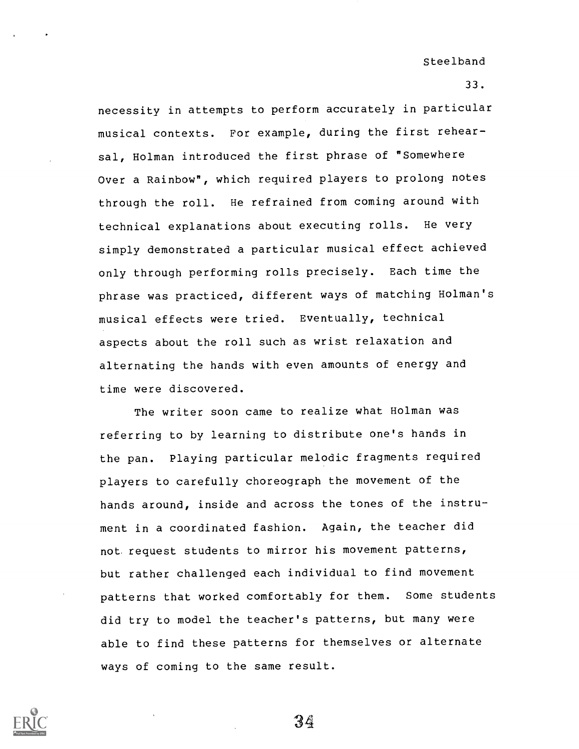necessity in attempts to perform accurately in particular musical contexts. For example, during the first rehearsal, Holman introduced the first phrase of "Somewhere Over a Rainbow", which required players to prolong notes through the roll. He refrained from coming around with technical explanations about executing rolls. He very simply demonstrated a particular musical effect achieved only through performing rolls precisely. Each time the phrase was practiced, different ways of matching Holman's musical effects were tried. Eventually, technical aspects about the roll such as wrist relaxation and alternating the hands with even amounts of energy and time were discovered.

The writer soon came to realize what Holman was referring to by learning to distribute one's hands in the pan. Playing particular melodic fragments required players to carefully choreograph the movement of the hands around, inside and across the tones of the instrument in a coordinated fashion. Again, the teacher did not request students to mirror his movement patterns, but rather challenged each individual to find movement patterns that worked comfortably for them. Some students did try to model the teacher's patterns, but many were able to find these patterns for themselves or alternate ways of coming to the same result.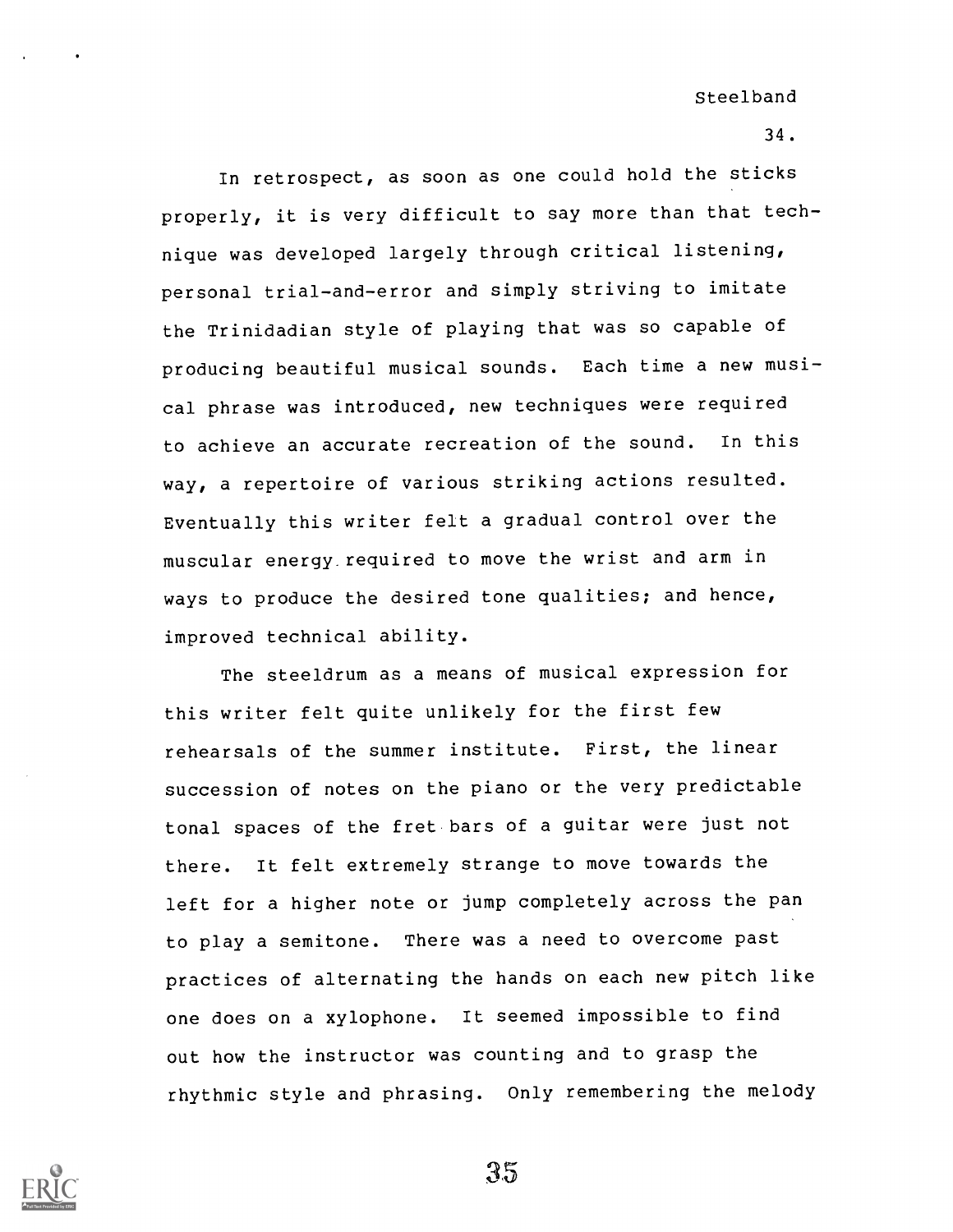In retrospect, as soon as one could hold the sticks properly, it is very difficult to say more than that technique was developed largely through critical listening, personal trial-and-error and simply striving to imitate the Trinidadian style of playing that was so capable of producing beautiful musical sounds. Each time a new musical phrase was introduced, new techniques were required to achieve an accurate recreation of the sound. In this way, a repertoire of various striking actions resulted. Eventually this writer felt a gradual control over the muscular energy required to move the wrist and arm in ways to produce the desired tone qualities; and hence, improved technical ability.

The steeldrum as a means of musical expression for this writer felt quite unlikely for the first few rehearsals of the summer institute. First, the linear succession of notes on the piano or the very predictable tonal spaces of the fret bars of a guitar were just not there. It felt extremely strange to move towards the left for a higher note or jump completely across the pan to play a semitone. There was a need to overcome past practices of alternating the hands on each new pitch like one does on a xylophone. It seemed impossible to find out how the instructor was counting and to grasp the rhythmic style and phrasing. Only remembering the melody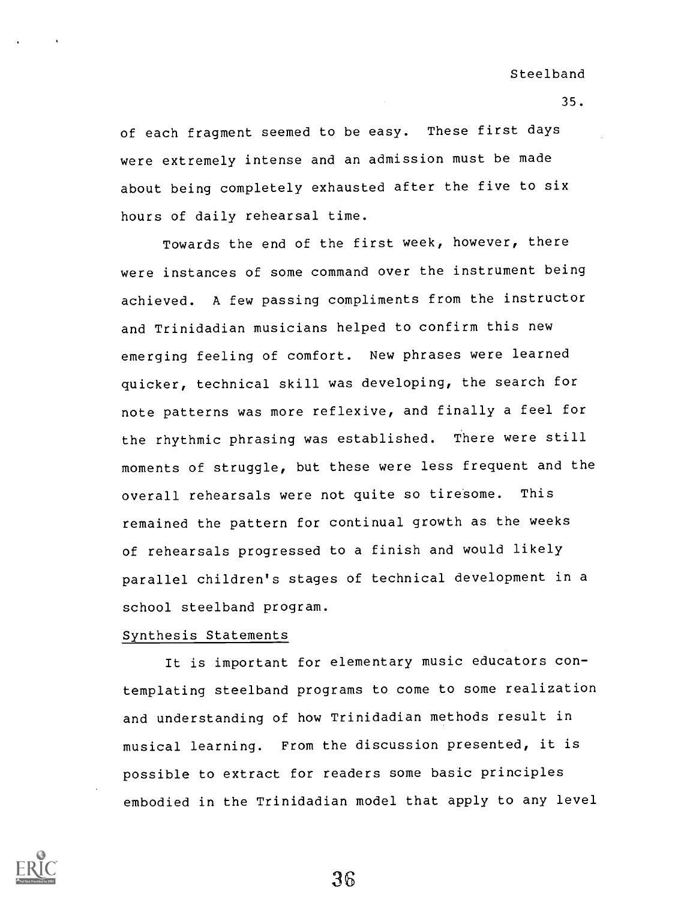of each fragment seemed to be easy. These first days were extremely intense and an admission must be made about being completely exhausted after the five to six hours of daily rehearsal time.

Towards the end of the first week, however, there were instances of some command over the instrument being achieved. A few passing compliments from the instructor and Trinidadian musicians helped to confirm this new emerging feeling of comfort. New phrases were learned quicker, technical skill was developing, the search for note patterns was more reflexive, and finally a feel for the rhythmic phrasing was established. There were still moments of struggle, but these were less frequent and the overall rehearsals were not quite so tiresome. This remained the pattern for continual growth as the weeks of rehearsals progressed to a finish and would likely parallel children's stages of technical development in a school steelband program.

Synthesis Statements

It is important for elementary music educators contemplating steelband programs to come to some realization and understanding of how Trinidadian methods result in musical learning. From the discussion presented, it is possible to extract for readers some basic principles embodied in the Trinidadian model that apply to any level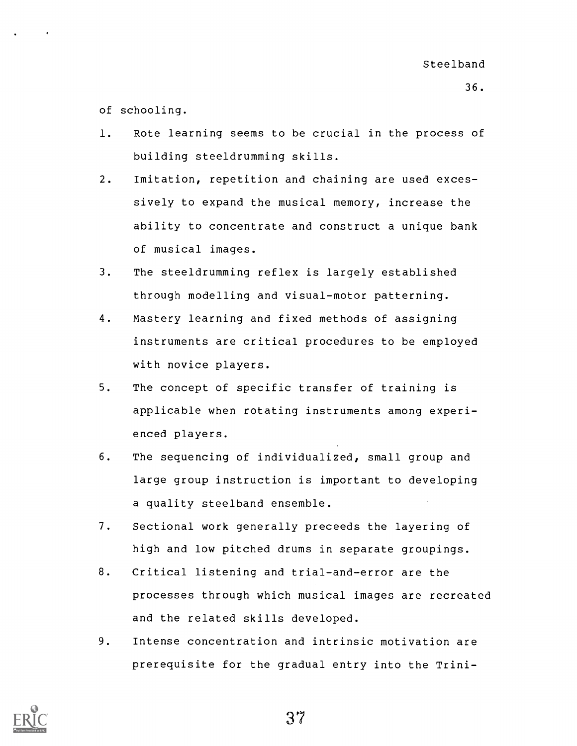of schooling.

1. Rote learning seems to be crucial in the process of building steeldrumming skills.
2. Imitation, repetition and chaining are used excessively to expand the musical memory, increase the ability to concentrate and construct a unique bank of musical images.
3. The steeldrumming reflex is largely established through modelling and visual-motor patterning.
4. Mastery learning and fixed methods of assigning instruments are critical procedures to be employed with novice players.
5. The concept of specific transfer of training is applicable when rotating instruments among experienced players.
6. The sequencing of individualized, small group and large group instruction is important to developing a quality steelband ensemble.
7. Sectional work generally preceeds the layering of high and low pitched drums in separate groupings.
8. Critical listening and trial-and-error are the processes through which musical images are recreated and the related skills developed.
9. Intense concentration and intrinsic motivation are prerequisite for the gradual entry into the Trini-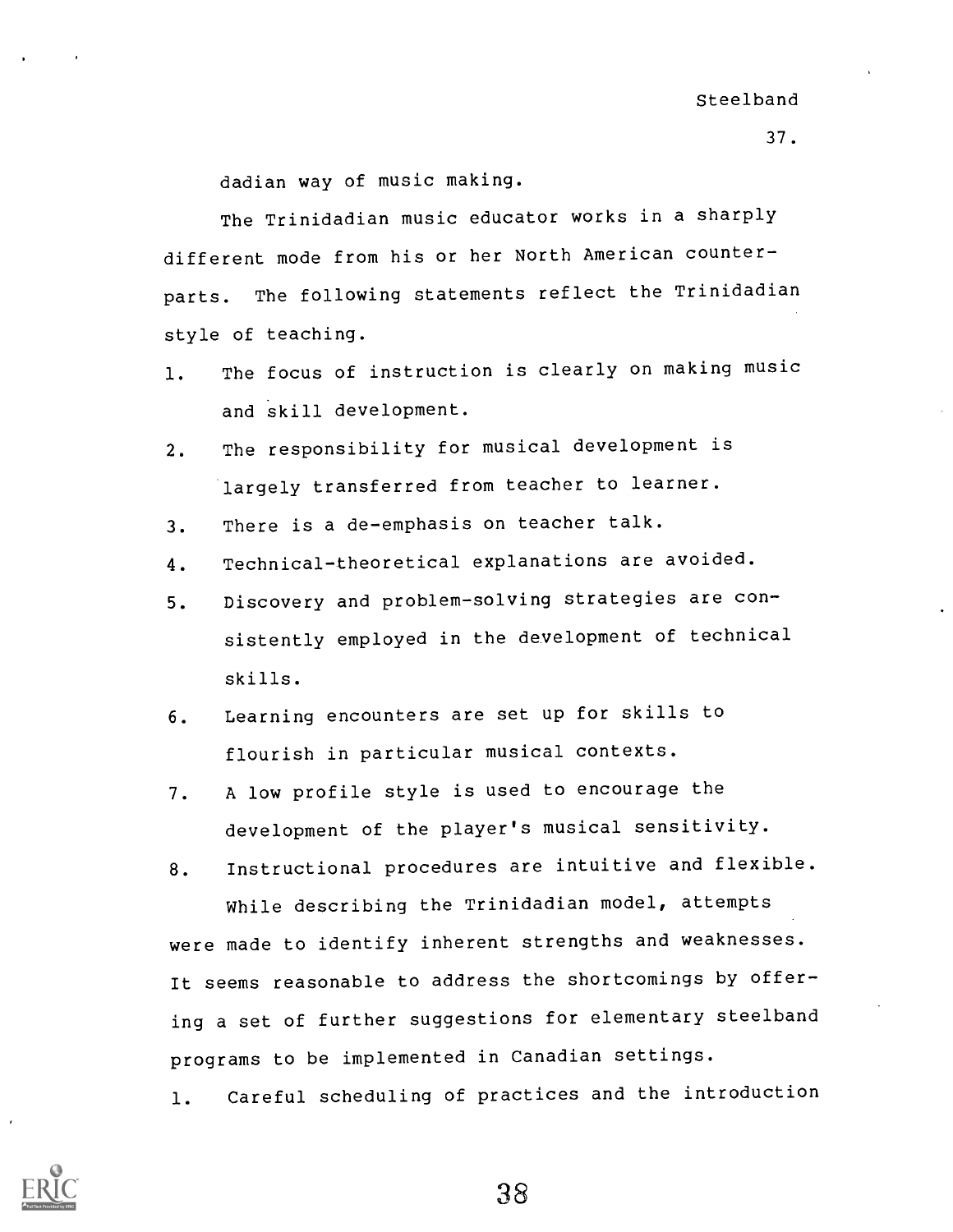dadian way of music making.

The Trinidadian music educator works in a sharply different mode from his or her North American counterparts. The following statements reflect the Trinidadian style of teaching.

1. The focus of instruction is clearly on making music and skill development.
2. The responsibility for musical development is largely transferred from teacher to learner.
3. There is a de-emphasis on teacher talk.
4. Technical-theoretical explanations are avoided.
5. Discovery and problem-solving strategies are consistently employed in the development of technical skills.
6. Learning encounters are set up for skills to flourish in particular musical contexts.
7. A low profile style is used to encourage the development of the player's musical sensitivity.
8. Instructional procedures are intuitive and flexible.

While describing the Trinidadian model, attempts were made to identify inherent strengths and weaknesses. It seems reasonable to address the shortcomings by offering a set of further suggestions for elementary steelband programs to be implemented in Canadian settings.

1. Careful scheduling of practices and the introduction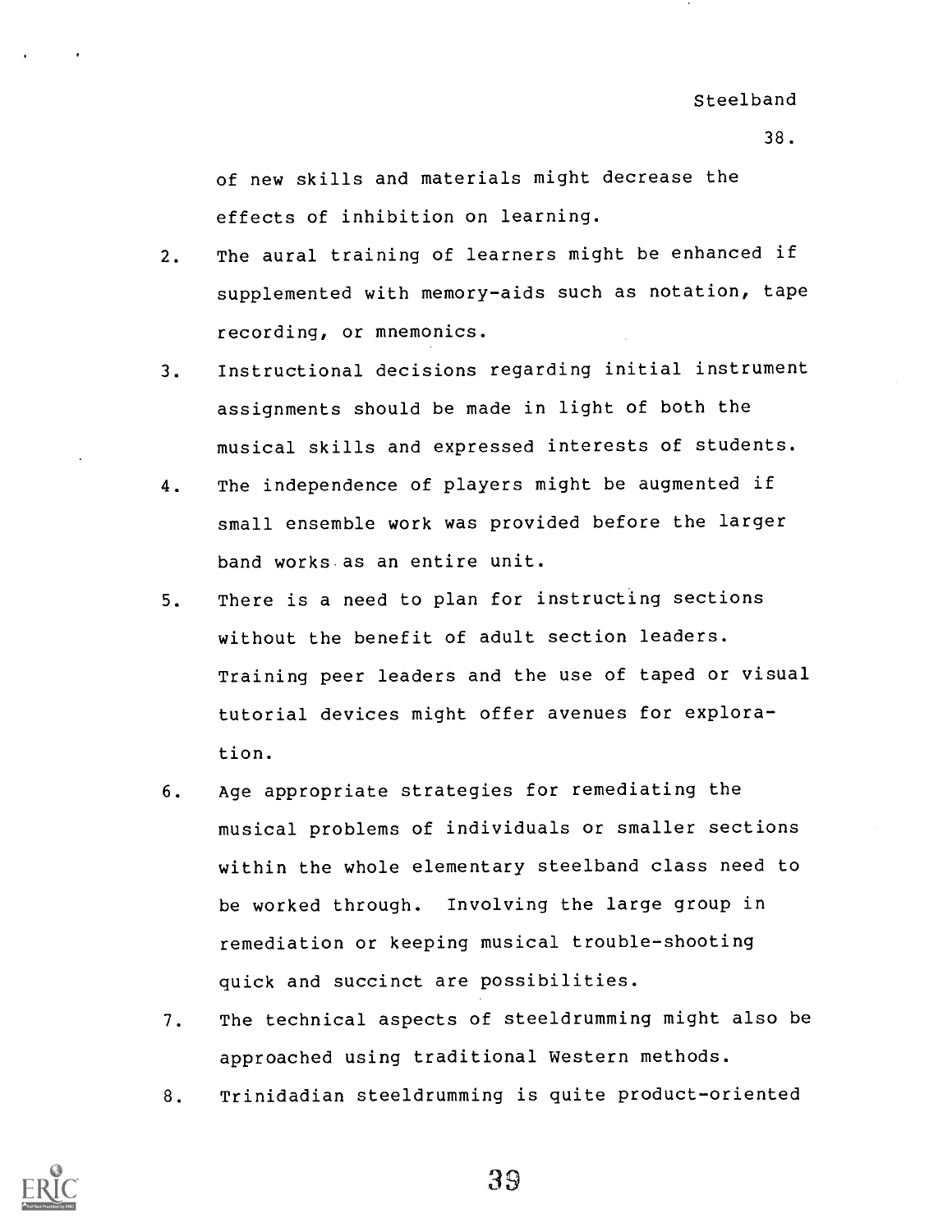of new skills and materials might decrease the effects of inhibition on learning.

2. The aural training of learners might be enhanced if supplemented with memory-aids such as notation, tape recording, or mnemonics.
3. Instructional decisions regarding initial instrument assignments should be made in light of both the musical skills and expressed interests of students.
4. The independence of players might be augmented if small ensemble work was provided before the larger band works as an entire unit.
5. There is a need to plan for instructing sections without the benefit of adult section leaders. Training peer leaders and the use of taped or visual tutorial devices might offer avenues for exploration.
6. Age appropriate strategies for remediating the musical problems of individuals or smaller sections within the whole elementary steelband class need to be worked through. Involving the large group in remediation or keeping musical trouble-shooting quick and succinct are possibilities.
7. The technical aspects of steeldrumming might also be approached using traditional Western methods.
8. Trinidadian steeldrumming is quite product-oriented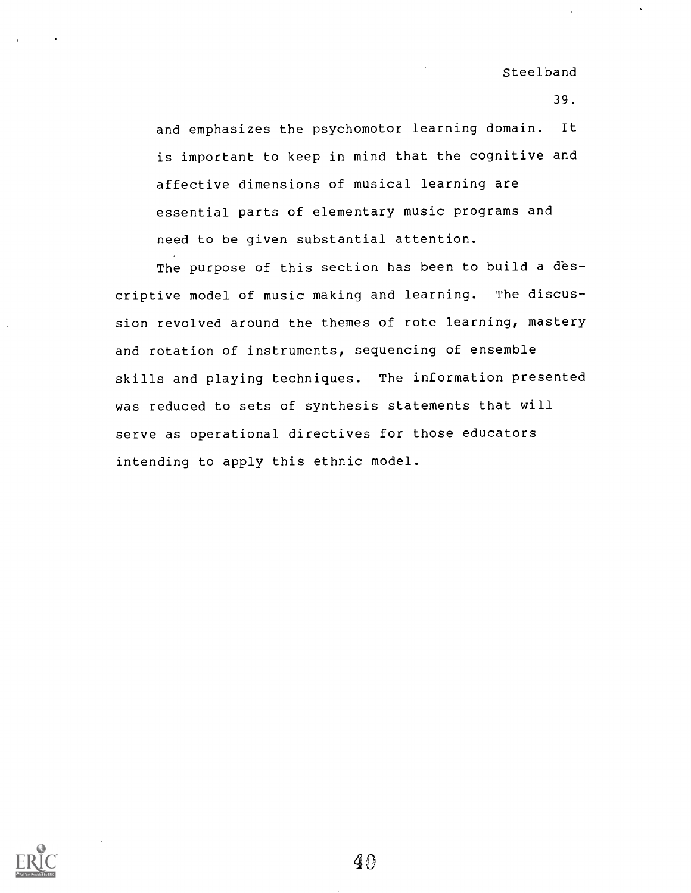and emphasizes the psychomotor learning domain. It is important to keep in mind that the cognitive and affective dimensions of musical learning are essential parts of elementary music programs and need to be given substantial attention.

The purpose of this section has been to build a descriptive model of music making and learning. The discussion revolved around the themes of rote learning, mastery and rotation of instruments, sequencing of ensemble skills and playing techniques. The information presented was reduced to sets of synthesis statements that will serve as operational directives for those educators intending to apply this ethnic model.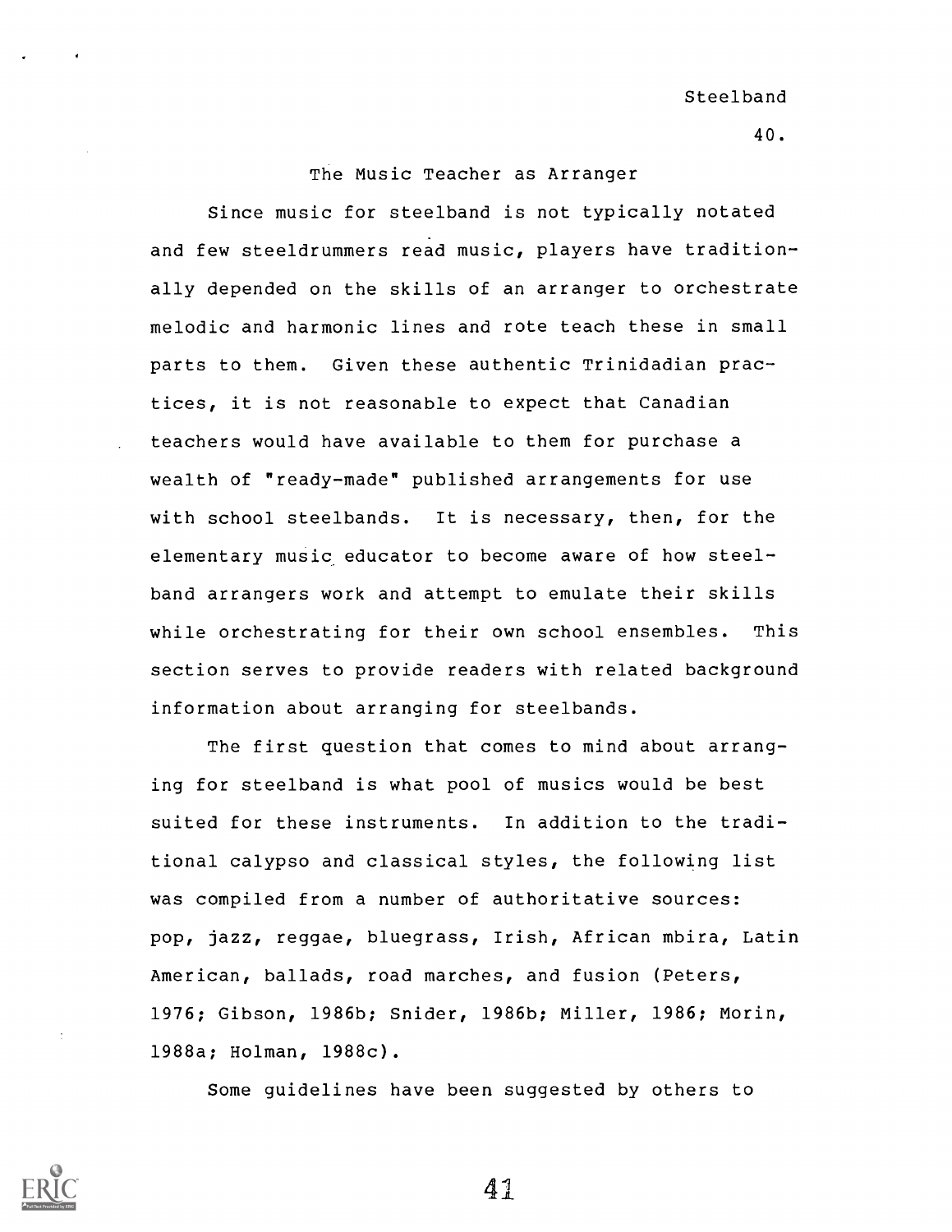## The Music Teacher as Arranger

Since music for steelband is not typically notated and few steeldrummers read music, players have traditionally depended on the skills of an arranger to orchestrate melodic and harmonic lines and rote teach these in small parts to them. Given these authentic Trinidadian practices, it is not reasonable to expect that Canadian teachers would have available to them for purchase a wealth of "ready-made" published arrangements for use with school steelbands. It is necessary, then, for the elementary music educator to become aware of how steelband arrangers work and attempt to emulate their skills while orchestrating for their own school ensembles. This section serves to provide readers with related background information about arranging for steelbands.

The first question that comes to mind about arranging for steelband is what pool of musics would be best suited for these instruments. In addition to the traditional calypso and classical styles, the following list was compiled from a number of authoritative sources: pop, jazz, reggae, bluegrass, Irish, African mbira, Latin American, ballads, road marches, and fusion (Peters, 1976; Gibson, 1986b; Snider, 1986b; Miller, 1986; Morin, 1988a; Holman, 1988c).

Some guidelines have been suggested by others to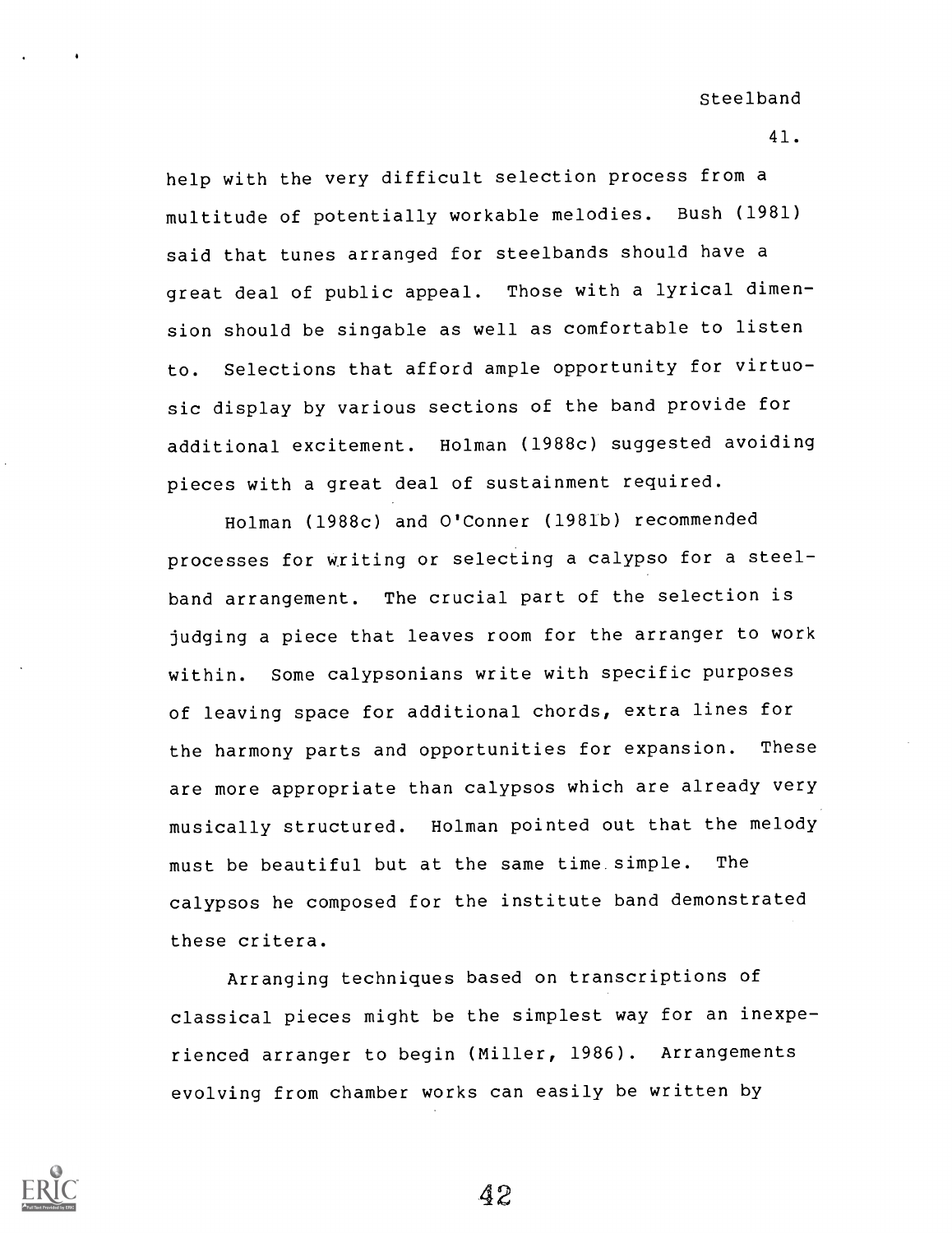help with the very difficult selection process from a multitude of potentially workable melodies. Bush (1981) said that tunes arranged for steelbands should have a great deal of public appeal. Those with a lyrical dimension should be singable as well as comfortable to listen to. Selections that afford ample opportunity for virtuosic display by various sections of the band provide for additional excitement. Holman (1988c) suggested avoiding pieces with a great deal of sustainment required.

Holman (1988c) and O'Conner (1981b) recommended processes for writing or selecting a calypso for a steelband arrangement. The crucial part of the selection is judging a piece that leaves room for the arranger to work within. Some calypsonians write with specific purposes of leaving space for additional chords, extra lines for the harmony parts and opportunities for expansion. These are more appropriate than calypsos which are already very musically structured. Holman pointed out that the melody must be beautiful but at the same time simple. The calypsos he composed for the institute band demonstrated these critera.

Arranging techniques based on transcriptions of classical pieces might be the simplest way for an inexperienced arranger to begin (Miller, 1986). Arrangements evolving from chamber works can easily be written by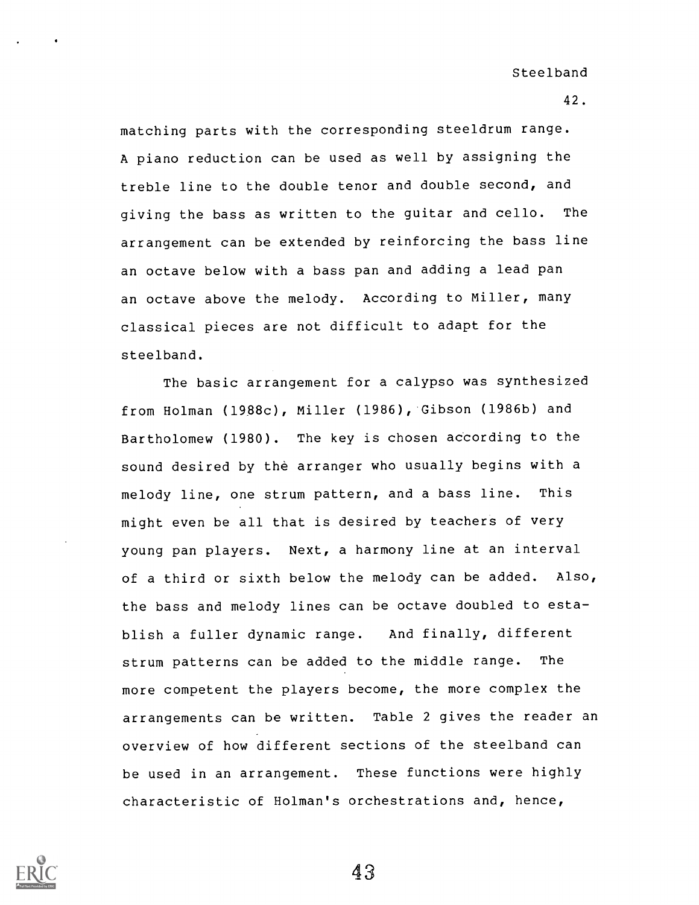matching parts with the corresponding steeldrum range. A piano reduction can be used as well by assigning the treble line to the double tenor and double second, and giving the bass as written to the guitar and cello. The arrangement can be extended by reinforcing the bass line an octave below with a bass pan and adding a lead pan an octave above the melody. According to Miller, many classical pieces are not difficult to adapt for the steelband.

The basic arrangement for a calypso was synthesized from Holman (1988c), Miller (1986), Gibson (1986b) and Bartholomew (1980). The key is chosen according to the sound desired by the arranger who usually begins with a melody line, one strum pattern, and a bass line. This might even be all that is desired by teachers of very young pan players. Next, a harmony line at an interval of a third or sixth below the melody can be added. Also, the bass and melody lines can be octave doubled to establish a fuller dynamic range. And finally, different strum patterns can be added to the middle range. The more competent the players become, the more complex the arrangements can be written. Table 2 gives the reader an overview of how different sections of the steelband can be used in an arrangement. These functions were highly characteristic of Holman's orchestrations and, hence,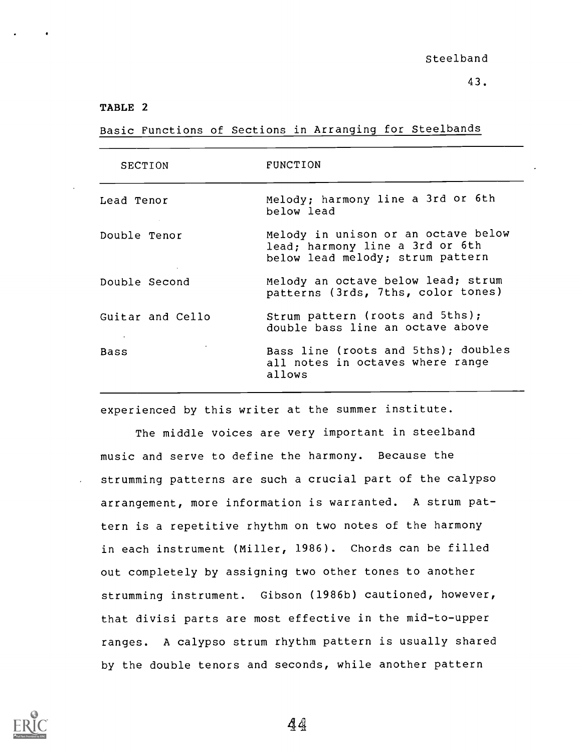TABLE 2

Basic Functions of Sections in Arranging for Steelbands

| SECTION | FUNCTION |
|---|---|
| Lead Tenor | Melody; harmony line a 3rd or 6th below lead |
| Double Tenor | Melody in unison or an octave below lead; harmony line a 3rd or 6th below lead melody; strum pattern |
| Double Second | Melody an octave below lead; strum patterns (3rds, 7ths, color tones) |
| Guitar and Cello | Strum pattern (roots and 5ths); double bass line an octave above |
| Bass | Bass line (roots and 5ths); doubles all notes in octaves where range allows |

experienced by this writer at the summer institute.

The middle voices are very important in steelband music and serve to define the harmony. Because the strumming patterns are such a crucial part of the calypso arrangement, more information is warranted. A strum pattern is a repetitive rhythm on two notes of the harmony in each instrument (Miller, 1986). Chords can be filled out completely by assigning two other tones to another strumming instrument. Gibson (1986b) cautioned, however, that divisi parts are most effective in the mid-to-upper ranges. A calypso strum rhythm pattern is usually shared by the double tenors and seconds, while another pattern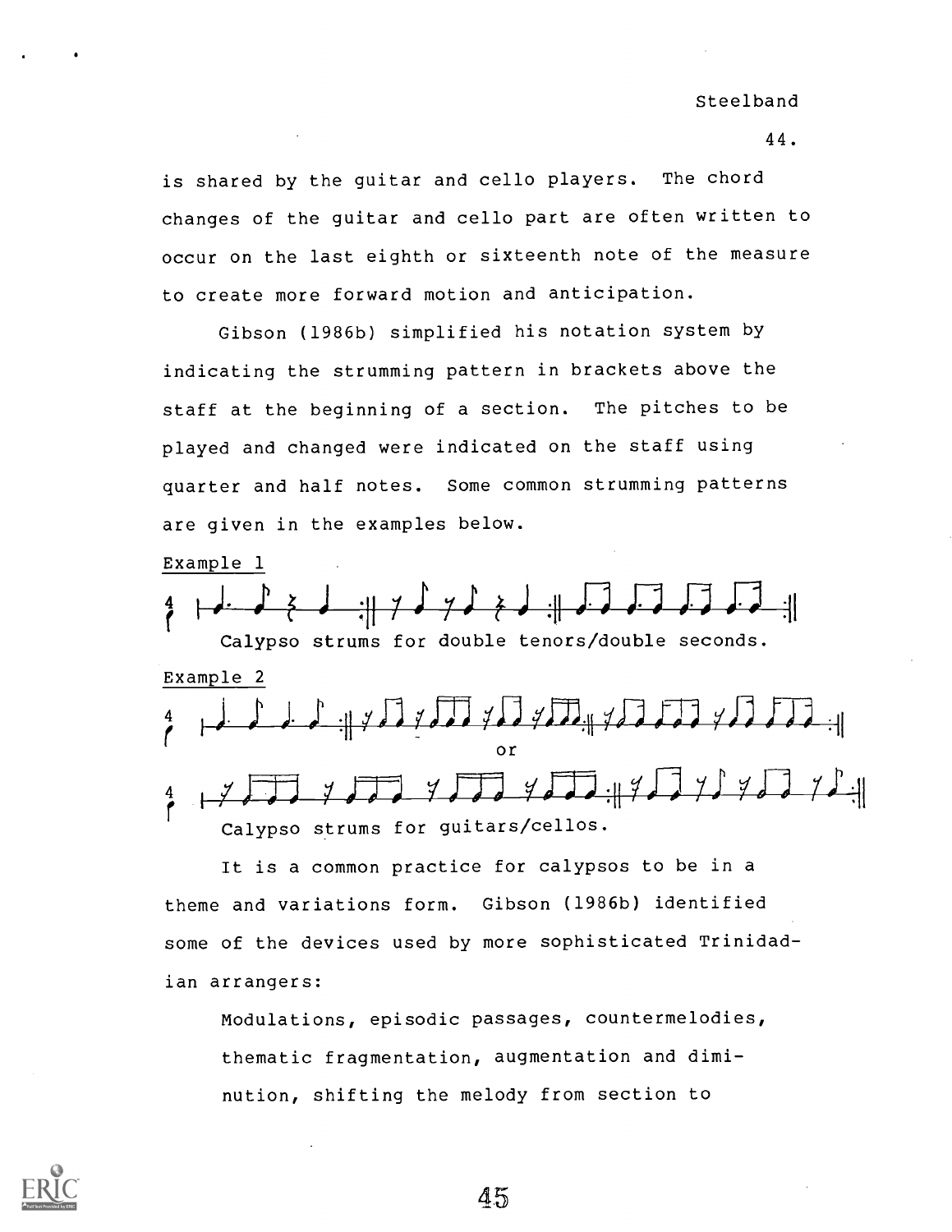is shared by the guitar and cello players. The chord changes of the guitar and cello part are often written to occur on the last eighth or sixteenth note of the measure to create more forward motion and anticipation.

Gibson (1986b) simplified his notation system by indicating the strumming pattern in brackets above the staff at the beginning of a section. The pitches to be played and changed were indicated on the staff using quarter and half notes. Some common strumming patterns are given in the examples below.

Example 1

Calypso strums for double tenors/double seconds.

Example 2

or

Calypso strums for guitars/cellos.

It is a common practice for calypsos to be in a theme and variations form. Gibson (1986b) identified some of the devices used by more sophisticated Trinidadian arrangers:

> Modulations, episodic passages, countermelodies, thematic fragmentation, augmentation and diminution, shifting the melody from section to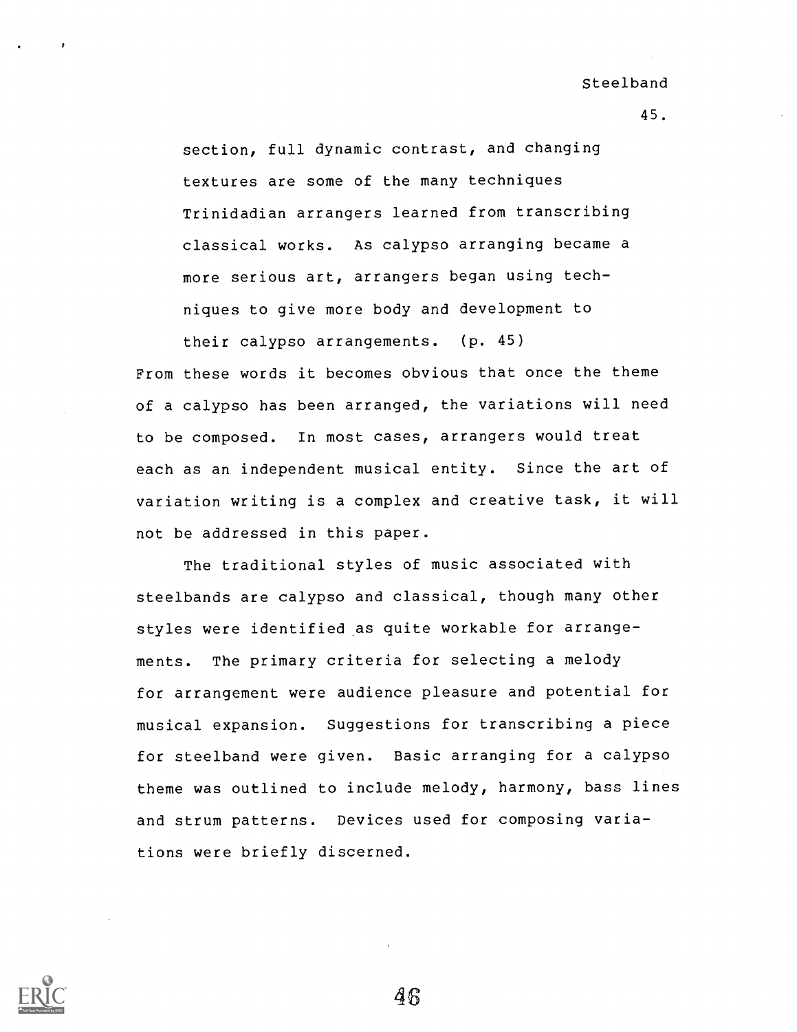> section, full dynamic contrast, and changing textures are some of the many techniques Trinidadian arrangers learned from transcribing classical works. As calypso arranging became a more serious art, arrangers began using techniques to give more body and development to their calypso arrangements. (p. 45)

From these words it becomes obvious that once the theme of a calypso has been arranged, the variations will need to be composed. In most cases, arrangers would treat each as an independent musical entity. Since the art of variation writing is a complex and creative task, it will not be addressed in this paper.

The traditional styles of music associated with steelbands are calypso and classical, though many other styles were identified as quite workable for arrangements. The primary criteria for selecting a melody for arrangement were audience pleasure and potential for musical expansion. Suggestions for transcribing a piece for steelband were given. Basic arranging for a calypso theme was outlined to include melody, harmony, bass lines and strum patterns. Devices used for composing variations were briefly discerned.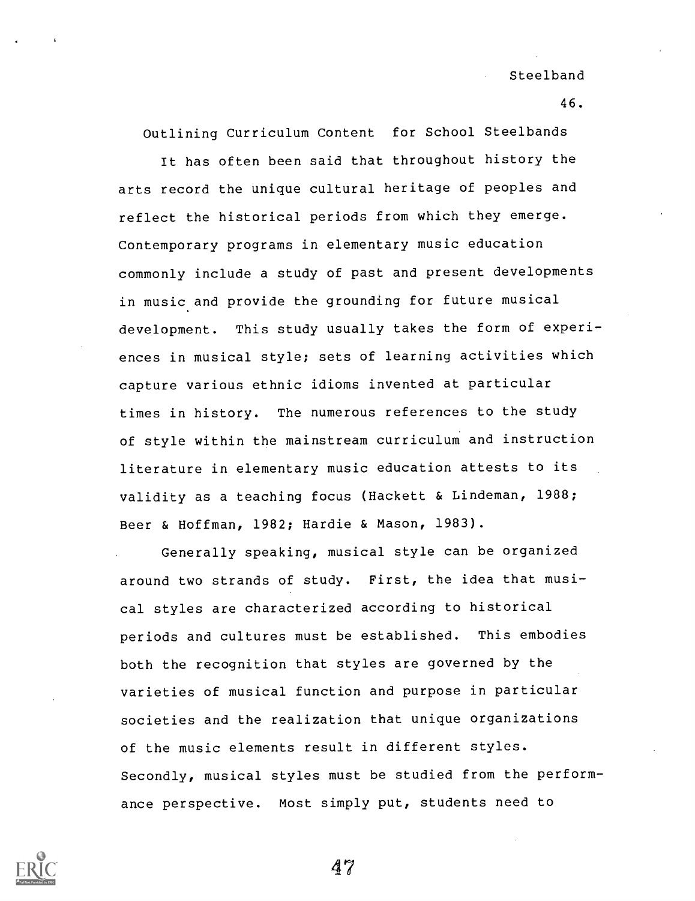## Outlining Curriculum Content for School Steelbands

It has often been said that throughout history the arts record the unique cultural heritage of peoples and reflect the historical periods from which they emerge. Contemporary programs in elementary music education commonly include a study of past and present developments in music and provide the grounding for future musical development. This study usually takes the form of experiences in musical style; sets of learning activities which capture various ethnic idioms invented at particular times in history. The numerous references to the study of style within the mainstream curriculum and instruction literature in elementary music education attests to its validity as a teaching focus (Hackett & Lindeman, 1988; Beer & Hoffman, 1982; Hardie & Mason, 1983).

Generally speaking, musical style can be organized around two strands of study. First, the idea that musical styles are characterized according to historical periods and cultures must be established. This embodies both the recognition that styles are governed by the varieties of musical function and purpose in particular societies and the realization that unique organizations of the music elements result in different styles. Secondly, musical styles must be studied from the performance perspective. Most simply put, students need to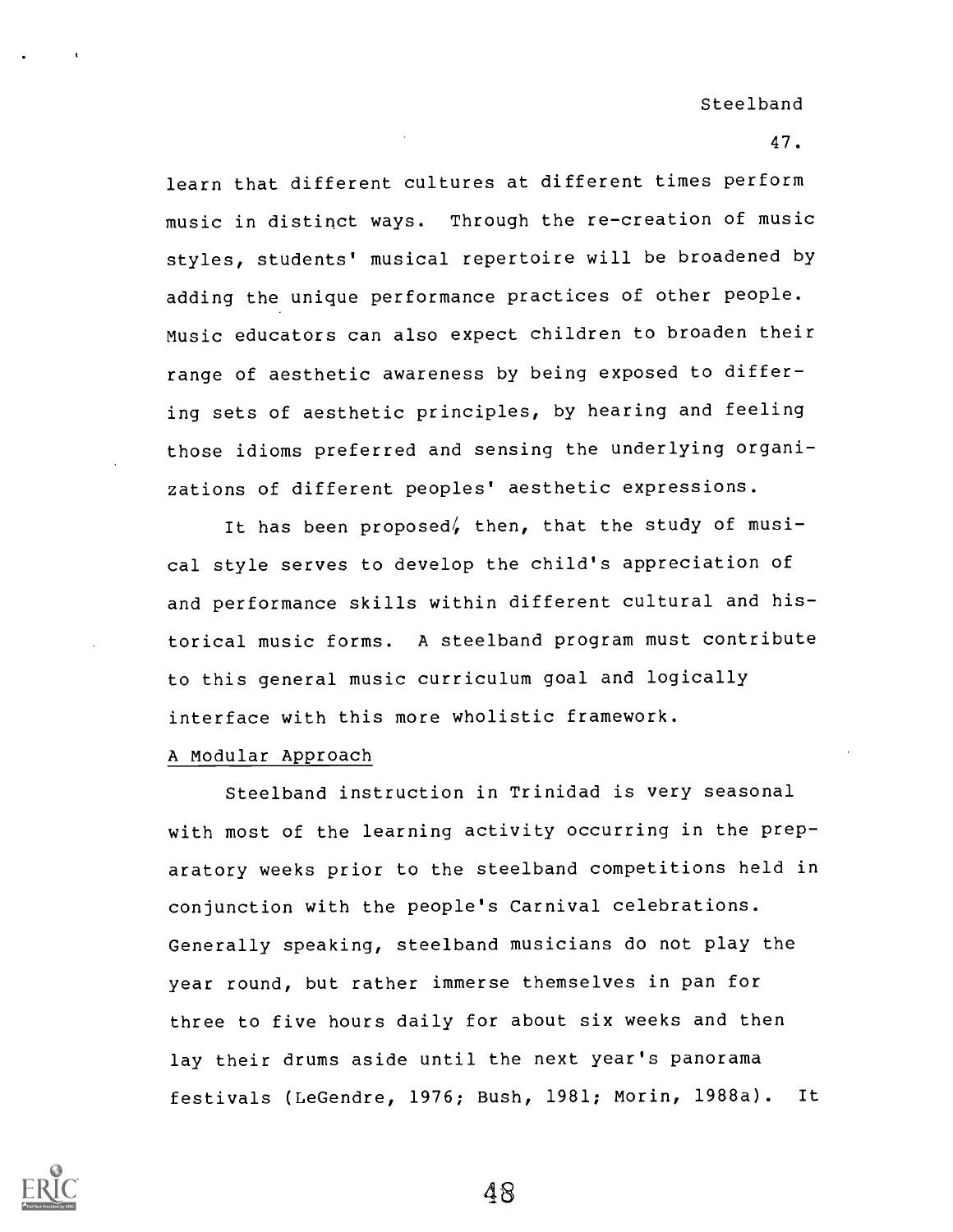learn that different cultures at different times perform music in distinct ways. Through the re-creation of music styles, students' musical repertoire will be broadened by adding the unique performance practices of other people. Music educators can also expect children to broaden their range of aesthetic awareness by being exposed to differing sets of aesthetic principles, by hearing and feeling those idioms preferred and sensing the underlying organizations of different peoples' aesthetic expressions.

It has been proposed, then, that the study of musical style serves to develop the child's appreciation of and performance skills within different cultural and historical music forms. A steelband program must contribute to this general music curriculum goal and logically interface with this more wholistic framework.

## A Modular Approach

Steelband instruction in Trinidad is very seasonal with most of the learning activity occurring in the preparatory weeks prior to the steelband competitions held in conjunction with the people's Carnival celebrations. Generally speaking, steelband musicians do not play the year round, but rather immerse themselves in pan for three to five hours daily for about six weeks and then lay their drums aside until the next year's panorama festivals (LeGendre, 1976; Bush, 1981; Morin, 1988a). It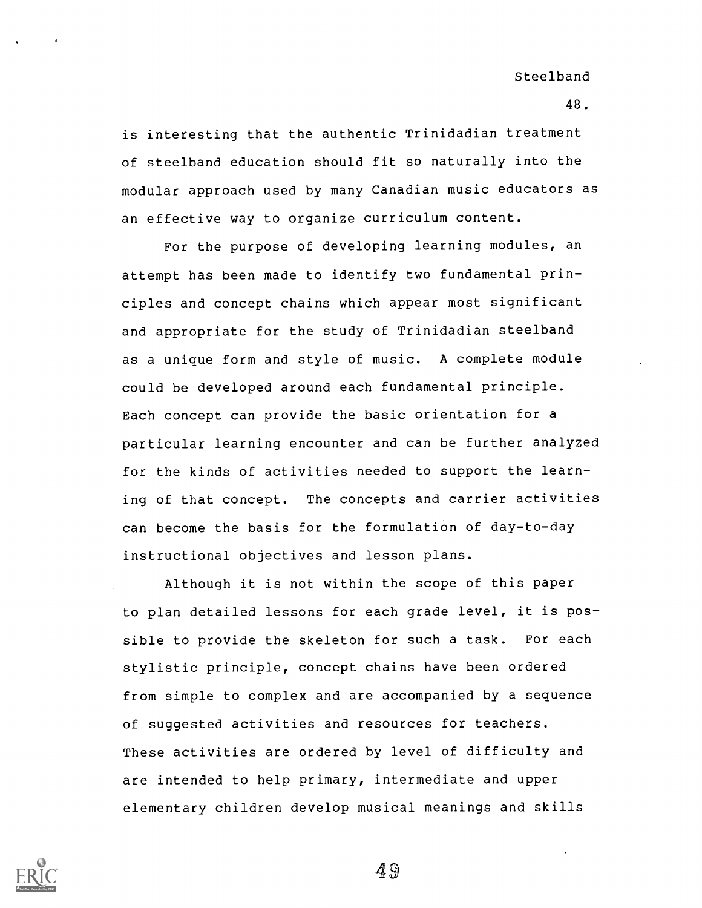is interesting that the authentic Trinidadian treatment of steelband education should fit so naturally into the modular approach used by many Canadian music educators as an effective way to organize curriculum content.

For the purpose of developing learning modules, an attempt has been made to identify two fundamental principles and concept chains which appear most significant and appropriate for the study of Trinidadian steelband as a unique form and style of music. A complete module could be developed around each fundamental principle. Each concept can provide the basic orientation for a particular learning encounter and can be further analyzed for the kinds of activities needed to support the learning of that concept. The concepts and carrier activities can become the basis for the formulation of day-to-day instructional objectives and lesson plans.

Although it is not within the scope of this paper to plan detailed lessons for each grade level, it is possible to provide the skeleton for such a task. For each stylistic principle, concept chains have been ordered from simple to complex and are accompanied by a sequence of suggested activities and resources for teachers. These activities are ordered by level of difficulty and are intended to help primary, intermediate and upper elementary children develop musical meanings and skills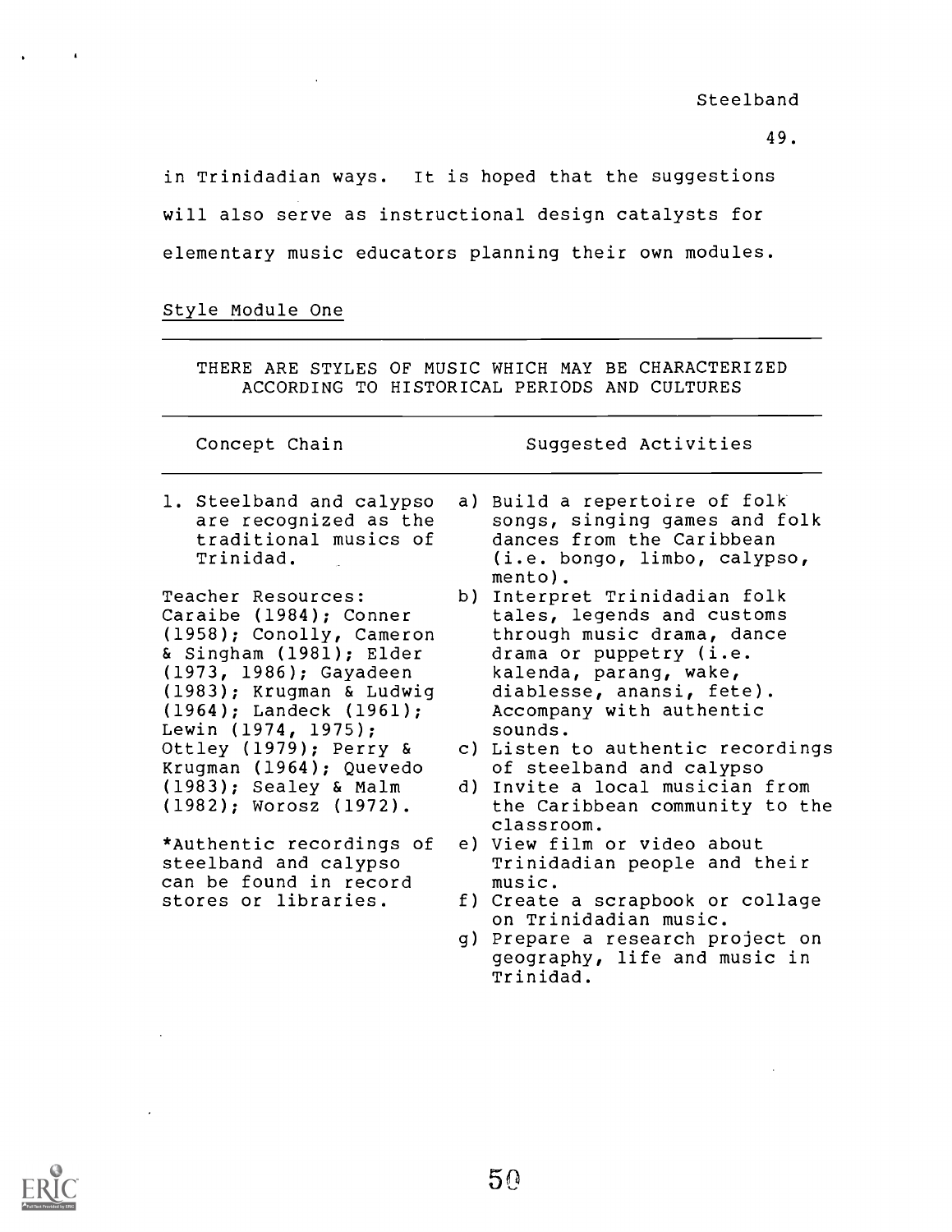in Trinidadian ways. It is hoped that the suggestions will also serve as instructional design catalysts for elementary music educators planning their own modules.

Style Module One

THERE ARE STYLES OF MUSIC WHICH MAY BE CHARACTERIZED ACCORDING TO HISTORICAL PERIODS AND CULTURES

| Concept Chain | Suggested Activities |
|---|---|
| 1. Steelband and calypso are recognized as the traditional musics of Trinidad.<br><br>Teacher Resources: Caraibe (1984); Conner (1958); Conolly, Cameron & Singham (1981); Elder (1973, 1986); Gayadeen (1983); Krugman & Ludwig (1964); Landeck (1961); Lewin (1974, 1975); Ottley (1979); Perry & Krugman (1964); Quevedo (1983); Sealey & Malm (1982); Worosz (1972).<br><br>*Authentic recordings of steelband and calypso can be found in record stores or libraries. | a) Build a repertoire of folk songs, singing games and folk dances from the Caribbean (i.e. bongo, limbo, calypso, mento).<br>b) Interpret Trinidadian folk tales, legends and customs through music drama, dance drama or puppetry (i.e. kalenda, parang, wake, diablesse, anansi, fete). Accompany with authentic sounds.<br>c) Listen to authentic recordings of steelband and calypso<br>d) Invite a local musician from the Caribbean community to the classroom.<br>e) View film or video about Trinidadian people and their music.<br>f) Create a scrapbook or collage on Trinidadian music.<br>g) Prepare a research project on geography, life and music in Trinidad. |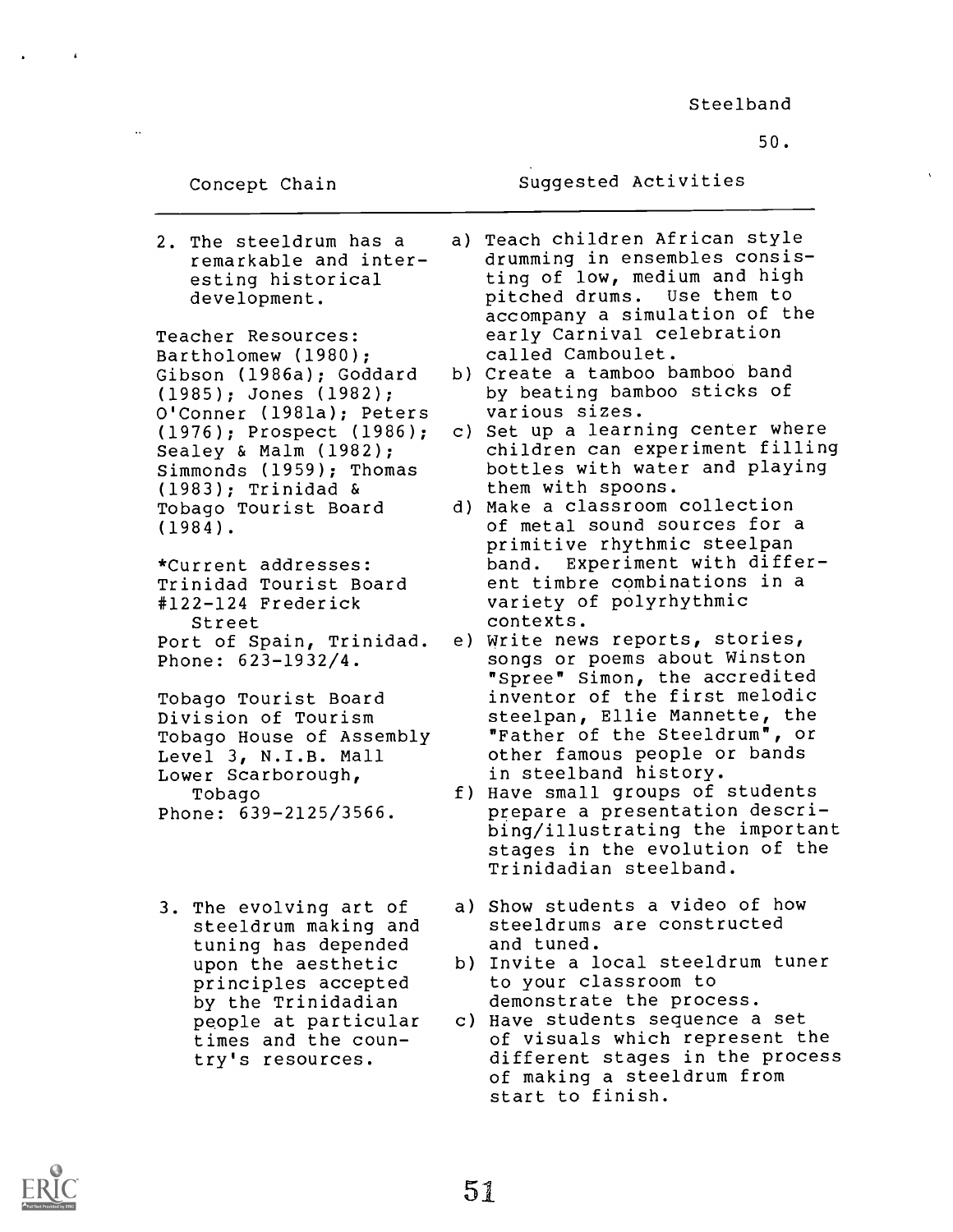| Concept Chain | Suggested Activities |
|---|---|
| 2. The steeldrum has a remarkable and interesting historical development.<br><br>Teacher Resources: Bartholomew (1980); Gibson (1986a); Goddard (1985); Jones (1982); O'Conner (1981a); Peters (1976); Prospect (1986); Sealey & Malm (1982); Simmonds (1959); Thomas (1983); Trinidad & Tobago Tourist Board (1984).<br><br>*Current addresses:<br>Trinidad Tourist Board<br>#122-124 Frederick Street<br>Port of Spain, Trinidad.<br>Phone: 623-1932/4.<br><br>Tobago Tourist Board<br>Division of Tourism<br>Tobago House of Assembly<br>Level 3, N.I.B. Mall<br>Lower Scarborough, Tobago<br>Phone: 639-2125/3566. | a) Teach children African style drumming in ensembles consisting of low, medium and high pitched drums. Use them to accompany a simulation of the early Carnival celebration called Camboulet.<br>b) Create a tamboo bamboo band by beating bamboo sticks of various sizes.<br>c) Set up a learning center where children can experiment filling bottles with water and playing them with spoons.<br>d) Make a classroom collection of metal sound sources for a primitive rhythmic steelpan band. Experiment with different timbre combinations in a variety of polyrhythmic contexts.<br>e) Write news reports, stories, songs or poems about Winston "Spree" Simon, the accredited inventor of the first melodic steelpan, Ellie Mannette, the "Father of the Steeldrum", or other famous people or bands in steelband history.<br>f) Have small groups of students prepare a presentation describing/illustrating the important stages in the evolution of the Trinidadian steelband. |
| 3. The evolving art of steeldrum making and tuning has depended upon the aesthetic principles accepted by the Trinidadian people at particular times and the country's resources. | a) Show students a video of how steeldrums are constructed and tuned.<br>b) Invite a local steeldrum tuner to your classroom to demonstrate the process.<br>c) Have students sequence a set of visuals which represent the different stages in the process of making a steeldrum from start to finish. |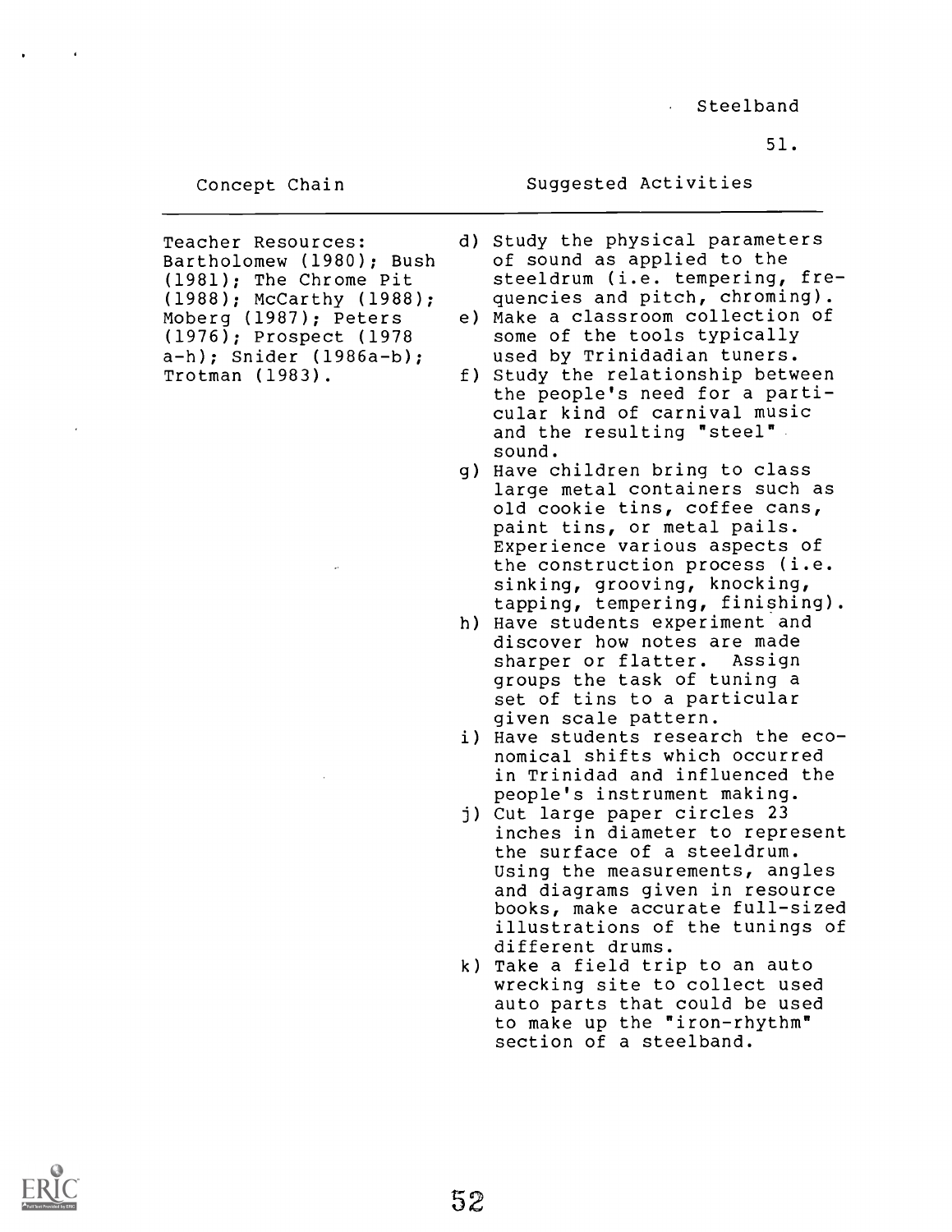| Concept Chain | Suggested Activities |
|---|---|
| Teacher Resources: Bartholomew (1980); Bush (1981); The Chrome Pit (1988); McCarthy (1988); Moberg (1987); Peters (1976); Prospect (1978 a-h); Snider (1986a-b); Trotman (1983). | d) Study the physical parameters of sound as applied to the steeldrum (i.e. tempering, frequencies and pitch, chroming). |
| | e) Make a classroom collection of some of the tools typically used by Trinidadian tuners. |
| | f) Study the relationship between the people's need for a particular kind of carnival music and the resulting "steel" sound. |
| | g) Have children bring to class large metal containers such as old cookie tins, coffee cans, paint tins, or metal pails. Experience various aspects of the construction process (i.e. sinking, grooving, knocking, tapping, tempering, finishing). |
| | h) Have students experiment and discover how notes are made sharper or flatter. Assign groups the task of tuning a set of tins to a particular given scale pattern. |
| | i) Have students research the economical shifts which occurred in Trinidad and influenced the people's instrument making. |
| | j) Cut large paper circles 23 inches in diameter to represent the surface of a steeldrum. Using the measurements, angles and diagrams given in resource books, make accurate full-sized illustrations of the tunings of different drums. |
| | k) Take a field trip to an auto wrecking site to collect used auto parts that could be used to make up the "iron-rhythm" section of a steelband. |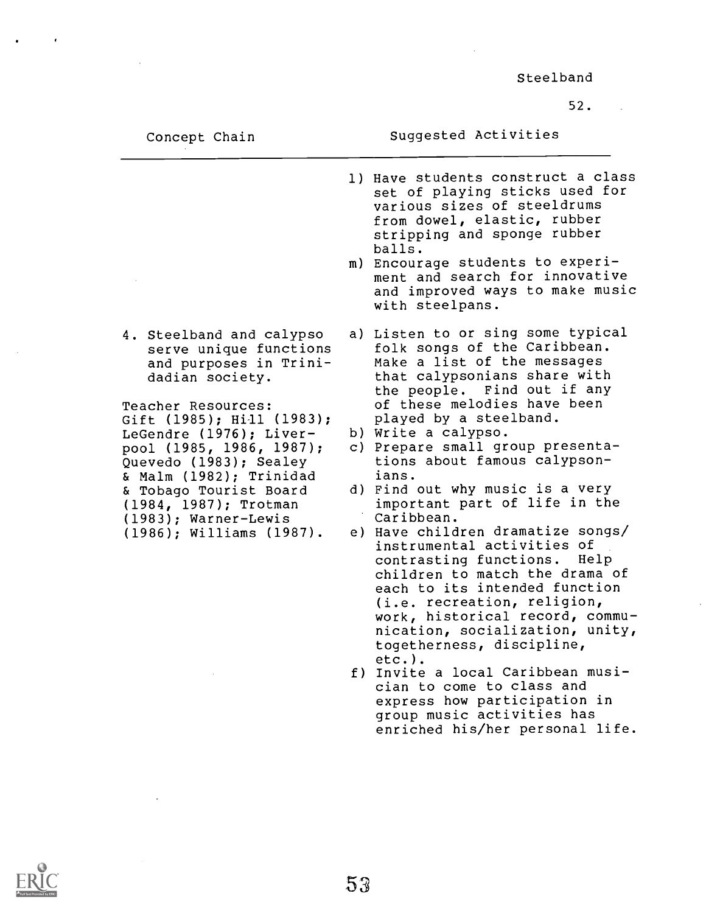| Concept Chain | Suggested Activities |
|---|---|
| | l) Have students construct a class set of playing sticks used for various sizes of steeldrums from dowel, elastic, rubber stripping and sponge rubber balls.<br>m) Encourage students to experiment and search for innovative and improved ways to make music with steelpans. |
| 4. Steelband and calypso serve unique functions and purposes in Trinidadian society.<br><br>Teacher Resources: Gift (1985); Hill (1983); LeGendre (1976); Liverpool (1985, 1986, 1987); Quevedo (1983); Sealey & Malm (1982); Trinidad & Tobago Tourist Board (1984, 1987); Trotman (1983); Warner-Lewis (1986); Williams (1987). | a) Listen to or sing some typical folk songs of the Caribbean. Make a list of the messages that calypsonians share with the people. Find out if any of these melodies have been played by a steelband.<br>b) Write a calypso.<br>c) Prepare small group presentations about famous calypsonians.<br>d) Find out why music is a very important part of life in the Caribbean.<br>e) Have children dramatize songs/instrumental activities of contrasting functions. Help children to match the drama of each to its intended function (i.e. recreation, religion, work, historical record, communication, socialization, unity, togetherness, discipline, etc.).<br>f) Invite a local Caribbean musician to come to class and express how participation in group music activities has enriched his/her personal life. |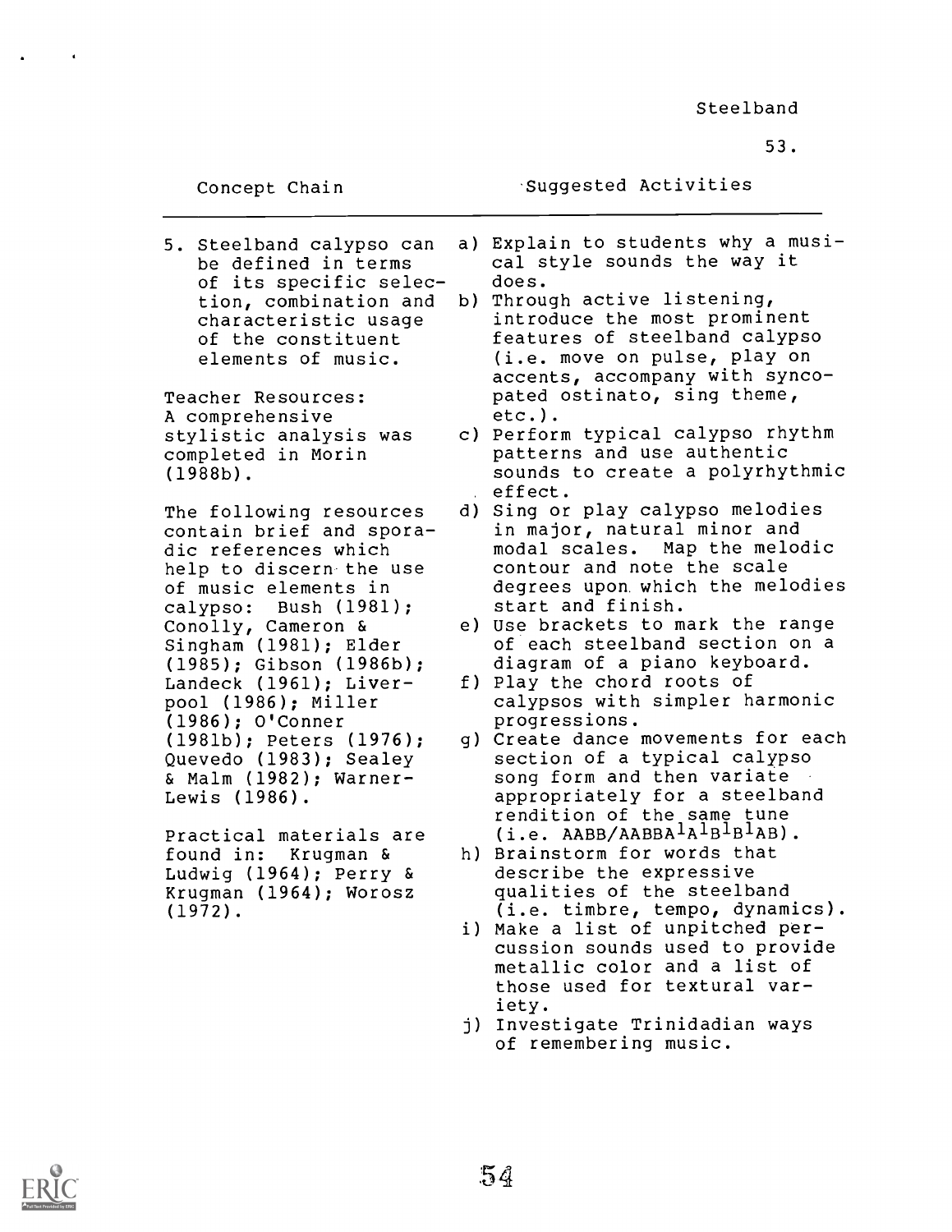| Concept Chain | Suggested Activities |
|---|---|
| 5. Steelband calypso can be defined in terms of its specific selection, combination and characteristic usage of the constituent elements of music.<br><br>Teacher Resources: A comprehensive stylistic analysis was completed in Morin (1988b).<br><br>The following resources contain brief and sporadic references which help to discern the use of music elements in calypso: Bush (1981); Conolly, Cameron & Singham (1981); Elder (1985); Gibson (1986b); Landeck (1961); Liverpool (1986); Miller (1986); O'Conner (1981b); Peters (1976); Quevedo (1983); Sealey & Malm (1982); Warner-Lewis (1986).<br><br>Practical materials are found in: Krugman & Ludwig (1964); Perry & Krugman (1964); Worosz (1972). | a) Explain to students why a musical style sounds the way it does.<br>b) Through active listening, introduce the most prominent features of steelband calypso (i.e. move on pulse, play on accents, accompany with syncopated ostinato, sing theme, etc.).<br>c) Perform typical calypso rhythm patterns and use authentic sounds to create a polyrhythmic effect.<br>d) Sing or play calypso melodies in major, natural minor and modal scales. Map the melodic contour and note the scale degrees upon which the melodies start and finish.<br>e) Use brackets to mark the range of each steelband section on a diagram of a piano keyboard.<br>f) Play the chord roots of calypsos with simpler harmonic progressions.<br>g) Create dance movements for each section of a typical calypso song form and then variate appropriately for a steelband rendition of the same tune (i.e. AABB/AABBA$^1$A$^1$B$^1$B$^1$AB).<br>h) Brainstorm for words that describe the expressive qualities of the steelband (i.e. timbre, tempo, dynamics).<br>i) Make a list of unpitched percussion sounds used to provide metallic color and a list of those used for textural variety.<br>j) Investigate Trinidadian ways of remembering music. |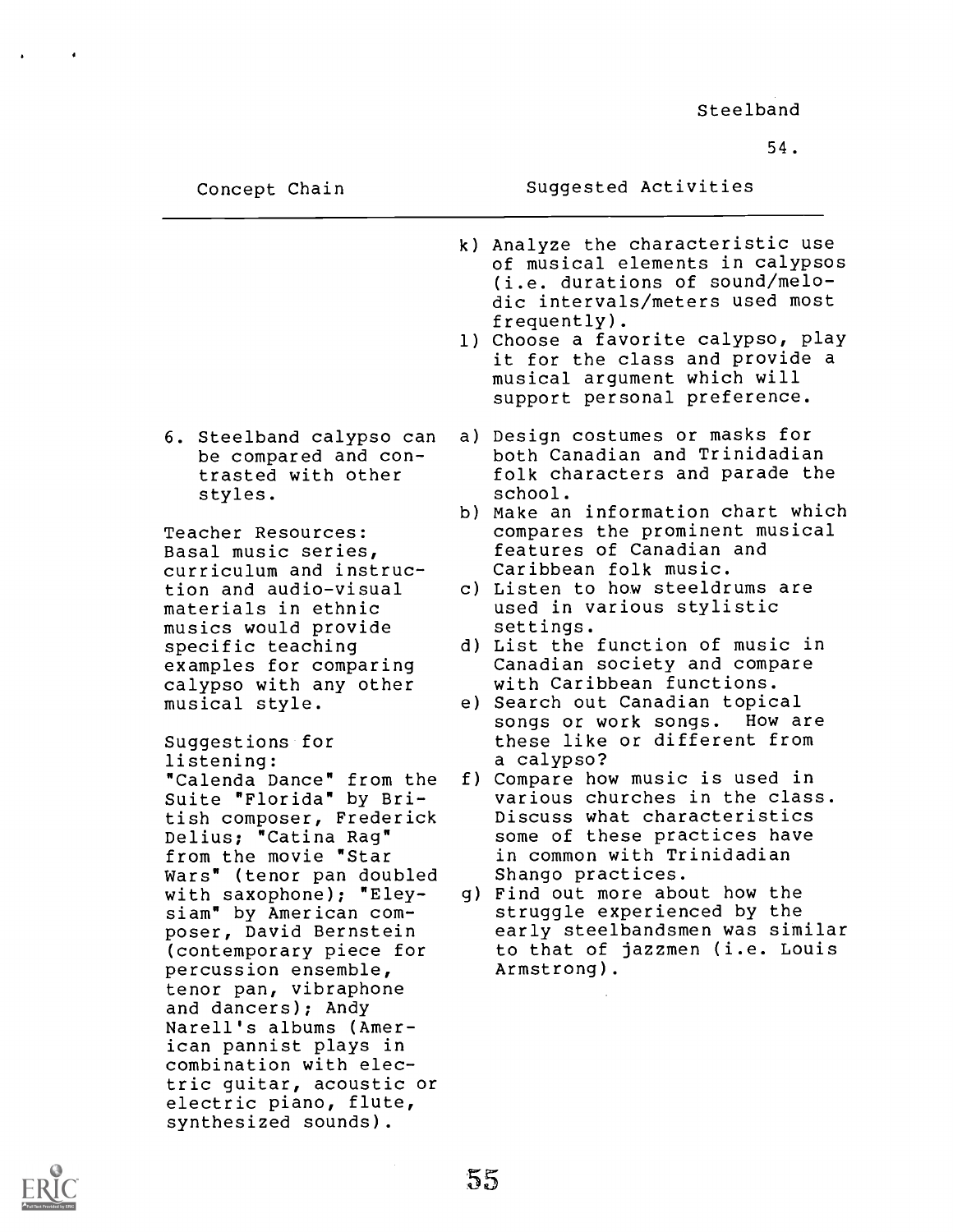| Concept Chain | Suggested Activities |
|---|---|
| | k) Analyze the characteristic use of musical elements in calypsos (i.e. durations of sound/melodic intervals/meters used most frequently). |
| | l) Choose a favorite calypso, play it for the class and provide a musical argument which will support personal preference. |
| 6. Steelband calypso can be compared and contrasted with other styles. | a) Design costumes or masks for both Canadian and Trinidadian folk characters and parade the school. |
| Teacher Resources: Basal music series, curriculum and instruction and audio-visual materials in ethnic musics would provide specific teaching examples for comparing calypso with any other musical style. | b) Make an information chart which compares the prominent musical features of Canadian and Caribbean folk music. |
| | c) Listen to how steeldrums are used in various stylistic settings. |
| | d) List the function of music in Canadian society and compare with Caribbean functions. |
| Suggestions for listening: "Calenda Dance" from the Suite "Florida" by British composer, Frederick Delius; "Catina Rag" from the movie "Star Wars" (tenor pan doubled with saxophone); "Eleysiam" by American composer, David Bernstein (contemporary piece for percussion ensemble, tenor pan, vibraphone and dancers); Andy Narell's albums (American pannist plays in combination with electric guitar, acoustic or electric piano, flute, synthesized sounds). | e) Search out Canadian topical songs or work songs. How are these like or different from a calypso? |
| | f) Compare how music is used in various churches in the class. Discuss what characteristics some of these practices have in common with Trinidadian Shango practices. |
| | g) Find out more about how the struggle experienced by the early steelbandsmen was similar to that of jazzmen (i.e. Louis Armstrong). |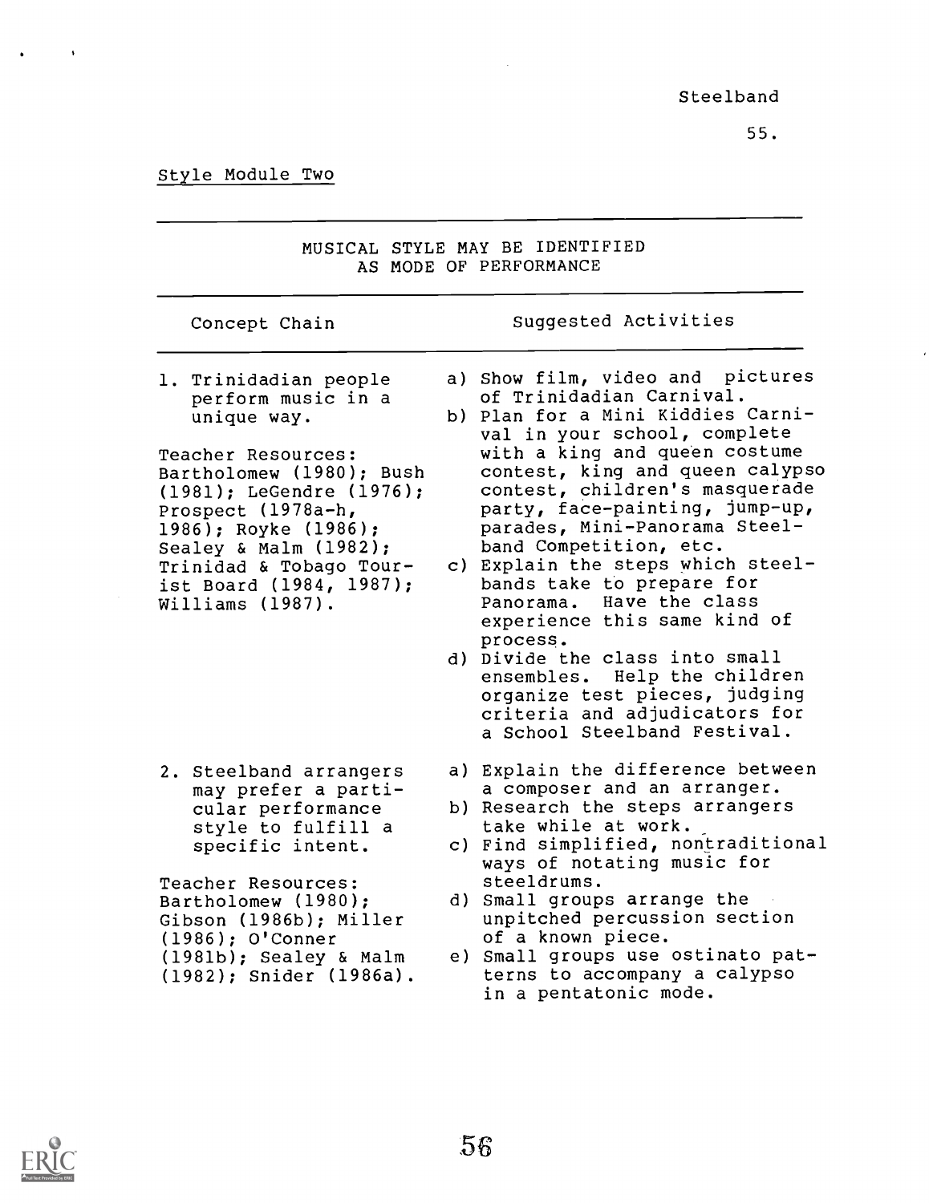Style Module Two

| MUSICAL STYLE MAY BE IDENTIFIED AS MODE OF PERFORMANCE | |
|---|---|
| **Concept Chain** | **Suggested Activities** |
| 1. Trinidadian people perform music in a unique way.<br><br>Teacher Resources: Bartholomew (1980); Bush (1981); LeGendre (1976); Prospect (1978a-h, 1986); Royke (1986); Sealey & Malm (1982); Trinidad & Tobago Tourist Board (1984, 1987); Williams (1987). | a) Show film, video and pictures of Trinidadian Carnival.<br>b) Plan for a Mini Kiddies Carnival in your school, complete with a king and queen costume contest, king and queen calypso contest, children's masquerade party, face-painting, jump-up, parades, Mini-Panorama Steelband Competition, etc.<br>c) Explain the steps which steelbands take to prepare for Panorama. Have the class experience this same kind of process.<br>d) Divide the class into small ensembles. Help the children organize test pieces, judging criteria and adjudicators for a School Steelband Festival. |
| 2. Steelband arrangers may prefer a particular performance style to fulfill a specific intent.<br><br>Teacher Resources: Bartholomew (1980); Gibson (1986b); Miller (1986); O'Conner (1981b); Sealey & Malm (1982); Snider (1986a). | a) Explain the difference between a composer and an arranger.<br>b) Research the steps arrangers take while at work.<br>c) Find simplified, nontraditional ways of notating music for steeldrums.<br>d) Small groups arrange the unpitched percussion section of a known piece.<br>e) Small groups use ostinato patterns to accompany a calypso in a pentatonic mode. |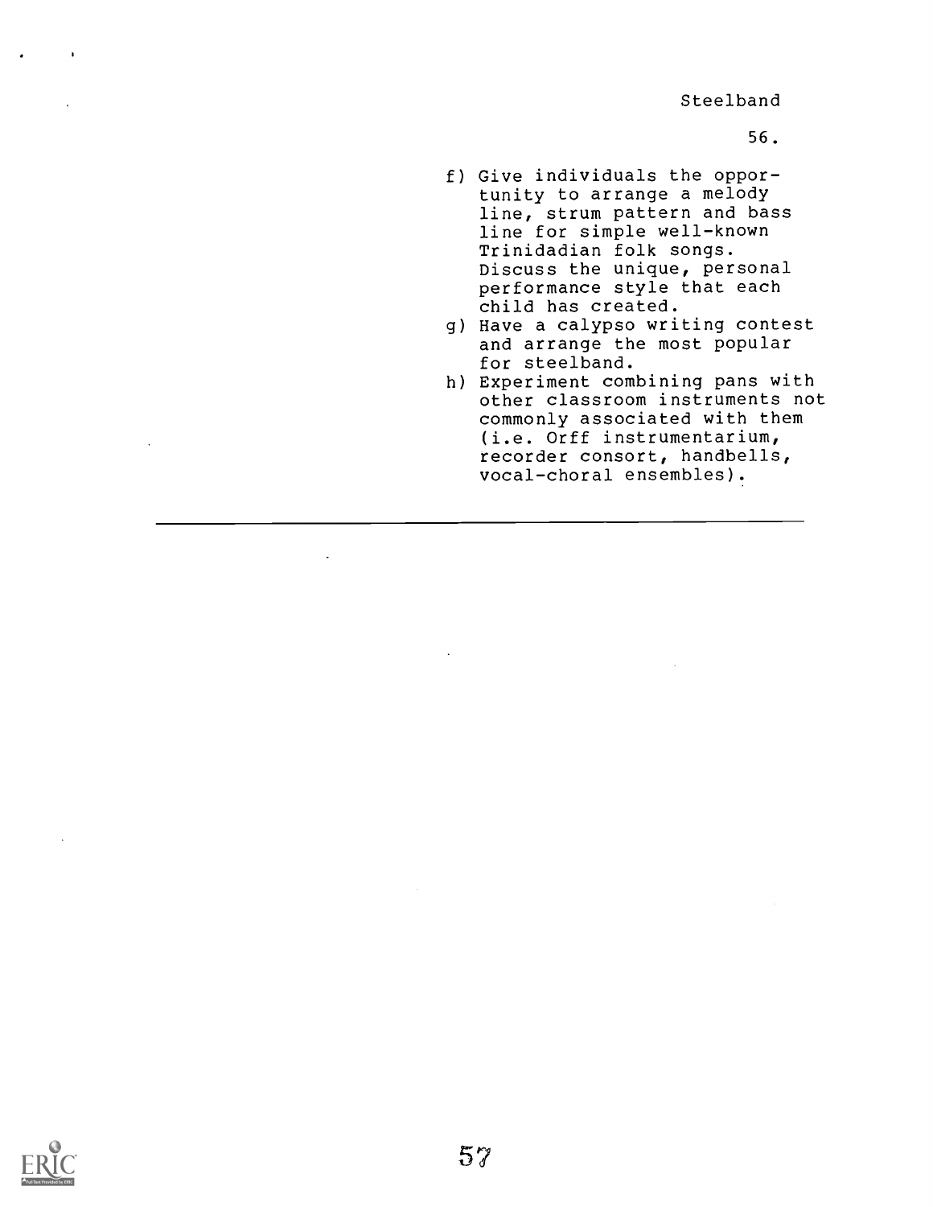f) Give individuals the opportunity to arrange a melody line, strum pattern and bass line for simple well-known Trinidadian folk songs. Discuss the unique, personal performance style that each child has created.
g) Have a calypso writing contest and arrange the most popular for steelband.
h) Experiment combining pans with other classroom instruments not commonly associated with them (i.e. Orff instrumentarium, recorder consort, handbells, vocal-choral ensembles).

---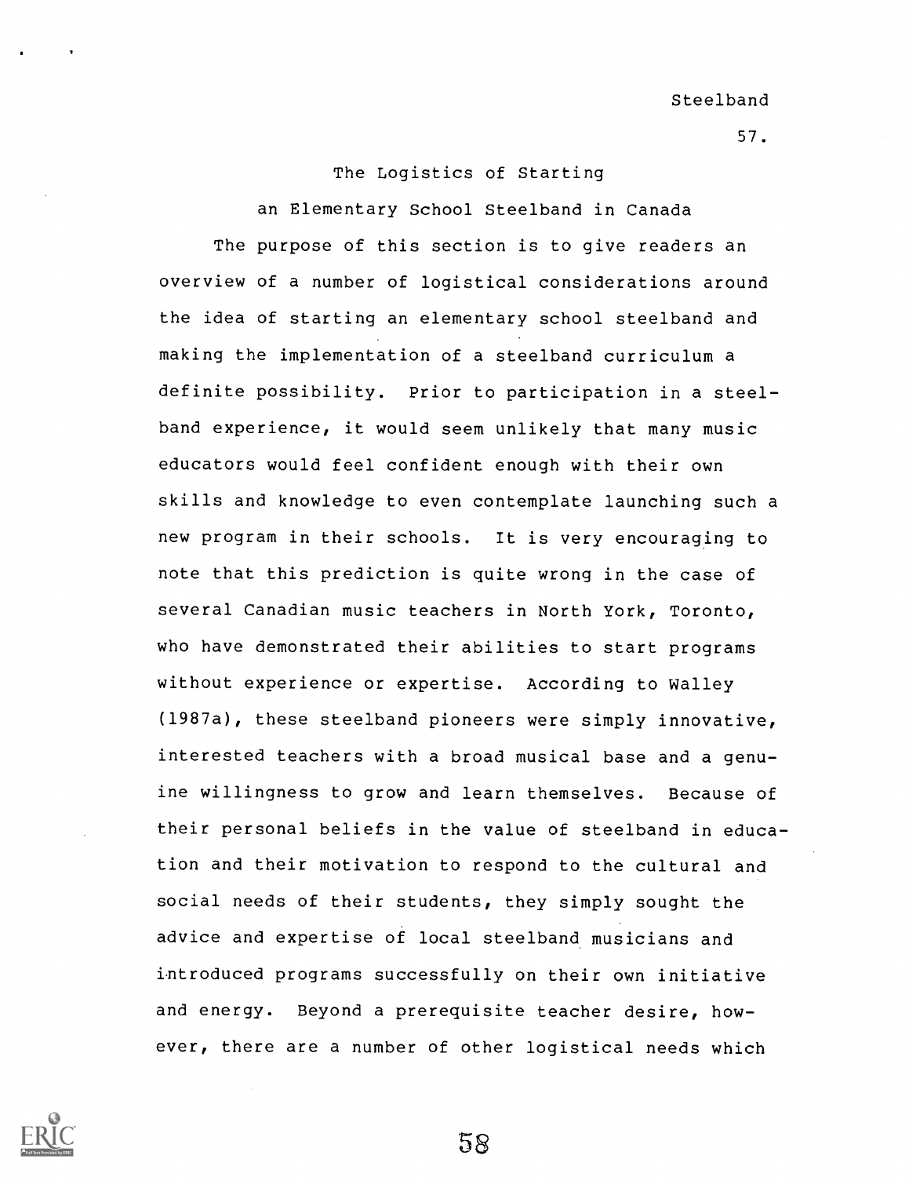## The Logistics of Starting an Elementary School Steelband in Canada

The purpose of this section is to give readers an overview of a number of logistical considerations around the idea of starting an elementary school steelband and making the implementation of a steelband curriculum a definite possibility. Prior to participation in a steelband experience, it would seem unlikely that many music educators would feel confident enough with their own skills and knowledge to even contemplate launching such a new program in their schools. It is very encouraging to note that this prediction is quite wrong in the case of several Canadian music teachers in North York, Toronto, who have demonstrated their abilities to start programs without experience or expertise. According to Walley (1987a), these steelband pioneers were simply innovative, interested teachers with a broad musical base and a genuine willingness to grow and learn themselves. Because of their personal beliefs in the value of steelband in education and their motivation to respond to the cultural and social needs of their students, they simply sought the advice and expertise of local steelband musicians and introduced programs successfully on their own initiative and energy. Beyond a prerequisite teacher desire, however, there are a number of other logistical needs which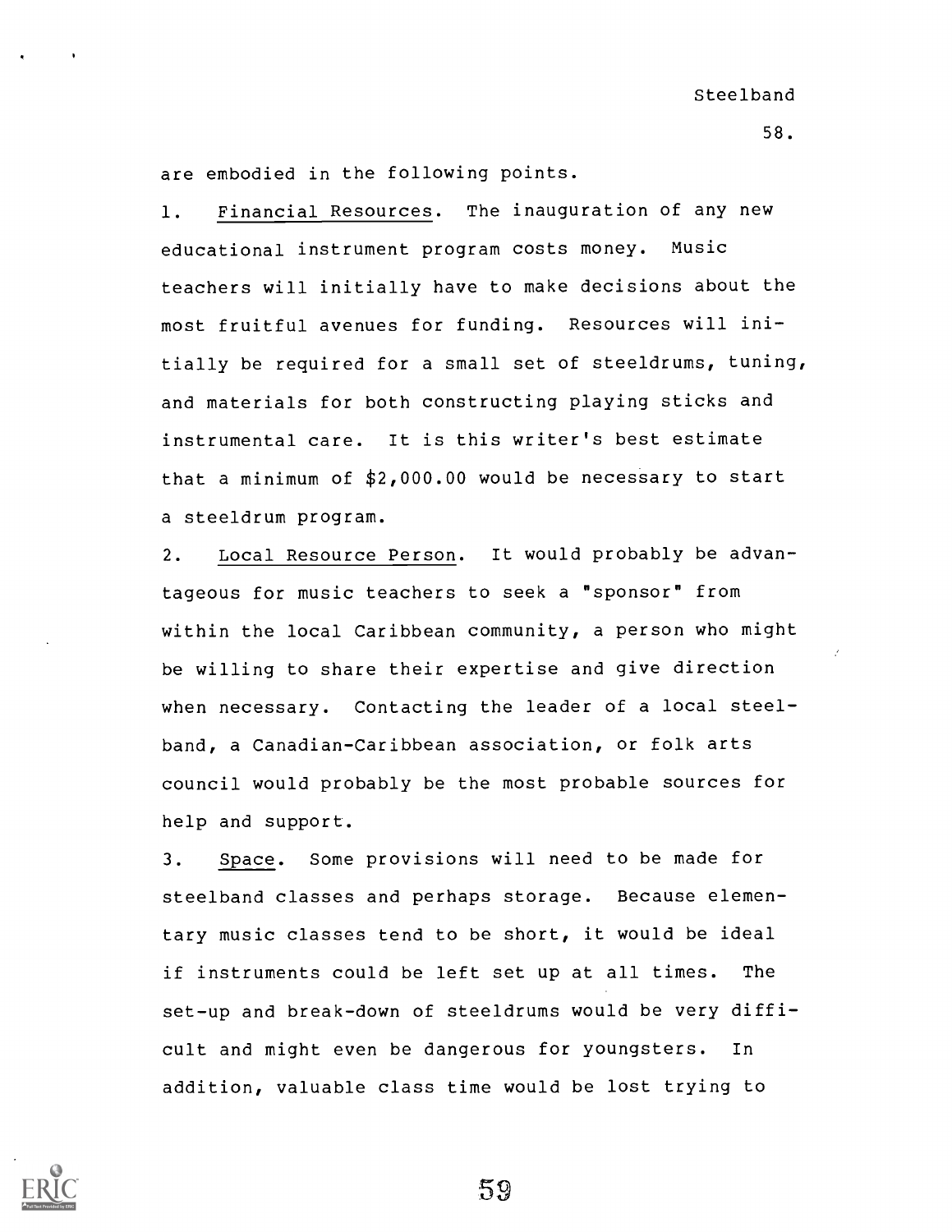are embodied in the following points.

1. Financial Resources. The inauguration of any new educational instrument program costs money. Music teachers will initially have to make decisions about the most fruitful avenues for funding. Resources will initially be required for a small set of steeldrums, tuning, and materials for both constructing playing sticks and instrumental care. It is this writer's best estimate that a minimum of $2,000.00 would be necessary to start a steeldrum program.

2. Local Resource Person. It would probably be advantageous for music teachers to seek a "sponsor" from within the local Caribbean community, a person who might be willing to share their expertise and give direction when necessary. Contacting the leader of a local steelband, a Canadian-Caribbean association, or folk arts council would probably be the most probable sources for help and support.

3. Space. Some provisions will need to be made for steelband classes and perhaps storage. Because elementary music classes tend to be short, it would be ideal if instruments could be left set up at all times. The set-up and break-down of steeldrums would be very difficult and might even be dangerous for youngsters. In addition, valuable class time would be lost trying to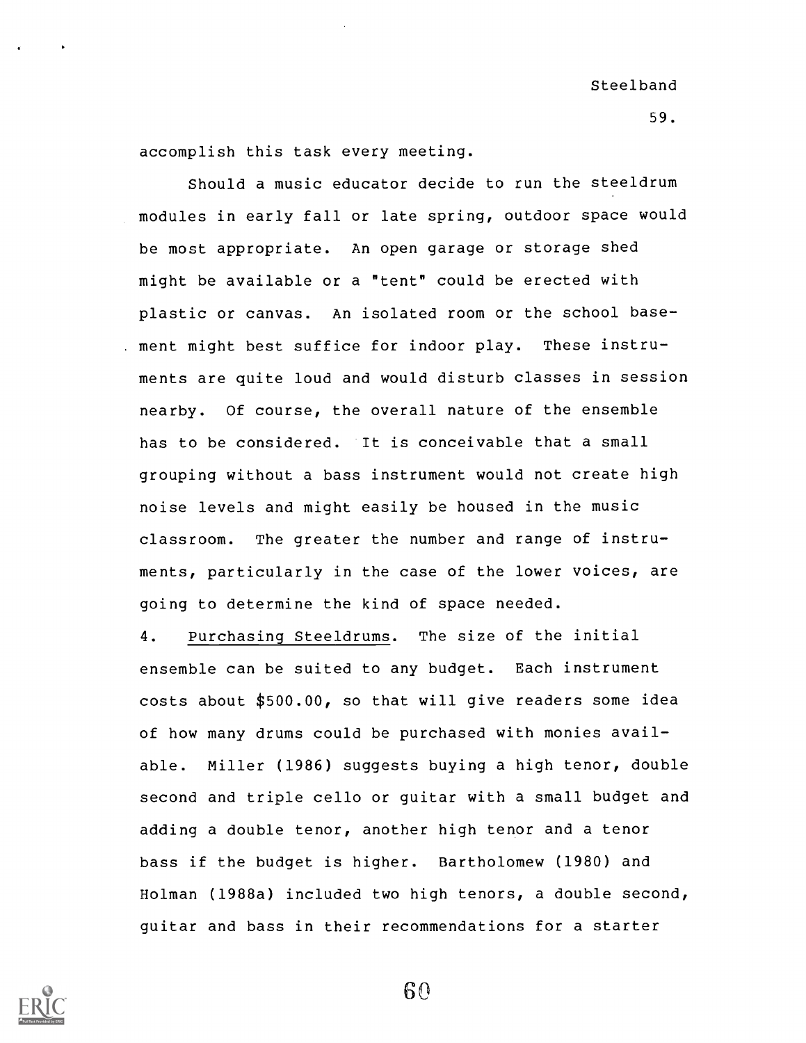accomplish this task every meeting.

Should a music educator decide to run the steeldrum modules in early fall or late spring, outdoor space would be most appropriate. An open garage or storage shed might be available or a "tent" could be erected with plastic or canvas. An isolated room or the school basement might best suffice for indoor play. These instruments are quite loud and would disturb classes in session nearby. Of course, the overall nature of the ensemble has to be considered. It is conceivable that a small grouping without a bass instrument would not create high noise levels and might easily be housed in the music classroom. The greater the number and range of instruments, particularly in the case of the lower voices, are going to determine the kind of space needed.

4. Purchasing Steeldrums. The size of the initial ensemble can be suited to any budget. Each instrument costs about $500.00, so that will give readers some idea of how many drums could be purchased with monies available. Miller (1986) suggests buying a high tenor, double second and triple cello or guitar with a small budget and adding a double tenor, another high tenor and a tenor bass if the budget is higher. Bartholomew (1980) and Holman (1988a) included two high tenors, a double second, guitar and bass in their recommendations for a starter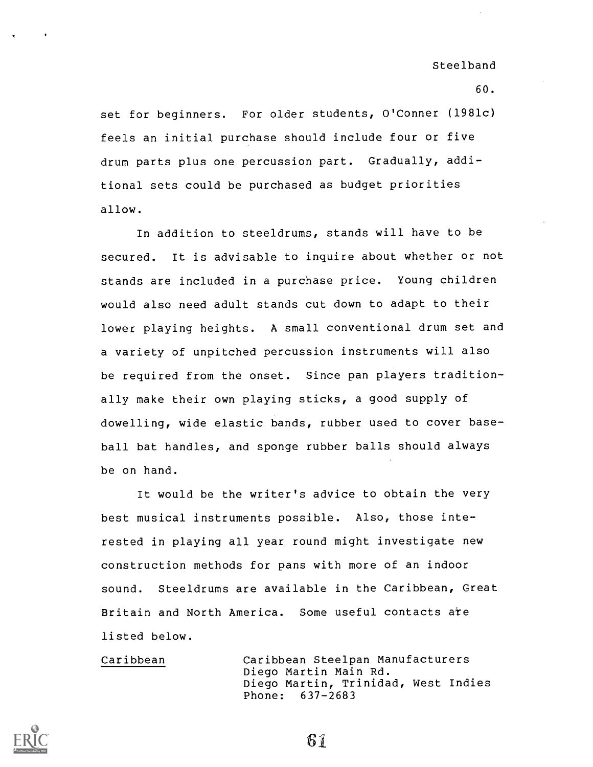set for beginners. For older students, O'Conner (1981c) feels an initial purchase should include four or five drum parts plus one percussion part. Gradually, additional sets could be purchased as budget priorities allow.

In addition to steeldrums, stands will have to be secured. It is advisable to inquire about whether or not stands are included in a purchase price. Young children would also need adult stands cut down to adapt to their lower playing heights. A small conventional drum set and a variety of unpitched percussion instruments will also be required from the onset. Since pan players traditionally make their own playing sticks, a good supply of dowelling, wide elastic bands, rubber used to cover baseball bat handles, and sponge rubber balls should always be on hand.

It would be the writer's advice to obtain the very best musical instruments possible. Also, those interested in playing all year round might investigate new construction methods for pans with more of an indoor sound. Steeldrums are available in the Caribbean, Great Britain and North America. Some useful contacts are listed below.

<u>Caribbean</u>

Caribbean Steelpan Manufacturers
Diego Martin Main Rd.
Diego Martin, Trinidad, West Indies
Phone: 637-2683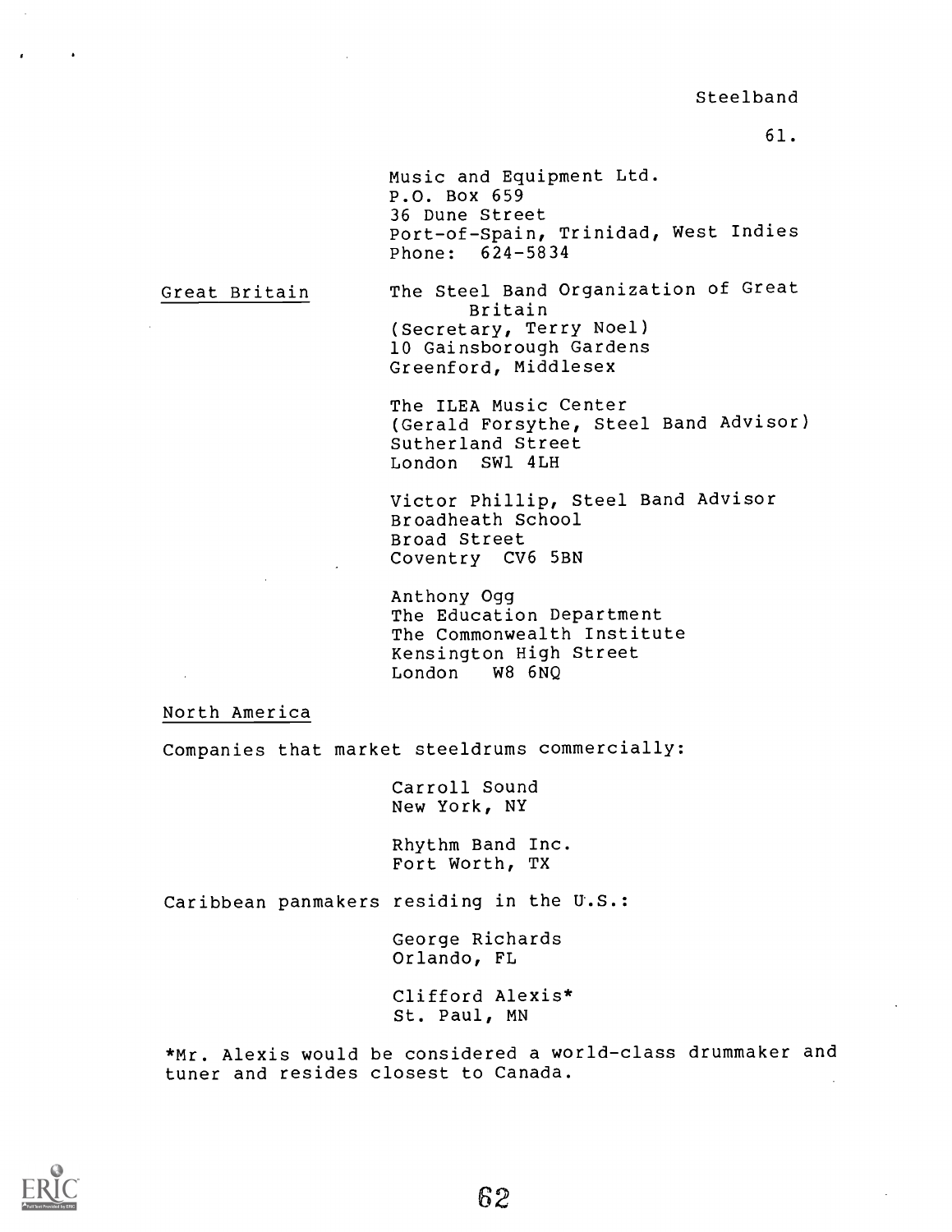Music and Equipment Ltd.
P.O. Box 659
36 Dune Street
Port-of-Spain, Trinidad, West Indies
Phone: 624-5834

Great Britain

The Steel Band Organization of Great Britain
(Secretary, Terry Noel)
10 Gainsborough Gardens
Greenford, Middlesex

The ILEA Music Center
(Gerald Forsythe, Steel Band Advisor)
Sutherland Street
London SW1 4LH

Victor Phillip, Steel Band Advisor
Broadheath School
Broad Street
Coventry CV6 5BN

Anthony Ogg
The Education Department
The Commonwealth Institute
Kensington High Street
London W8 6NQ

North America

Companies that market steeldrums commercially:

Carroll Sound
New York, NY

Rhythm Band Inc.
Fort Worth, TX

Caribbean panmakers residing in the U.S.:

George Richards
Orlando, FL

Clifford Alexis*
St. Paul, MN

*Mr. Alexis would be considered a world-class drummaker and tuner and resides closest to Canada.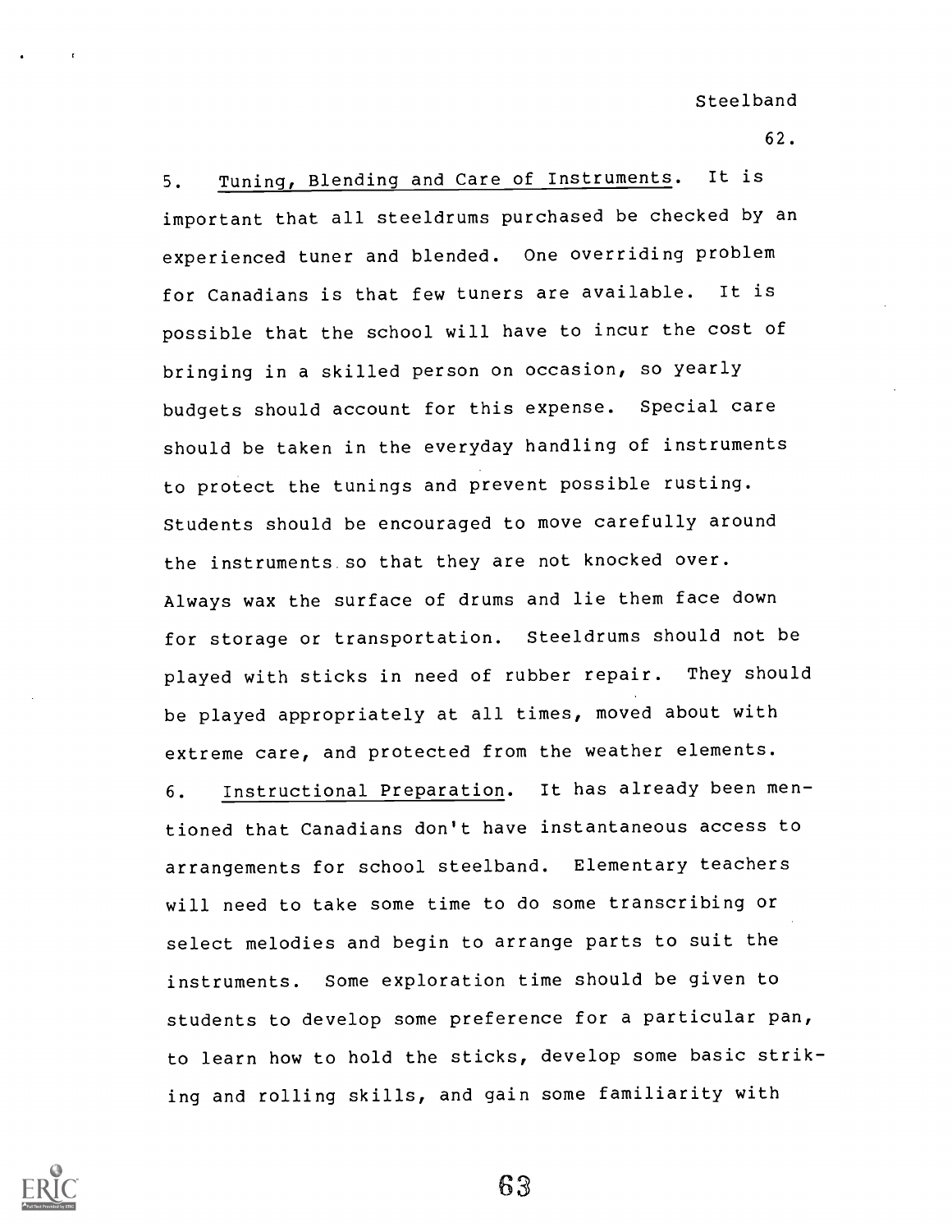5. Tuning, Blending and Care of Instruments. It is important that all steeldrums purchased be checked by an experienced tuner and blended. One overriding problem for Canadians is that few tuners are available. It is possible that the school will have to incur the cost of bringing in a skilled person on occasion, so yearly budgets should account for this expense. Special care should be taken in the everyday handling of instruments to protect the tunings and prevent possible rusting. Students should be encouraged to move carefully around the instruments so that they are not knocked over. Always wax the surface of drums and lie them face down for storage or transportation. Steeldrums should not be played with sticks in need of rubber repair. They should be played appropriately at all times, moved about with extreme care, and protected from the weather elements.

6. Instructional Preparation. It has already been mentioned that Canadians don't have instantaneous access to arrangements for school steelband. Elementary teachers will need to take some time to do some transcribing or select melodies and begin to arrange parts to suit the instruments. Some exploration time should be given to students to develop some preference for a particular pan, to learn how to hold the sticks, develop some basic striking and rolling skills, and gain some familiarity with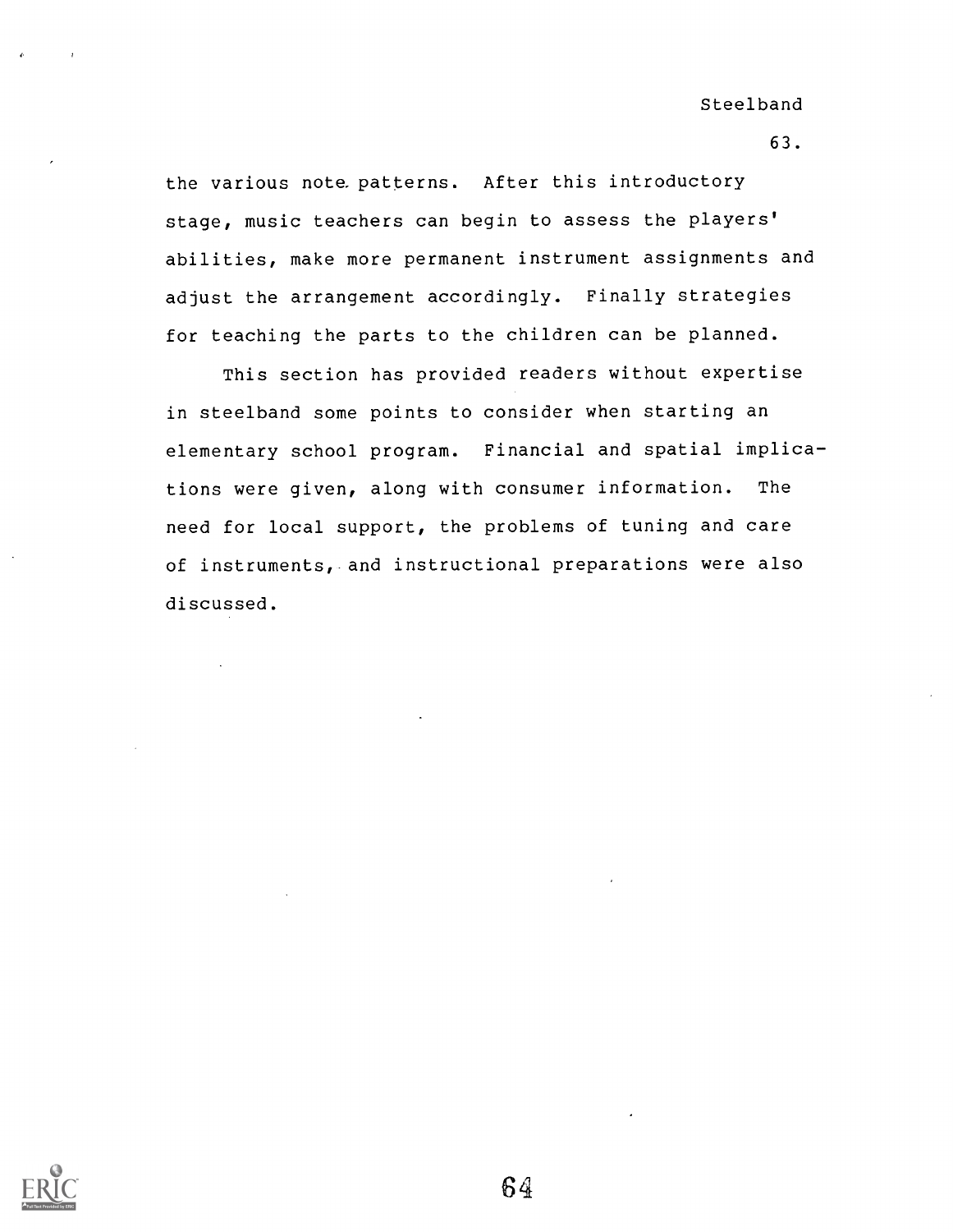the various note patterns. After this introductory stage, music teachers can begin to assess the players' abilities, make more permanent instrument assignments and adjust the arrangement accordingly. Finally strategies for teaching the parts to the children can be planned.

This section has provided readers without expertise in steelband some points to consider when starting an elementary school program. Financial and spatial implications were given, along with consumer information. The need for local support, the problems of tuning and care of instruments, and instructional preparations were also discussed.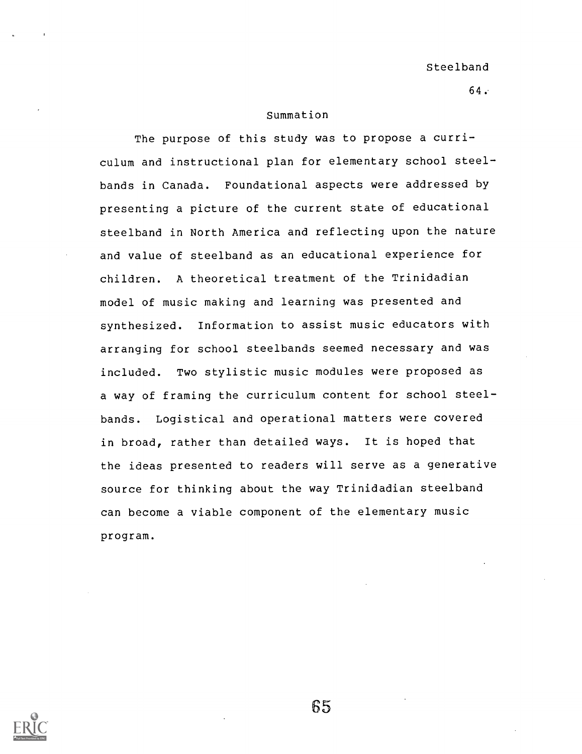## Summation

The purpose of this study was to propose a curriculum and instructional plan for elementary school steelbands in Canada. Foundational aspects were addressed by presenting a picture of the current state of educational steelband in North America and reflecting upon the nature and value of steelband as an educational experience for children. A theoretical treatment of the Trinidadian model of music making and learning was presented and synthesized. Information to assist music educators with arranging for school steelbands seemed necessary and was included. Two stylistic music modules were proposed as a way of framing the curriculum content for school steelbands. Logistical and operational matters were covered in broad, rather than detailed ways. It is hoped that the ideas presented to readers will serve as a generative source for thinking about the way Trinidadian steelband can become a viable component of the elementary music program.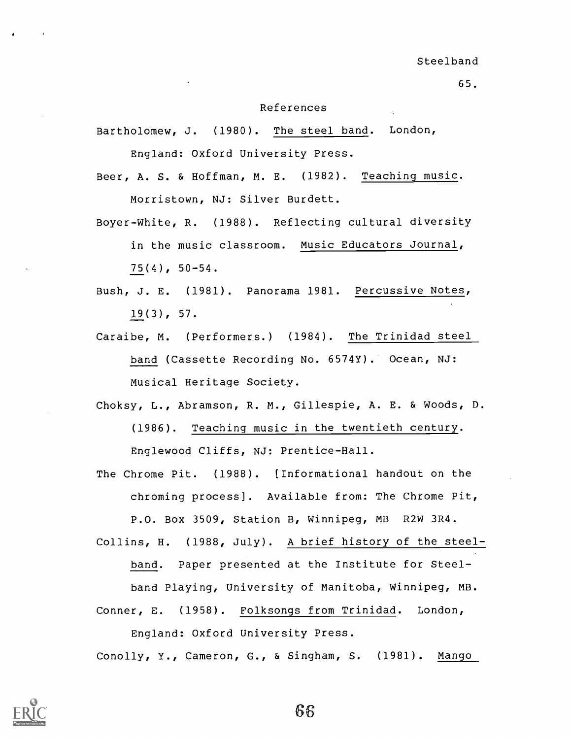## References

Bartholomew, J. (1980). *The steel band*. London, England: Oxford University Press.

Beer, A. S. & Hoffman, M. E. (1982). *Teaching music*. Morristown, NJ: Silver Burdett.

Boyer-White, R. (1988). Reflecting cultural diversity in the music classroom. *Music Educators Journal*, *75*(4), 50-54.

Bush, J. E. (1981). Panorama 1981. *Percussive Notes*, *19*(3), 57.

Caraibe, M. (Performers.) (1984). *The Trinidad steel band* (Cassette Recording No. 6574Y). Ocean, NJ: Musical Heritage Society.

Choksy, L., Abramson, R. M., Gillespie, A. E. & Woods, D. (1986). *Teaching music in the twentieth century*. Englewood Cliffs, NJ: Prentice-Hall.

The Chrome Pit. (1988). [Informational handout on the chroming process]. Available from: The Chrome Pit, P.O. Box 3509, Station B, Winnipeg, MB R2W 3R4.

Collins, H. (1988, July). *A brief history of the steel-band*. Paper presented at the Institute for Steel-band Playing, University of Manitoba, Winnipeg, MB.

Conner, E. (1958). *Folksongs from Trinidad*. London, England: Oxford University Press.

Conolly, Y., Cameron, G., & Singham, S. (1981). *Mango*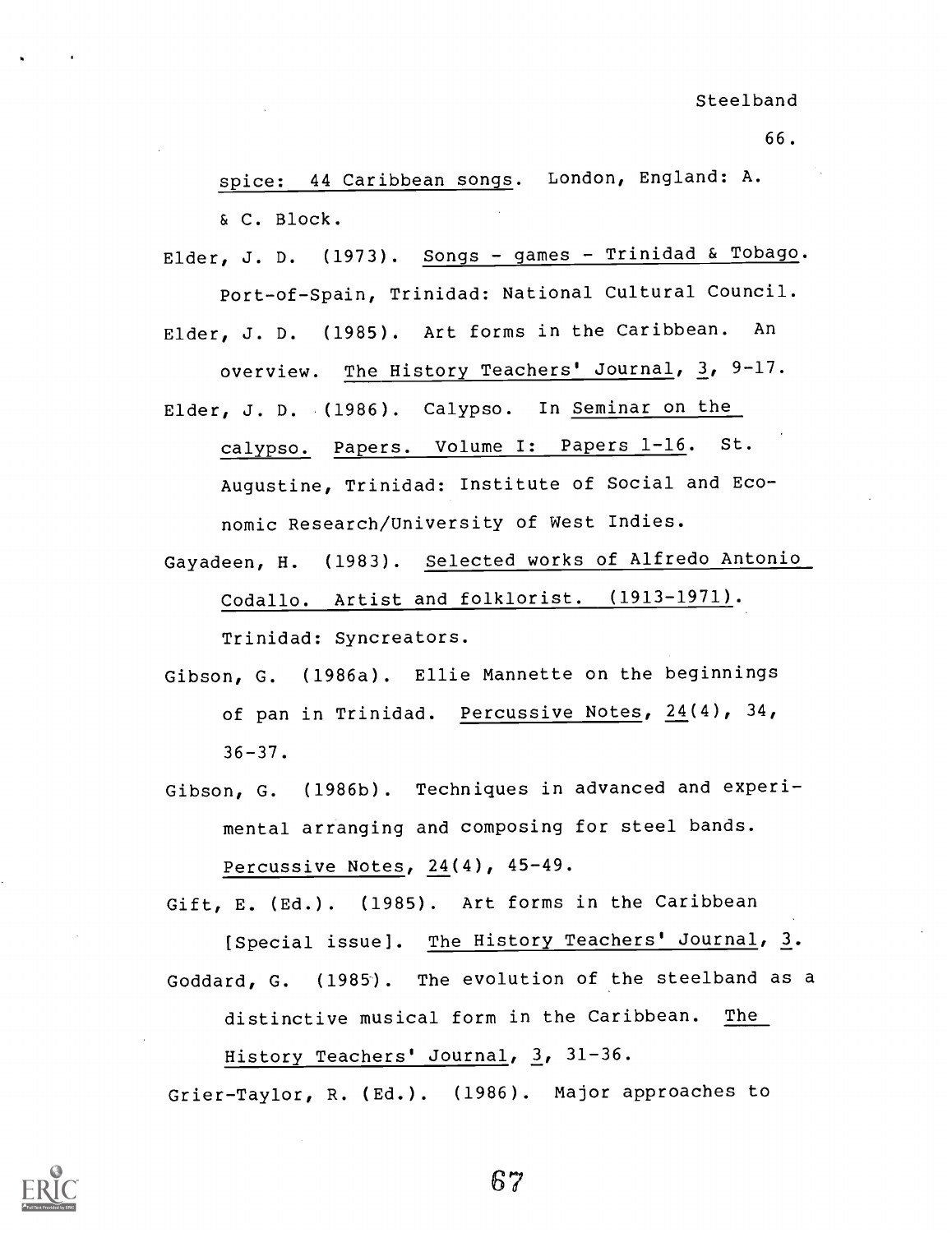*spice: 44 Caribbean songs*. London, England: A. & C. Block.

Elder, J. D. (1973). *Songs - games - Trinidad & Tobago*. Port-of-Spain, Trinidad: National Cultural Council.

Elder, J. D. (1985). Art forms in the Caribbean. An overview. *The History Teachers' Journal*, *3*, 9-17.

Elder, J. D. (1986). Calypso. In *Seminar on the calypso. Papers. Volume I: Papers 1-16*. St. Augustine, Trinidad: Institute of Social and Economic Research/University of West Indies.

Gayadeen, H. (1983). *Selected works of Alfredo Antonio Codallo. Artist and folklorist. (1913-1971)*. Trinidad: Syncreators.

Gibson, G. (1986a). Ellie Mannette on the beginnings of pan in Trinidad. *Percussive Notes*, *24*(4), 34, 36-37.

Gibson, G. (1986b). Techniques in advanced and experimental arranging and composing for steel bands. *Percussive Notes*, *24*(4), 45-49.

Gift, E. (Ed.). (1985). Art forms in the Caribbean [Special issue]. *The History Teachers' Journal*, *3*.

Goddard, G. (1985). The evolution of the steelband as a distinctive musical form in the Caribbean. *The History Teachers' Journal*, *3*, 31-36.

Grier-Taylor, R. (Ed.). (1986). Major approaches to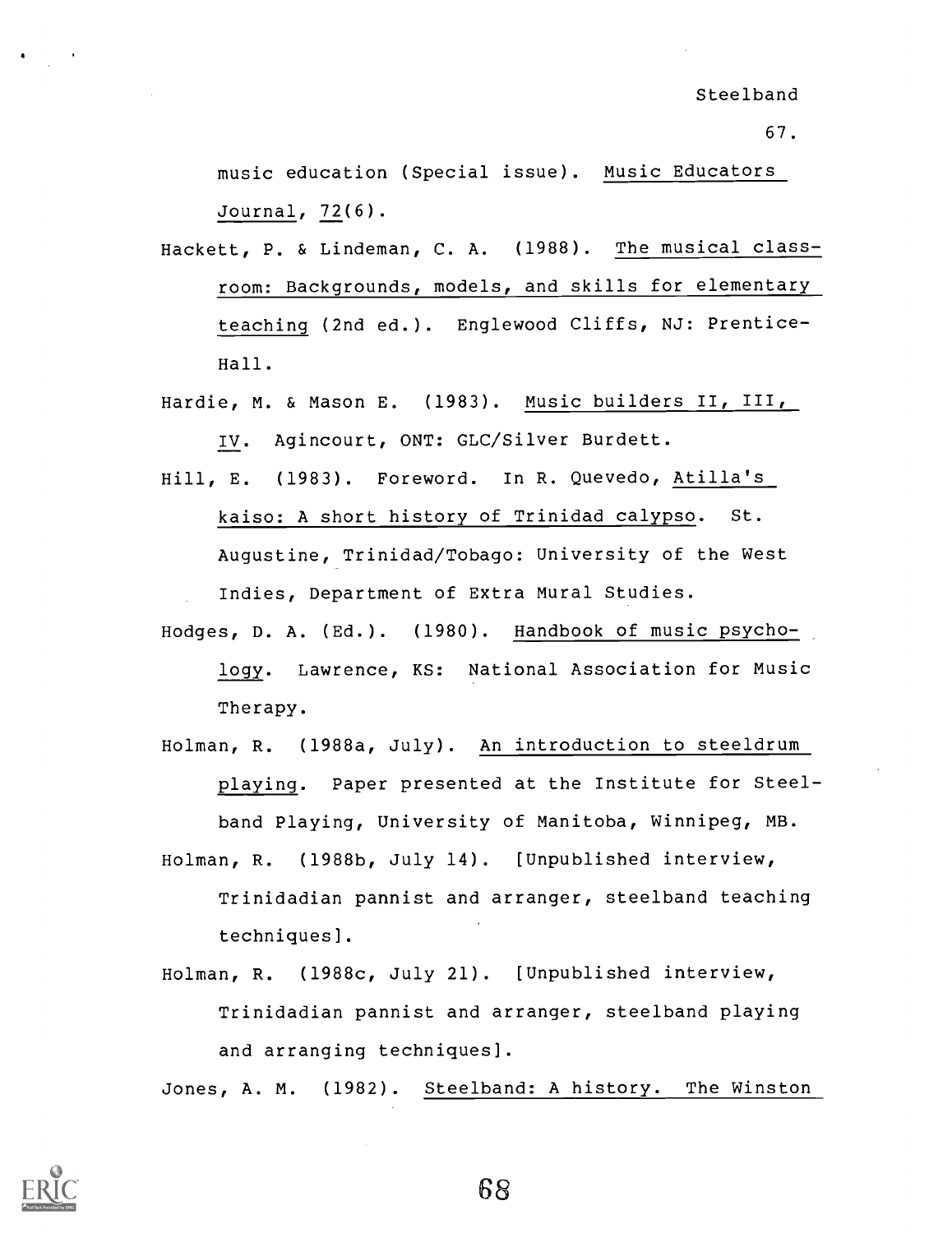music education (Special issue). Music Educators Journal, 72(6).

Hackett, P. & Lindeman, C. A. (1988). The musical classroom: Backgrounds, models, and skills for elementary teaching (2nd ed.). Englewood Cliffs, NJ: Prentice-Hall.

Hardie, M. & Mason E. (1983). Music builders II, III, IV. Agincourt, ONT: GLC/Silver Burdett.

Hill, E. (1983). Foreword. In R. Quevedo, Atilla's kaiso: A short history of Trinidad calypso. St. Augustine, Trinidad/Tobago: University of the West Indies, Department of Extra Mural Studies.

Hodges, D. A. (Ed.). (1980). Handbook of music psychology. Lawrence, KS: National Association for Music Therapy.

Holman, R. (1988a, July). An introduction to steeldrum playing. Paper presented at the Institute for Steelband Playing, University of Manitoba, Winnipeg, MB.

Holman, R. (1988b, July 14). [Unpublished interview, Trinidadian pannist and arranger, steelband teaching techniques].

Holman, R. (1988c, July 21). [Unpublished interview, Trinidadian pannist and arranger, steelband playing and arranging techniques].

Jones, A. M. (1982). Steelband: A history. The Winston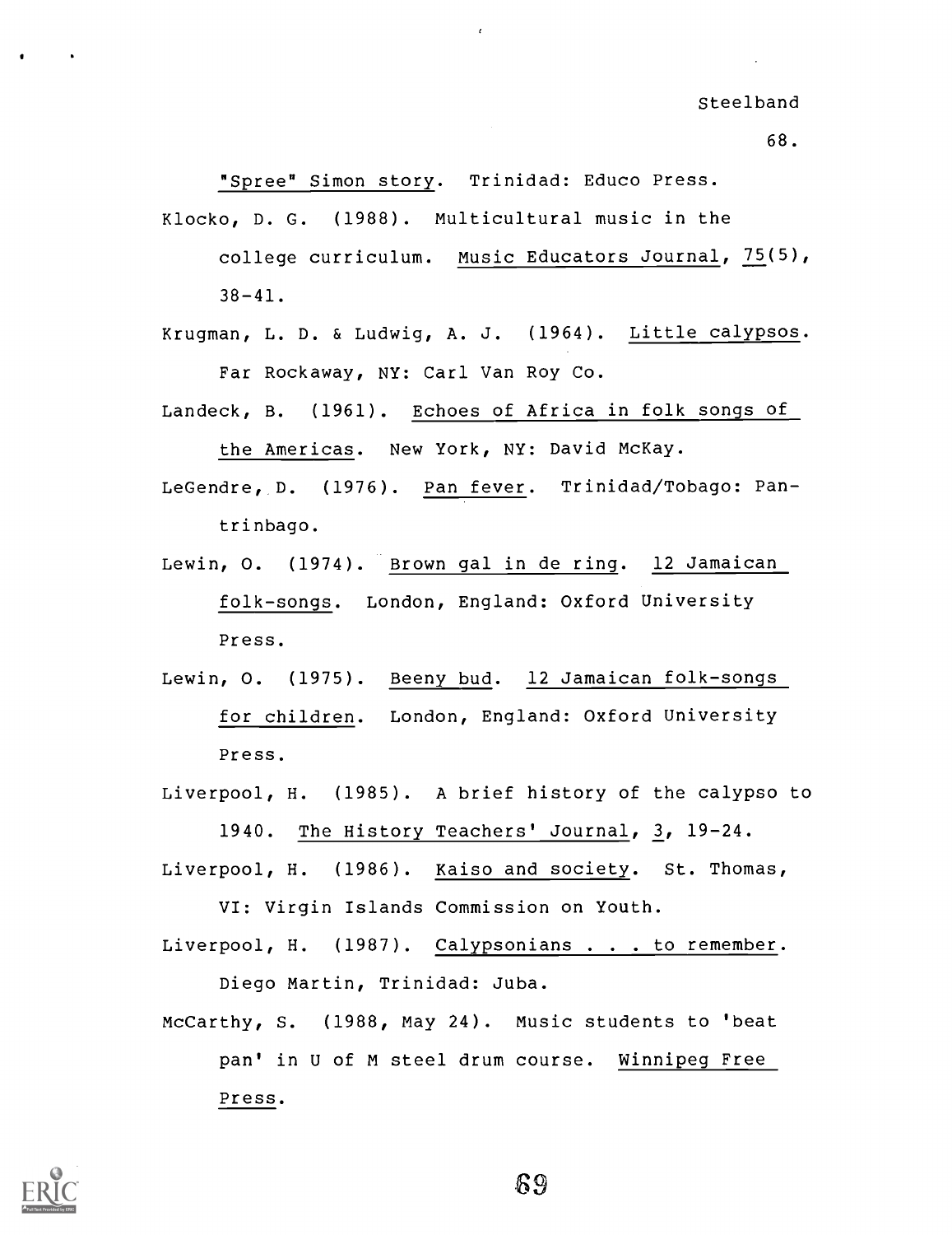"Spree" Simon story. Trinidad: Educo Press.

Klocko, D. G. (1988). Multicultural music in the college curriculum. Music Educators Journal, 75(5), 38-41.

Krugman, L. D. & Ludwig, A. J. (1964). Little calypsos. Far Rockaway, NY: Carl Van Roy Co.

Landeck, B. (1961). Echoes of Africa in folk songs of the Americas. New York, NY: David McKay.

LeGendre, D. (1976). Pan fever. Trinidad/Tobago: Pantrinbago.

Lewin, O. (1974). Brown gal in de ring. 12 Jamaican folk-songs. London, England: Oxford University Press.

Lewin, O. (1975). Beeny bud. 12 Jamaican folk-songs for children. London, England: Oxford University Press.

Liverpool, H. (1985). A brief history of the calypso to 1940. The History Teachers' Journal, 3, 19-24.

Liverpool, H. (1986). Kaiso and society. St. Thomas, VI: Virgin Islands Commission on Youth.

Liverpool, H. (1987). Calypsonians . . . to remember. Diego Martin, Trinidad: Juba.

McCarthy, S. (1988, May 24). Music students to 'beat pan' in U of M steel drum course. Winnipeg Free Press.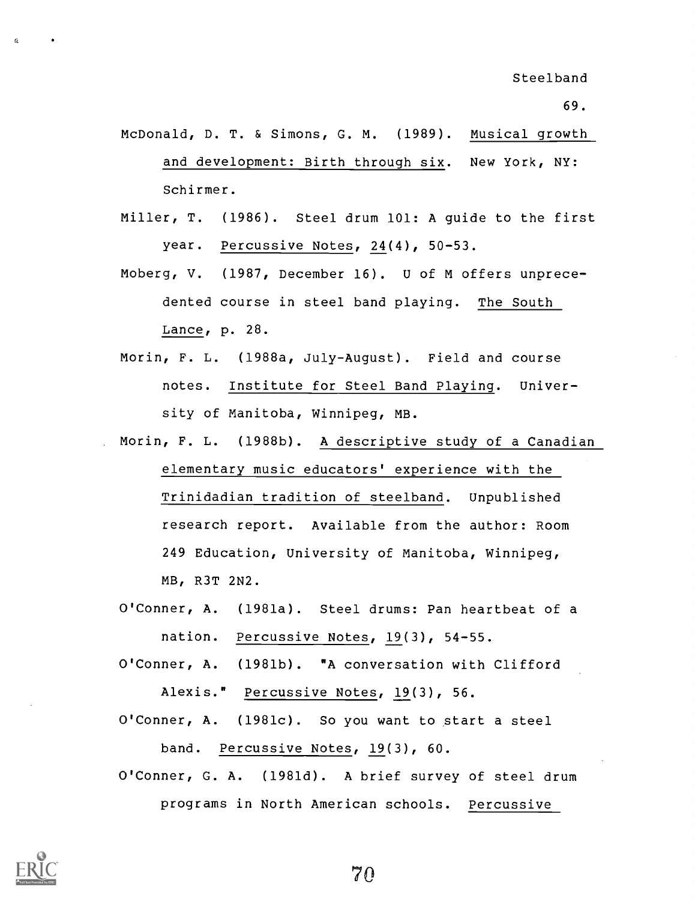McDonald, D. T. & Simons, G. M. (1989). _Musical growth and development: Birth through six_. New York, NY: Schirmer.

Miller, T. (1986). Steel drum 101: A guide to the first year. _Percussive Notes_, _24_(4), 50-53.

Moberg, V. (1987, December 16). U of M offers unprecedented course in steel band playing. _The South Lance_, p. 28.

Morin, F. L. (1988a, July-August). Field and course notes. _Institute for Steel Band Playing_. University of Manitoba, Winnipeg, MB.

Morin, F. L. (1988b). _A descriptive study of a Canadian elementary music educators' experience with the Trinidadian tradition of steelband_. Unpublished research report. Available from the author: Room 249 Education, University of Manitoba, Winnipeg, MB, R3T 2N2.

O'Conner, A. (1981a). Steel drums: Pan heartbeat of a nation. _Percussive Notes_, _19_(3), 54-55.

O'Conner, A. (1981b). "A conversation with Clifford Alexis." _Percussive Notes_, _19_(3), 56.

O'Conner, A. (1981c). So you want to start a steel band. _Percussive Notes_, _19_(3), 60.

O'Conner, G. A. (1981d). A brief survey of steel drum programs in North American schools. _Percussive_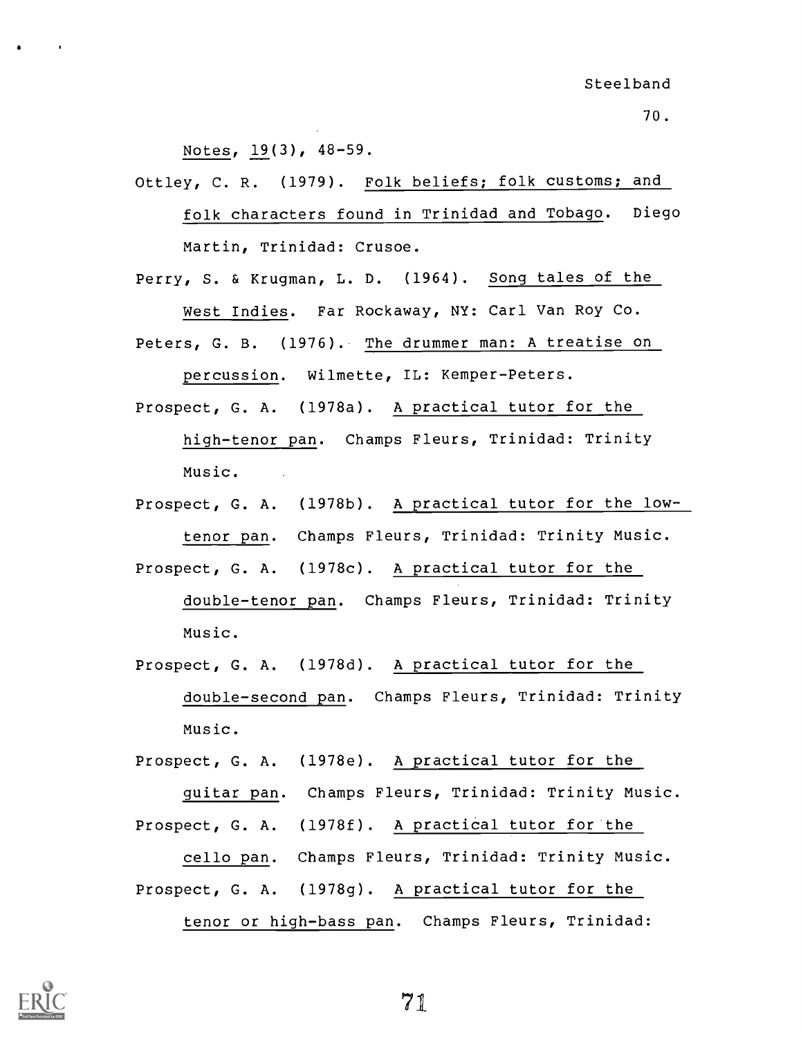Notes, 19(3), 48-59.

Ottley, C. R. (1979). Folk beliefs; folk customs; and folk characters found in Trinidad and Tobago. Diego Martin, Trinidad: Crusoe.

Perry, S. & Krugman, L. D. (1964). Song tales of the West Indies. Far Rockaway, NY: Carl Van Roy Co.

Peters, G. B. (1976). The drummer man: A treatise on percussion. Wilmette, IL: Kemper-Peters.

Prospect, G. A. (1978a). A practical tutor for the high-tenor pan. Champs Fleurs, Trinidad: Trinity Music.

Prospect, G. A. (1978b). A practical tutor for the low-tenor pan. Champs Fleurs, Trinidad: Trinity Music.

Prospect, G. A. (1978c). A practical tutor for the double-tenor pan. Champs Fleurs, Trinidad: Trinity Music.

Prospect, G. A. (1978d). A practical tutor for the double-second pan. Champs Fleurs, Trinidad: Trinity Music.

Prospect, G. A. (1978e). A practical tutor for the guitar pan. Champs Fleurs, Trinidad: Trinity Music.

Prospect, G. A. (1978f). A practical tutor for the cello pan. Champs Fleurs, Trinidad: Trinity Music.

Prospect, G. A. (1978g). A practical tutor for the tenor or high-bass pan. Champs Fleurs, Trinidad: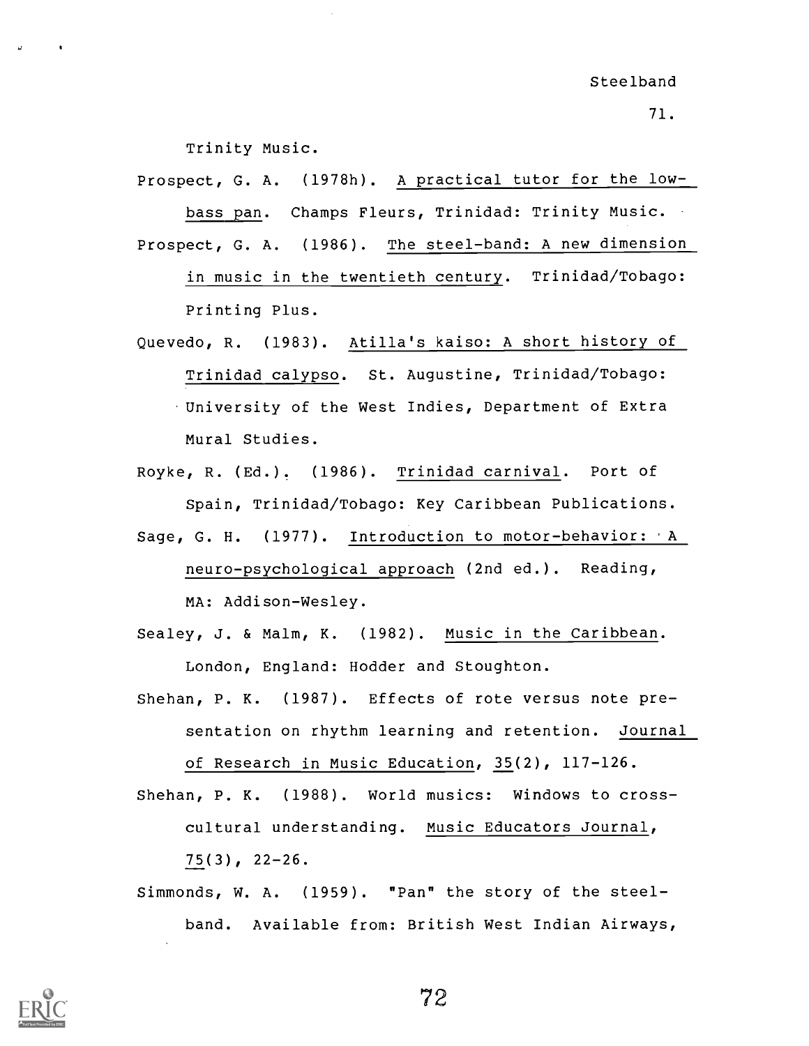Trinity Music.

Prospect, G. A. (1978h). A practical tutor for the low-bass pan. Champs Fleurs, Trinidad: Trinity Music.

Prospect, G. A. (1986). The steel-band: A new dimension in music in the twentieth century. Trinidad/Tobago: Printing Plus.

Quevedo, R. (1983). Atilla's kaiso: A short history of Trinidad calypso. St. Augustine, Trinidad/Tobago: University of the West Indies, Department of Extra Mural Studies.

Royke, R. (Ed.). (1986). Trinidad carnival. Port of Spain, Trinidad/Tobago: Key Caribbean Publications.

Sage, G. H. (1977). Introduction to motor-behavior: A neuro-psychological approach (2nd ed.). Reading, MA: Addison-Wesley.

Sealey, J. & Malm, K. (1982). Music in the Caribbean. London, England: Hodder and Stoughton.

Shehan, P. K. (1987). Effects of rote versus note presentation on rhythm learning and retention. Journal of Research in Music Education, 35(2), 117-126.

Shehan, P. K. (1988). World musics: Windows to cross-cultural understanding. Music Educators Journal, 75(3), 22-26.

Simmonds, W. A. (1959). "Pan" the story of the steel-band. Available from: British West Indian Airways,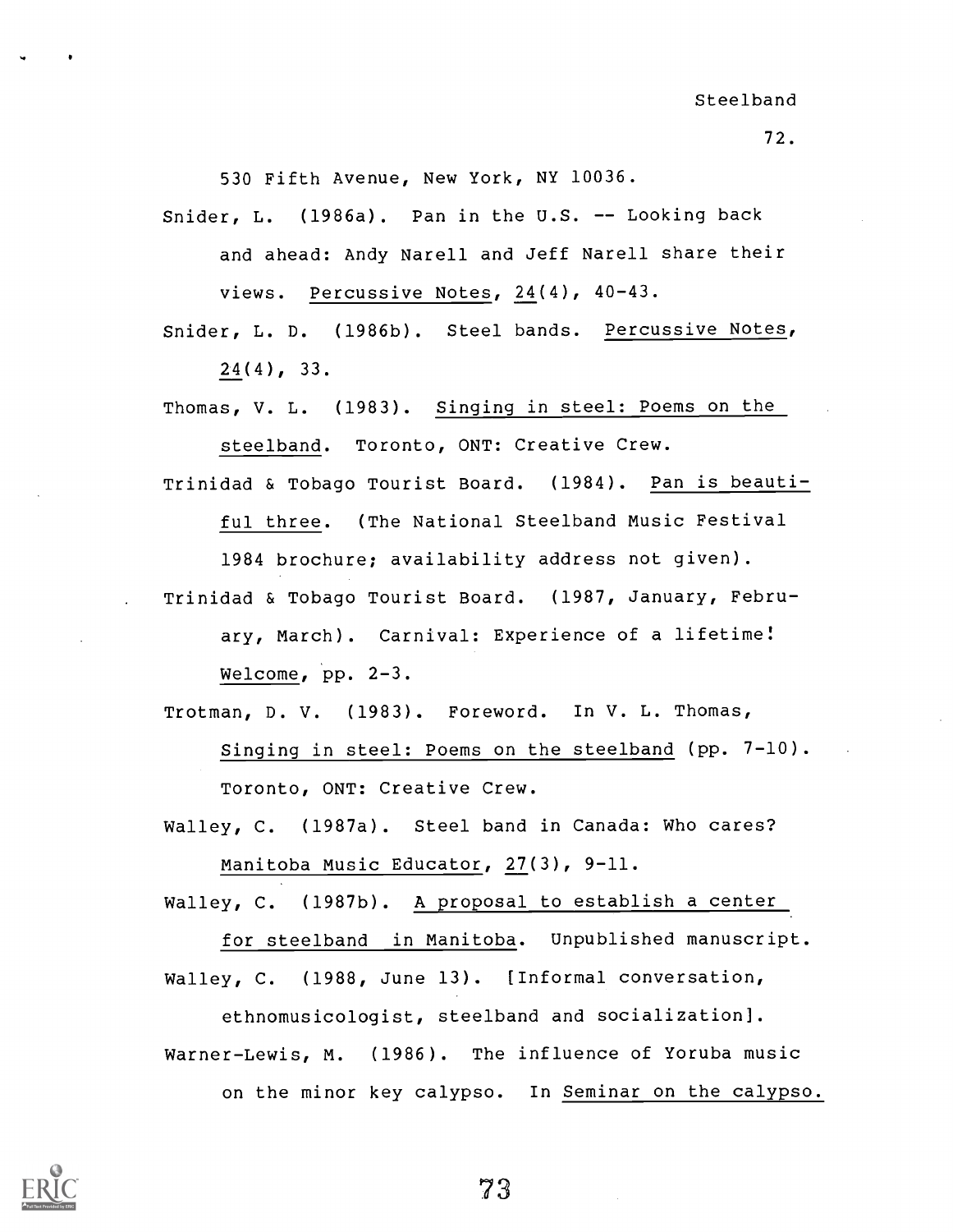530 Fifth Avenue, New York, NY 10036.

Snider, L. (1986a). Pan in the U.S. -- Looking back and ahead: Andy Narell and Jeff Narell share their views. Percussive Notes, 24(4), 40-43.

Snider, L. D. (1986b). Steel bands. Percussive Notes, 24(4), 33.

Thomas, V. L. (1983). Singing in steel: Poems on the steelband. Toronto, ONT: Creative Crew.

Trinidad & Tobago Tourist Board. (1984). Pan is beautiful three. (The National Steelband Music Festival 1984 brochure; availability address not given).

Trinidad & Tobago Tourist Board. (1987, January, February, March). Carnival: Experience of a lifetime! Welcome, pp. 2-3.

Trotman, D. V. (1983). Foreword. In V. L. Thomas, Singing in steel: Poems on the steelband (pp. 7-10). Toronto, ONT: Creative Crew.

Walley, C. (1987a). Steel band in Canada: Who cares? Manitoba Music Educator, 27(3), 9-11.

Walley, C. (1987b). A proposal to establish a center for steelband in Manitoba. Unpublished manuscript.

Walley, C. (1988, June 13). [Informal conversation, ethnomusicologist, steelband and socialization].

Warner-Lewis, M. (1986). The influence of Yoruba music on the minor key calypso. In Seminar on the calypso.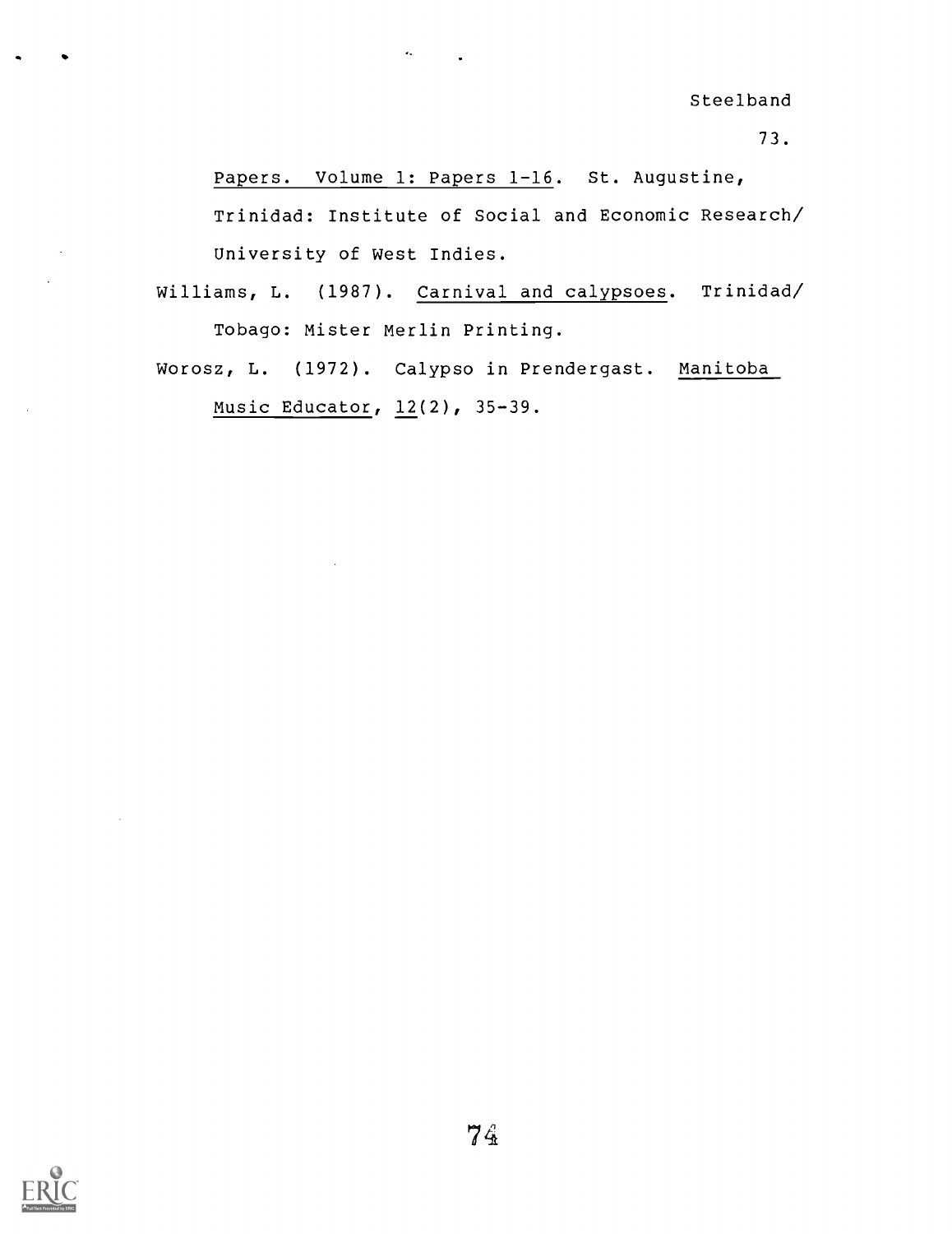Papers. Volume 1: Papers 1-16. St. Augustine, Trinidad: Institute of Social and Economic Research/ University of West Indies.

Williams, L. (1987). Carnival and calypsoes. Trinidad/ Tobago: Mister Merlin Printing.

Worosz, L. (1972). Calypso in Prendergast. Manitoba Music Educator, 12(2), 35-39.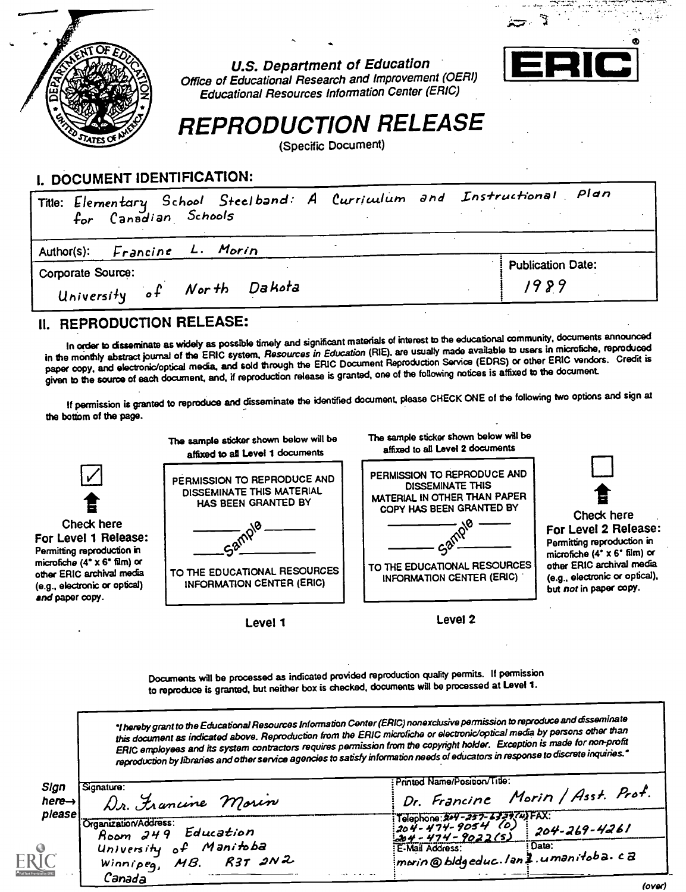U.S. Department of Education
Office of Educational Research and Improvement (OERI)
Educational Resources Information Center (ERIC)

ERIC®

# REPRODUCTION RELEASE

(Specific Document)

## I. DOCUMENT IDENTIFICATION:

| | |
|---|---|
| Title: Elementary School Steelband: A Curriculum and Instructional Plan for Canadian Schools | |
| Author(s): Francine L. Morin | |
| Corporate Source: University of North Dakota | Publication Date: 1989 |

## II. REPRODUCTION RELEASE:

In order to disseminate as widely as possible timely and significant materials of interest to the educational community, documents announced in the monthly abstract journal of the ERIC system, *Resources in Education* (RIE), are usually made available to users in microfiche, reproduced paper copy, and electronic/optical media, and sold through the ERIC Document Reproduction Service (EDRS) or other ERIC vendors. Credit is given to the source of each document, and, if reproduction release is granted, one of the following notices is affixed to the document.

If permission is granted to reproduce and disseminate the identified document, please CHECK ONE of the following two options and sign at the bottom of the page.

☑ **Check here For Level 1 Release:** Permitting reproduction in microfiche (4" x 6" film) or other ERIC archival media (e.g., electronic or optical) *and* paper copy.

The sample sticker shown below will be affixed to all Level 1 documents

PERMISSION TO REPRODUCE AND DISSEMINATE THIS MATERIAL HAS BEEN GRANTED BY

Sample

TO THE EDUCATIONAL RESOURCES INFORMATION CENTER (ERIC)

Level 1

The sample sticker shown below will be affixed to all Level 2 documents

PERMISSION TO REPRODUCE AND DISSEMINATE THIS MATERIAL IN OTHER THAN PAPER COPY HAS BEEN GRANTED BY

Sample

TO THE EDUCATIONAL RESOURCES INFORMATION CENTER (ERIC)

Level 2

☐ **Check here For Level 2 Release:** Permitting reproduction in microfiche (4" x 6" film) or other ERIC archival media (e.g., electronic or optical), but *not* in paper copy.

Documents will be processed as indicated provided reproduction quality permits. If permission to reproduce is granted, but neither box is checked, documents will be processed at Level 1.

*"I hereby grant to the Educational Resources Information Center (ERIC) nonexclusive permission to reproduce and disseminate this document as indicated above. Reproduction from the ERIC microfiche or electronic/optical media by persons other than ERIC employees and its system contractors requires permission from the copyright holder. Exception is made for non-profit reproduction by libraries and other service agencies to satisfy information needs of educators in response to discrete inquiries."*

Sign here→ please

| | |
|---|---|
| Signature: Dr. Francine Morin | Printed Name/Position/Title: Dr. Francine Morin / Asst. Prof. |
| Organization/Address: Room 249 Education, University of Manitoba, Winnipeg, MB. R3T 2N2, Canada | Telephone: 204-257-6339(H) 204-474-9054 (O) 204-474-9022(S) FAX: 204-269-4261 |
| | E-Mail Address: morin@bldgeduc.lan1.umanitoba.ca Date: |

(over)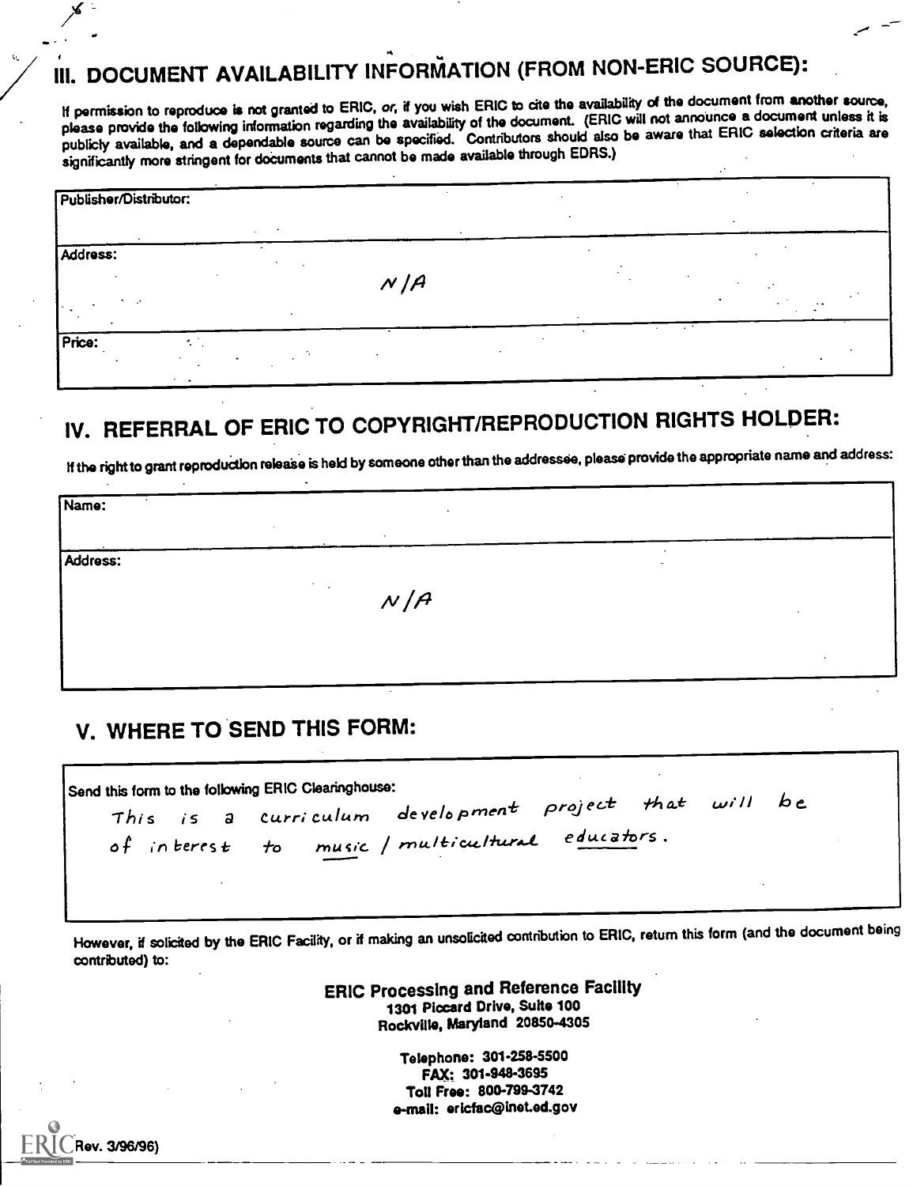## III. DOCUMENT AVAILABILITY INFORMATION (FROM NON-ERIC SOURCE):

If permission to reproduce is not granted to ERIC, *or*, if you wish ERIC to cite the availability of the document from another source, please provide the following information regarding the availability of the document. (ERIC will not announce a document unless it is publicly available, and a dependable source can be specified. Contributors should also be aware that ERIC selection criteria are significantly more stringent for documents that cannot be made available through EDRS.)

| | |
|---|---|
| Publisher/Distributor: | |
| Address: | N/A |
| Price: | |

## IV. REFERRAL OF ERIC TO COPYRIGHT/REPRODUCTION RIGHTS HOLDER:

If the right to grant reproduction release is held by someone other than the addressee, please provide the appropriate name and address:

| | |
|---|---|
| Name: | |
| Address: | N/A |

## V. WHERE TO SEND THIS FORM:

Send this form to the following ERIC Clearinghouse:

This is a curriculum development project that will be of interest to music / multicultural educators.

However, if solicited by the ERIC Facility, or if making an unsolicited contribution to ERIC, return this form (and the document being contributed) to:

**ERIC Processing and Reference Facility**
**1301 Piccard Drive, Suite 100**
**Rockville, Maryland 20850-4305**

**Telephone: 301-258-5500**
**FAX: 301-948-3695**
**Toll Free: 800-799-3742**
**e-mail: ericfac@inet.ed.gov**

(Rev. 3/96/96)